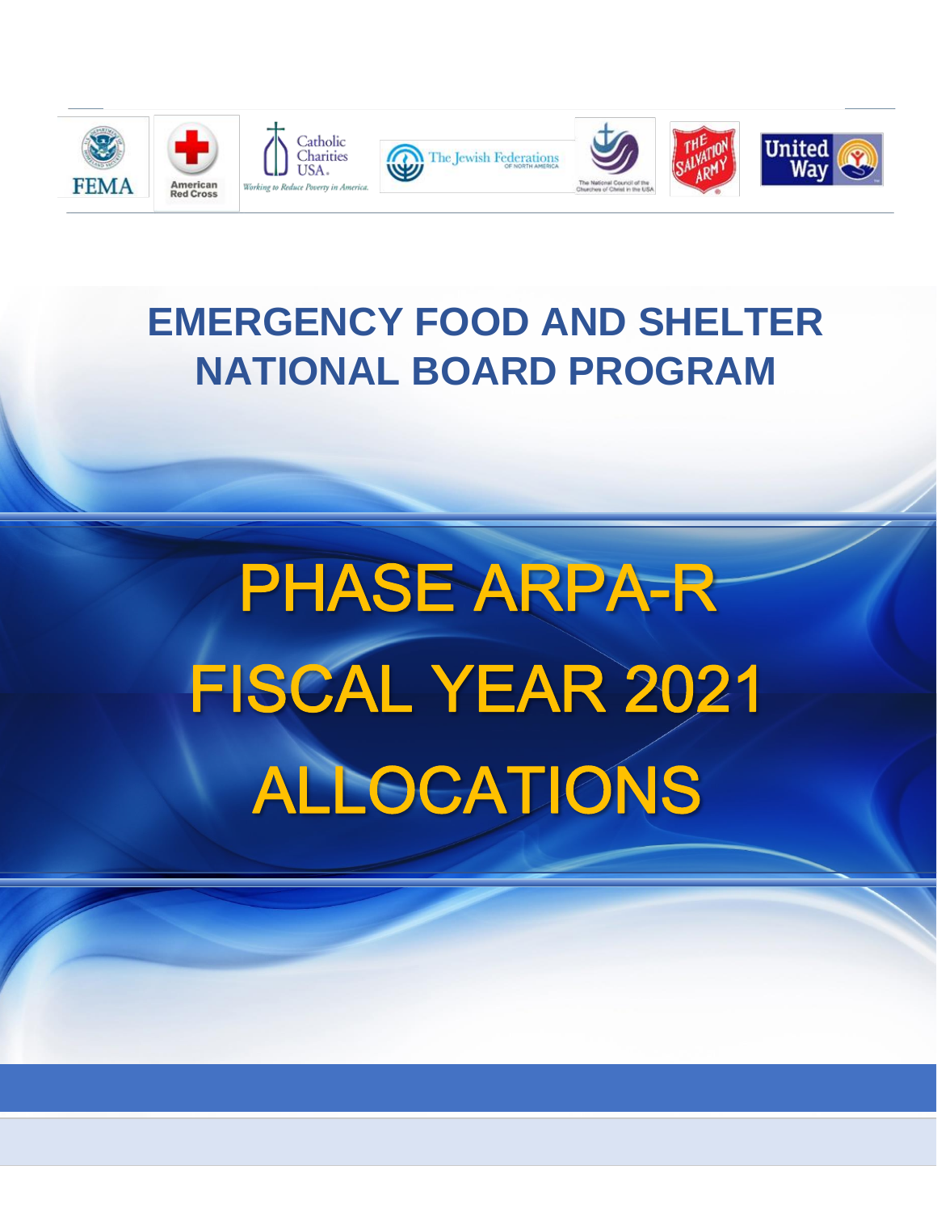# EMERGENCY FOOD AND SHELTER NATIONAL BOARD PROGRAM

# PHASE ARPA-R FISCAL YEAR 2021 ALLOCATIONS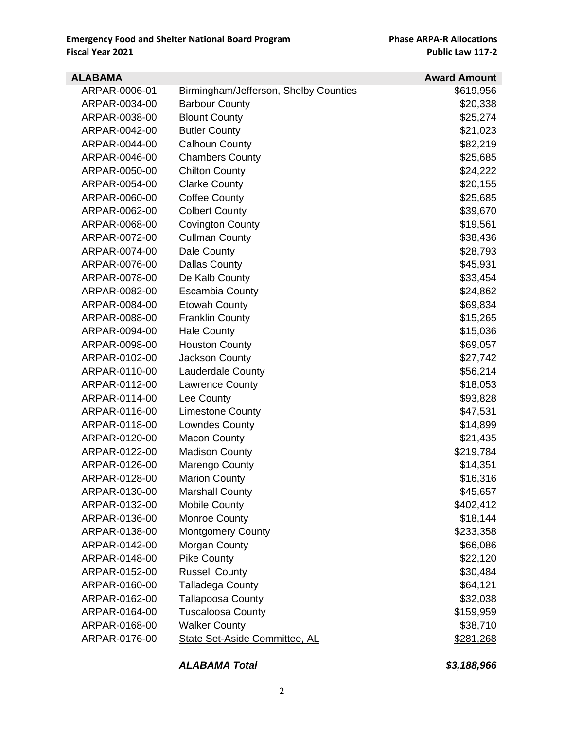**Emergency Food and Shelter National Board Program**
**Fiscal Year 2021**

**Phase ARPA-R Allocations**
**Public Law 117-2**

| ALABAMA | | Award Amount |
|---|---|---|
| ARPAR-0006-01 | Birmingham/Jefferson, Shelby Counties | $619,956 |
| ARPAR-0034-00 | Barbour County | $20,338 |
| ARPAR-0038-00 | Blount County | $25,274 |
| ARPAR-0042-00 | Butler County | $21,023 |
| ARPAR-0044-00 | Calhoun County | $82,219 |
| ARPAR-0046-00 | Chambers County | $25,685 |
| ARPAR-0050-00 | Chilton County | $24,222 |
| ARPAR-0054-00 | Clarke County | $20,155 |
| ARPAR-0060-00 | Coffee County | $25,685 |
| ARPAR-0062-00 | Colbert County | $39,670 |
| ARPAR-0068-00 | Covington County | $19,561 |
| ARPAR-0072-00 | Cullman County | $38,436 |
| ARPAR-0074-00 | Dale County | $28,793 |
| ARPAR-0076-00 | Dallas County | $45,931 |
| ARPAR-0078-00 | De Kalb County | $33,454 |
| ARPAR-0082-00 | Escambia County | $24,862 |
| ARPAR-0084-00 | Etowah County | $69,834 |
| ARPAR-0088-00 | Franklin County | $15,265 |
| ARPAR-0094-00 | Hale County | $15,036 |
| ARPAR-0098-00 | Houston County | $69,057 |
| ARPAR-0102-00 | Jackson County | $27,742 |
| ARPAR-0110-00 | Lauderdale County | $56,214 |
| ARPAR-0112-00 | Lawrence County | $18,053 |
| ARPAR-0114-00 | Lee County | $93,828 |
| ARPAR-0116-00 | Limestone County | $47,531 |
| ARPAR-0118-00 | Lowndes County | $14,899 |
| ARPAR-0120-00 | Macon County | $21,435 |
| ARPAR-0122-00 | Madison County | $219,784 |
| ARPAR-0126-00 | Marengo County | $14,351 |
| ARPAR-0128-00 | Marion County | $16,316 |
| ARPAR-0130-00 | Marshall County | $45,657 |
| ARPAR-0132-00 | Mobile County | $402,412 |
| ARPAR-0136-00 | Monroe County | $18,144 |
| ARPAR-0138-00 | Montgomery County | $233,358 |
| ARPAR-0142-00 | Morgan County | $66,086 |
| ARPAR-0148-00 | Pike County | $22,120 |
| ARPAR-0152-00 | Russell County | $30,484 |
| ARPAR-0160-00 | Talladega County | $64,121 |
| ARPAR-0162-00 | Tallapoosa County | $32,038 |
| ARPAR-0164-00 | Tuscaloosa County | $159,959 |
| ARPAR-0168-00 | Walker County | $38,710 |
| ARPAR-0176-00 | State Set-Aside Committee, AL | $281,268 |
| | ***ALABAMA Total*** | ***$3,188,966*** |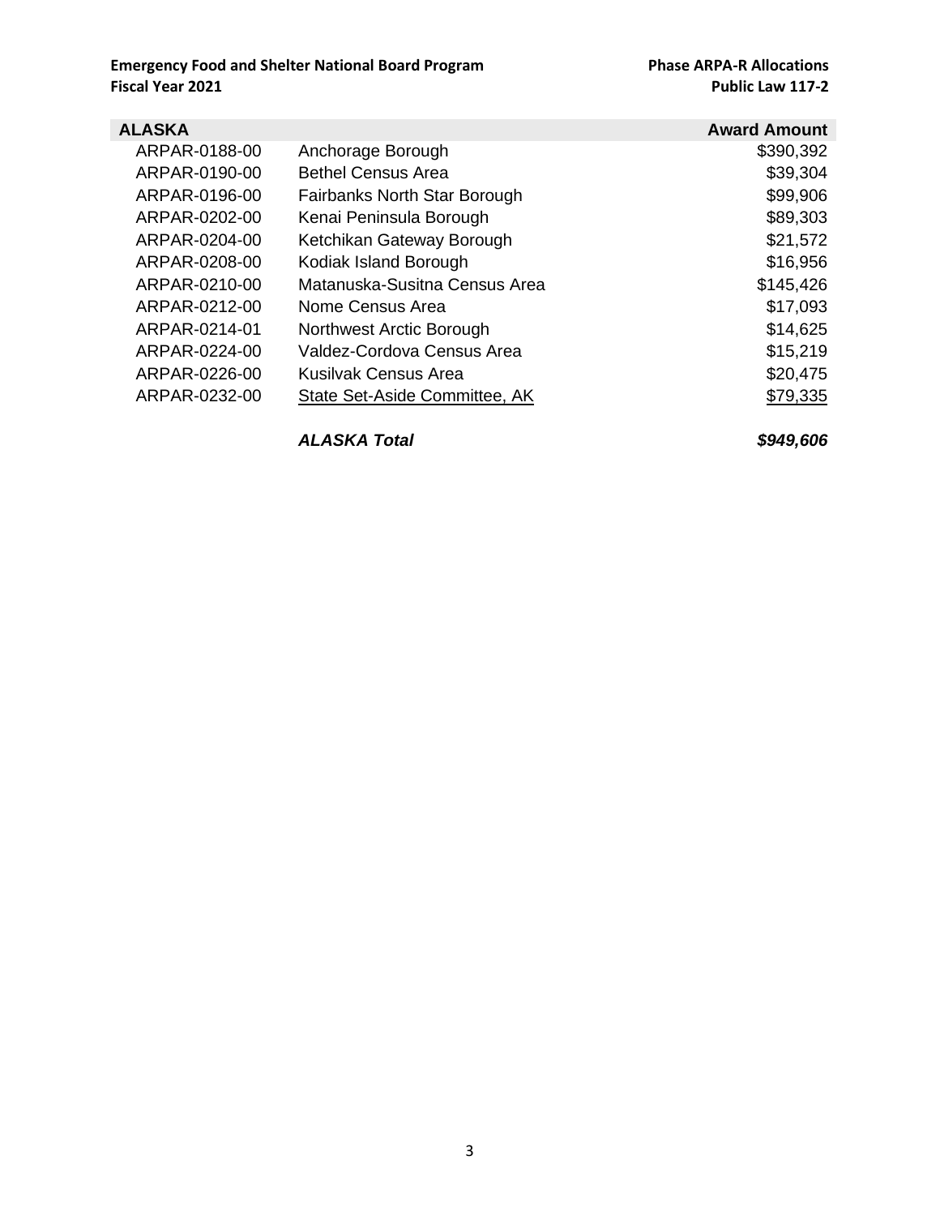| ALASKA | | Award Amount |
|---|---|---|
| ARPAR-0188-00 | Anchorage Borough | $390,392 |
| ARPAR-0190-00 | Bethel Census Area | $39,304 |
| ARPAR-0196-00 | Fairbanks North Star Borough | $99,906 |
| ARPAR-0202-00 | Kenai Peninsula Borough | $89,303 |
| ARPAR-0204-00 | Ketchikan Gateway Borough | $21,572 |
| ARPAR-0208-00 | Kodiak Island Borough | $16,956 |
| ARPAR-0210-00 | Matanuska-Susitna Census Area | $145,426 |
| ARPAR-0212-00 | Nome Census Area | $17,093 |
| ARPAR-0214-01 | Northwest Arctic Borough | $14,625 |
| ARPAR-0224-00 | Valdez-Cordova Census Area | $15,219 |
| ARPAR-0226-00 | Kusilvak Census Area | $20,475 |
| ARPAR-0232-00 | State Set-Aside Committee, AK | $79,335 |
| | ***ALASKA Total*** | ***$949,606*** |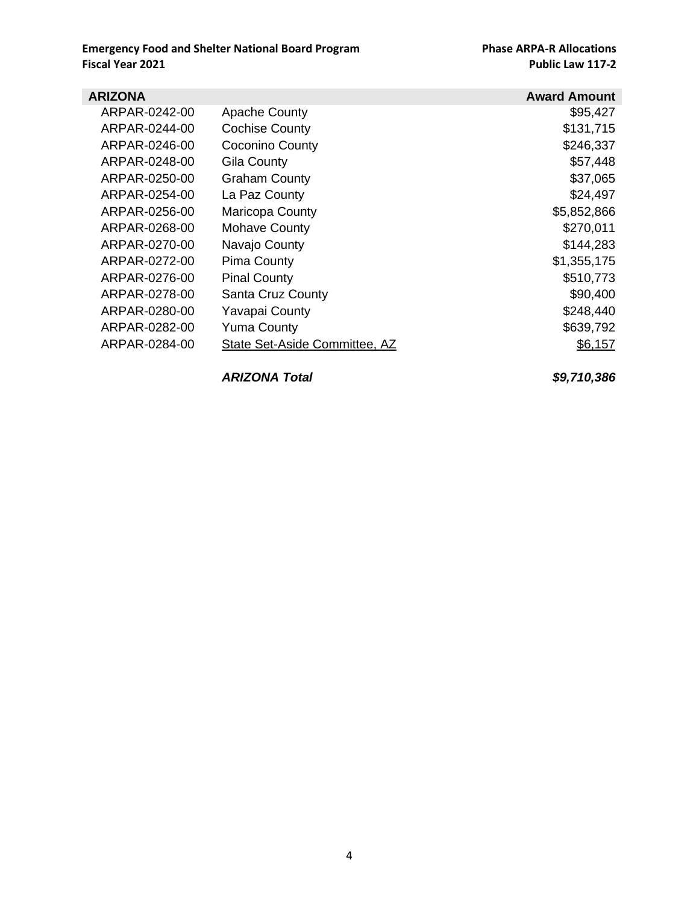| ARIZONA | | Award Amount |
|---|---|---|
| ARPAR-0242-00 | Apache County | $95,427 |
| ARPAR-0244-00 | Cochise County | $131,715 |
| ARPAR-0246-00 | Coconino County | $246,337 |
| ARPAR-0248-00 | Gila County | $57,448 |
| ARPAR-0250-00 | Graham County | $37,065 |
| ARPAR-0254-00 | La Paz County | $24,497 |
| ARPAR-0256-00 | Maricopa County | $5,852,866 |
| ARPAR-0268-00 | Mohave County | $270,011 |
| ARPAR-0270-00 | Navajo County | $144,283 |
| ARPAR-0272-00 | Pima County | $1,355,175 |
| ARPAR-0276-00 | Pinal County | $510,773 |
| ARPAR-0278-00 | Santa Cruz County | $90,400 |
| ARPAR-0280-00 | Yavapai County | $248,440 |
| ARPAR-0282-00 | Yuma County | $639,792 |
| ARPAR-0284-00 | State Set-Aside Committee, AZ | $6,157 |
| | ***ARIZONA Total*** | ***$9,710,386*** |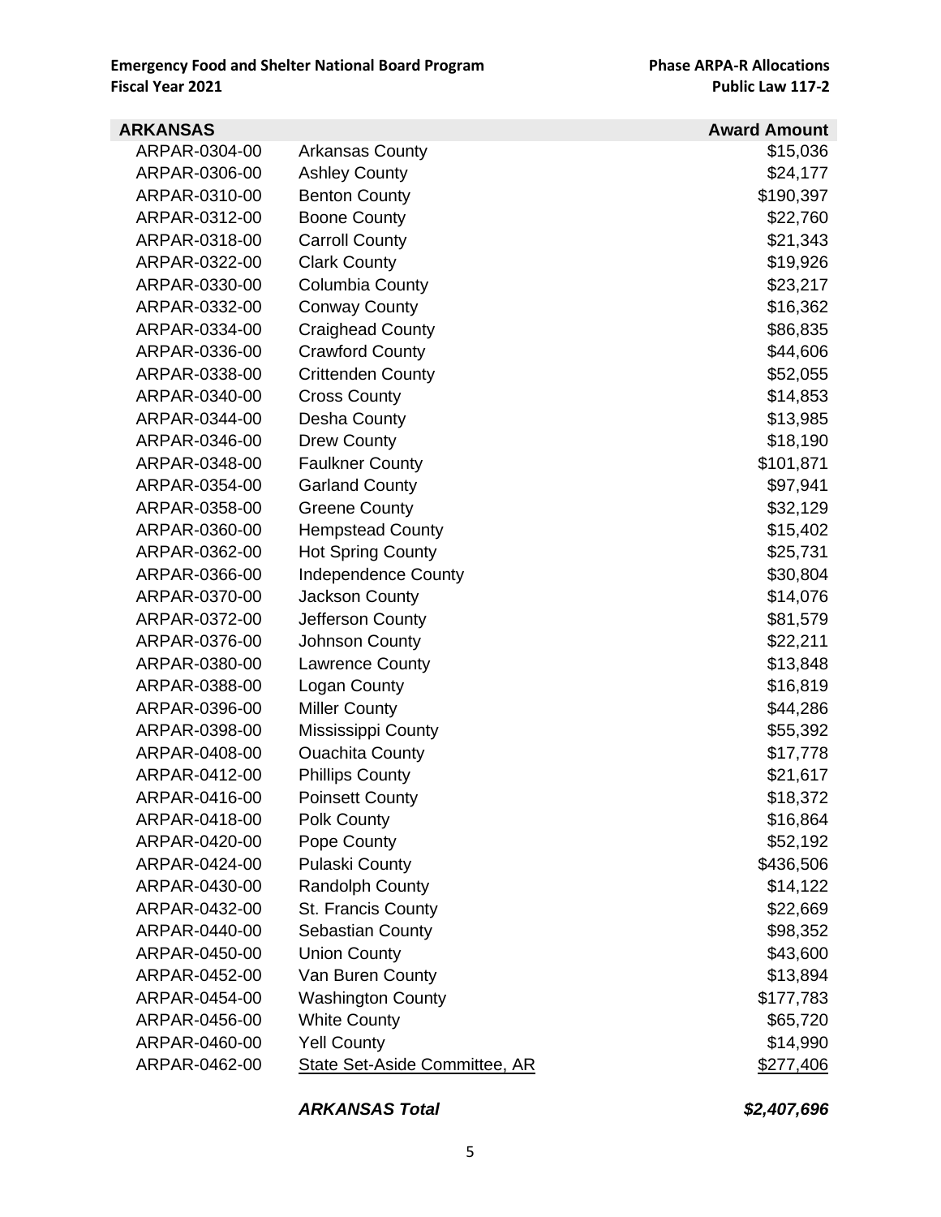**Emergency Food and Shelter National Board Program**
**Fiscal Year 2021**

**Phase ARPA-R Allocations**
**Public Law 117-2**

| ARKANSAS | | Award Amount |
|---|---|---:|
| ARPAR-0304-00 | Arkansas County | $15,036 |
| ARPAR-0306-00 | Ashley County | $24,177 |
| ARPAR-0310-00 | Benton County | $190,397 |
| ARPAR-0312-00 | Boone County | $22,760 |
| ARPAR-0318-00 | Carroll County | $21,343 |
| ARPAR-0322-00 | Clark County | $19,926 |
| ARPAR-0330-00 | Columbia County | $23,217 |
| ARPAR-0332-00 | Conway County | $16,362 |
| ARPAR-0334-00 | Craighead County | $86,835 |
| ARPAR-0336-00 | Crawford County | $44,606 |
| ARPAR-0338-00 | Crittenden County | $52,055 |
| ARPAR-0340-00 | Cross County | $14,853 |
| ARPAR-0344-00 | Desha County | $13,985 |
| ARPAR-0346-00 | Drew County | $18,190 |
| ARPAR-0348-00 | Faulkner County | $101,871 |
| ARPAR-0354-00 | Garland County | $97,941 |
| ARPAR-0358-00 | Greene County | $32,129 |
| ARPAR-0360-00 | Hempstead County | $15,402 |
| ARPAR-0362-00 | Hot Spring County | $25,731 |
| ARPAR-0366-00 | Independence County | $30,804 |
| ARPAR-0370-00 | Jackson County | $14,076 |
| ARPAR-0372-00 | Jefferson County | $81,579 |
| ARPAR-0376-00 | Johnson County | $22,211 |
| ARPAR-0380-00 | Lawrence County | $13,848 |
| ARPAR-0388-00 | Logan County | $16,819 |
| ARPAR-0396-00 | Miller County | $44,286 |
| ARPAR-0398-00 | Mississippi County | $55,392 |
| ARPAR-0408-00 | Ouachita County | $17,778 |
| ARPAR-0412-00 | Phillips County | $21,617 |
| ARPAR-0416-00 | Poinsett County | $18,372 |
| ARPAR-0418-00 | Polk County | $16,864 |
| ARPAR-0420-00 | Pope County | $52,192 |
| ARPAR-0424-00 | Pulaski County | $436,506 |
| ARPAR-0430-00 | Randolph County | $14,122 |
| ARPAR-0432-00 | St. Francis County | $22,669 |
| ARPAR-0440-00 | Sebastian County | $98,352 |
| ARPAR-0450-00 | Union County | $43,600 |
| ARPAR-0452-00 | Van Buren County | $13,894 |
| ARPAR-0454-00 | Washington County | $177,783 |
| ARPAR-0456-00 | White County | $65,720 |
| ARPAR-0460-00 | Yell County | $14,990 |
| ARPAR-0462-00 | State Set-Aside Committee, AR | $277,406 |
| | ***ARKANSAS Total*** | ***$2,407,696*** |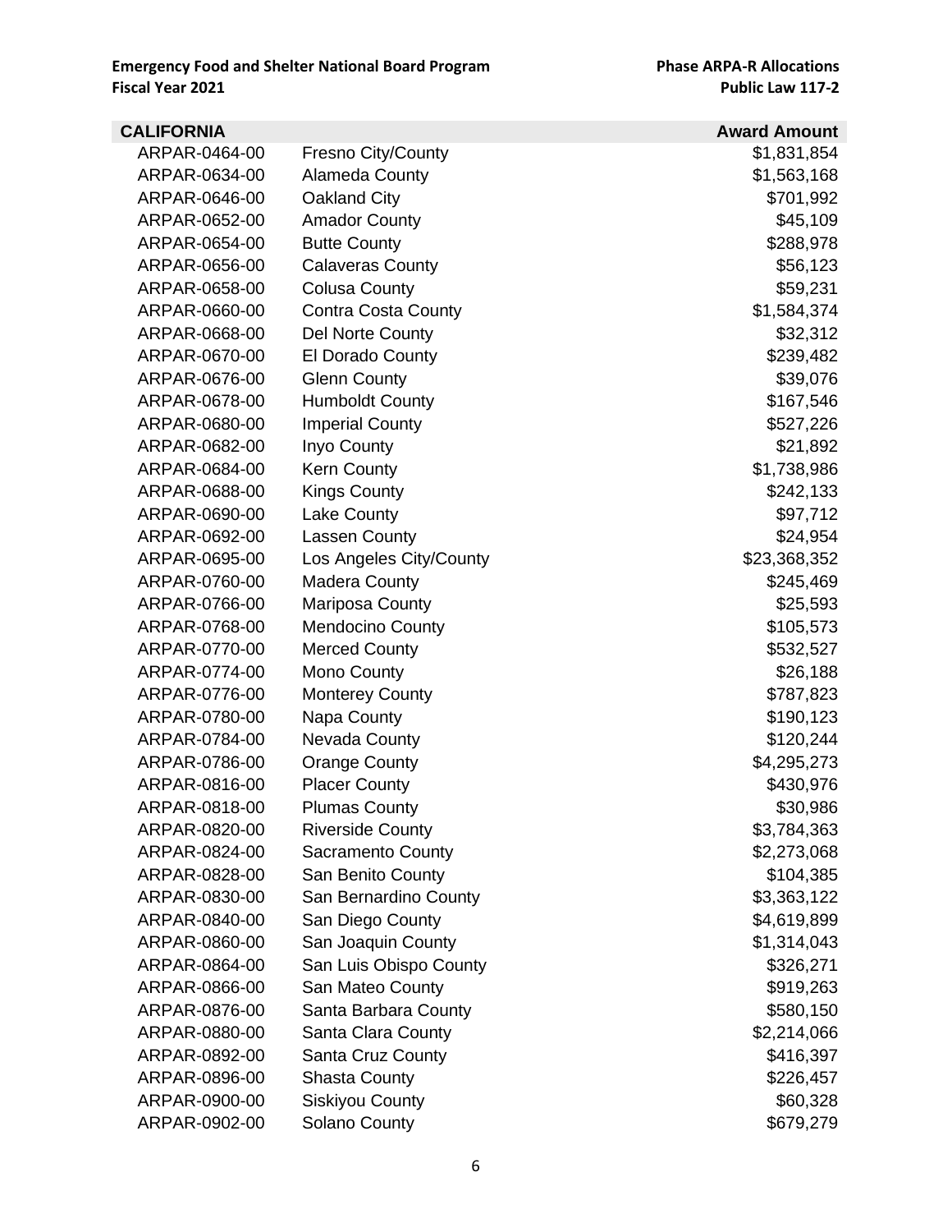| CALIFORNIA | | Award Amount |
|---|---|---|
| ARPAR-0464-00 | Fresno City/County | $1,831,854 |
| ARPAR-0634-00 | Alameda County | $1,563,168 |
| ARPAR-0646-00 | Oakland City | $701,992 |
| ARPAR-0652-00 | Amador County | $45,109 |
| ARPAR-0654-00 | Butte County | $288,978 |
| ARPAR-0656-00 | Calaveras County | $56,123 |
| ARPAR-0658-00 | Colusa County | $59,231 |
| ARPAR-0660-00 | Contra Costa County | $1,584,374 |
| ARPAR-0668-00 | Del Norte County | $32,312 |
| ARPAR-0670-00 | El Dorado County | $239,482 |
| ARPAR-0676-00 | Glenn County | $39,076 |
| ARPAR-0678-00 | Humboldt County | $167,546 |
| ARPAR-0680-00 | Imperial County | $527,226 |
| ARPAR-0682-00 | Inyo County | $21,892 |
| ARPAR-0684-00 | Kern County | $1,738,986 |
| ARPAR-0688-00 | Kings County | $242,133 |
| ARPAR-0690-00 | Lake County | $97,712 |
| ARPAR-0692-00 | Lassen County | $24,954 |
| ARPAR-0695-00 | Los Angeles City/County | $23,368,352 |
| ARPAR-0760-00 | Madera County | $245,469 |
| ARPAR-0766-00 | Mariposa County | $25,593 |
| ARPAR-0768-00 | Mendocino County | $105,573 |
| ARPAR-0770-00 | Merced County | $532,527 |
| ARPAR-0774-00 | Mono County | $26,188 |
| ARPAR-0776-00 | Monterey County | $787,823 |
| ARPAR-0780-00 | Napa County | $190,123 |
| ARPAR-0784-00 | Nevada County | $120,244 |
| ARPAR-0786-00 | Orange County | $4,295,273 |
| ARPAR-0816-00 | Placer County | $430,976 |
| ARPAR-0818-00 | Plumas County | $30,986 |
| ARPAR-0820-00 | Riverside County | $3,784,363 |
| ARPAR-0824-00 | Sacramento County | $2,273,068 |
| ARPAR-0828-00 | San Benito County | $104,385 |
| ARPAR-0830-00 | San Bernardino County | $3,363,122 |
| ARPAR-0840-00 | San Diego County | $4,619,899 |
| ARPAR-0860-00 | San Joaquin County | $1,314,043 |
| ARPAR-0864-00 | San Luis Obispo County | $326,271 |
| ARPAR-0866-00 | San Mateo County | $919,263 |
| ARPAR-0876-00 | Santa Barbara County | $580,150 |
| ARPAR-0880-00 | Santa Clara County | $2,214,066 |
| ARPAR-0892-00 | Santa Cruz County | $416,397 |
| ARPAR-0896-00 | Shasta County | $226,457 |
| ARPAR-0900-00 | Siskiyou County | $60,328 |
| ARPAR-0902-00 | Solano County | $679,279 |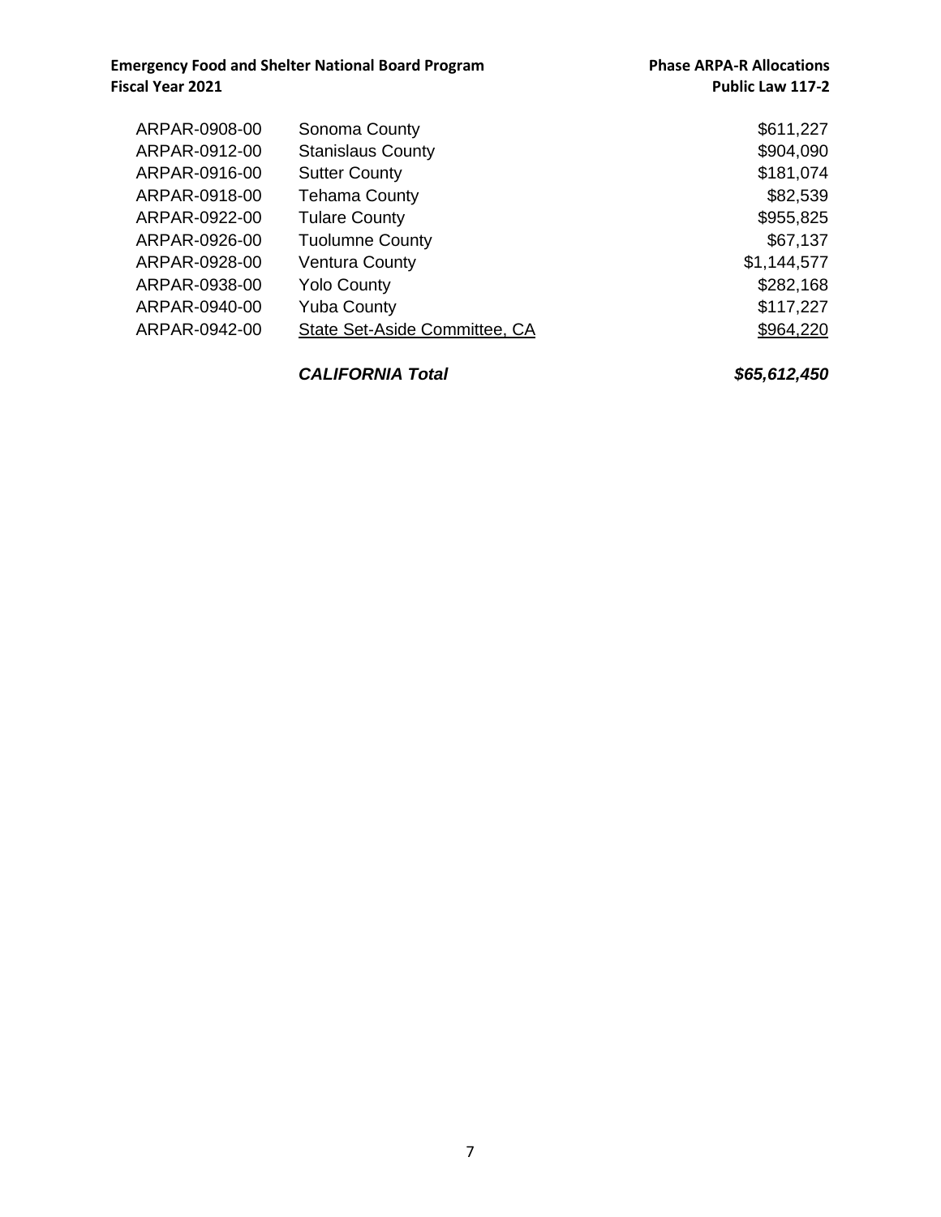| | | |
|---|---|---|
| ARPAR-0908-00 | Sonoma County | $611,227 |
| ARPAR-0912-00 | Stanislaus County | $904,090 |
| ARPAR-0916-00 | Sutter County | $181,074 |
| ARPAR-0918-00 | Tehama County | $82,539 |
| ARPAR-0922-00 | Tulare County | $955,825 |
| ARPAR-0926-00 | Tuolumne County | $67,137 |
| ARPAR-0928-00 | Ventura County | $1,144,577 |
| ARPAR-0938-00 | Yolo County | $282,168 |
| ARPAR-0940-00 | Yuba County | $117,227 |
| ARPAR-0942-00 | State Set-Aside Committee, CA | $964,220 |
| | ***CALIFORNIA Total*** | ***$65,612,450*** |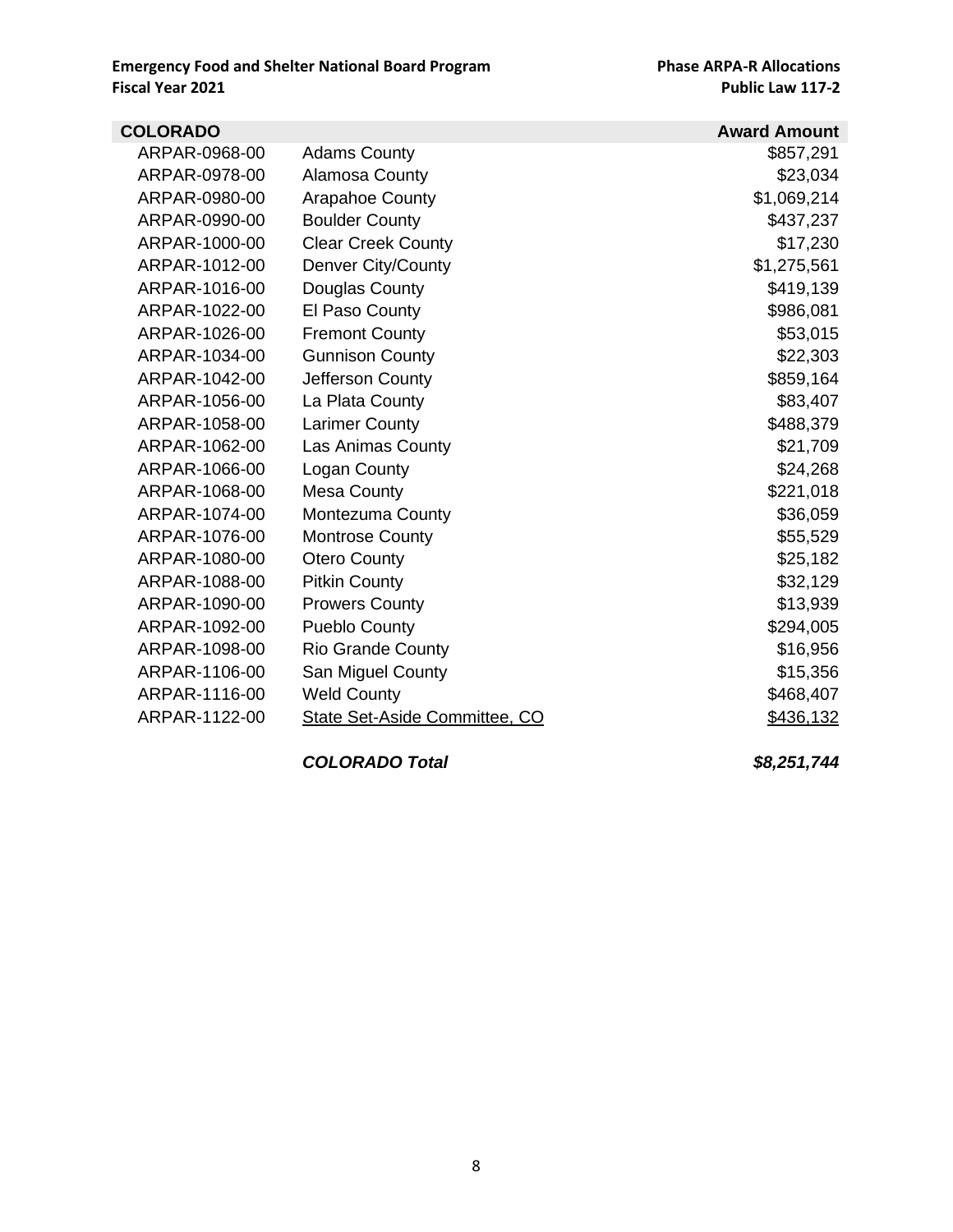| COLORADO | | Award Amount |
|---|---|---|
| ARPAR-0968-00 | Adams County | $857,291 |
| ARPAR-0978-00 | Alamosa County | $23,034 |
| ARPAR-0980-00 | Arapahoe County | $1,069,214 |
| ARPAR-0990-00 | Boulder County | $437,237 |
| ARPAR-1000-00 | Clear Creek County | $17,230 |
| ARPAR-1012-00 | Denver City/County | $1,275,561 |
| ARPAR-1016-00 | Douglas County | $419,139 |
| ARPAR-1022-00 | El Paso County | $986,081 |
| ARPAR-1026-00 | Fremont County | $53,015 |
| ARPAR-1034-00 | Gunnison County | $22,303 |
| ARPAR-1042-00 | Jefferson County | $859,164 |
| ARPAR-1056-00 | La Plata County | $83,407 |
| ARPAR-1058-00 | Larimer County | $488,379 |
| ARPAR-1062-00 | Las Animas County | $21,709 |
| ARPAR-1066-00 | Logan County | $24,268 |
| ARPAR-1068-00 | Mesa County | $221,018 |
| ARPAR-1074-00 | Montezuma County | $36,059 |
| ARPAR-1076-00 | Montrose County | $55,529 |
| ARPAR-1080-00 | Otero County | $25,182 |
| ARPAR-1088-00 | Pitkin County | $32,129 |
| ARPAR-1090-00 | Prowers County | $13,939 |
| ARPAR-1092-00 | Pueblo County | $294,005 |
| ARPAR-1098-00 | Rio Grande County | $16,956 |
| ARPAR-1106-00 | San Miguel County | $15,356 |
| ARPAR-1116-00 | Weld County | $468,407 |
| ARPAR-1122-00 | State Set-Aside Committee, CO | $436,132 |
| | ***COLORADO Total*** | ***$8,251,744*** |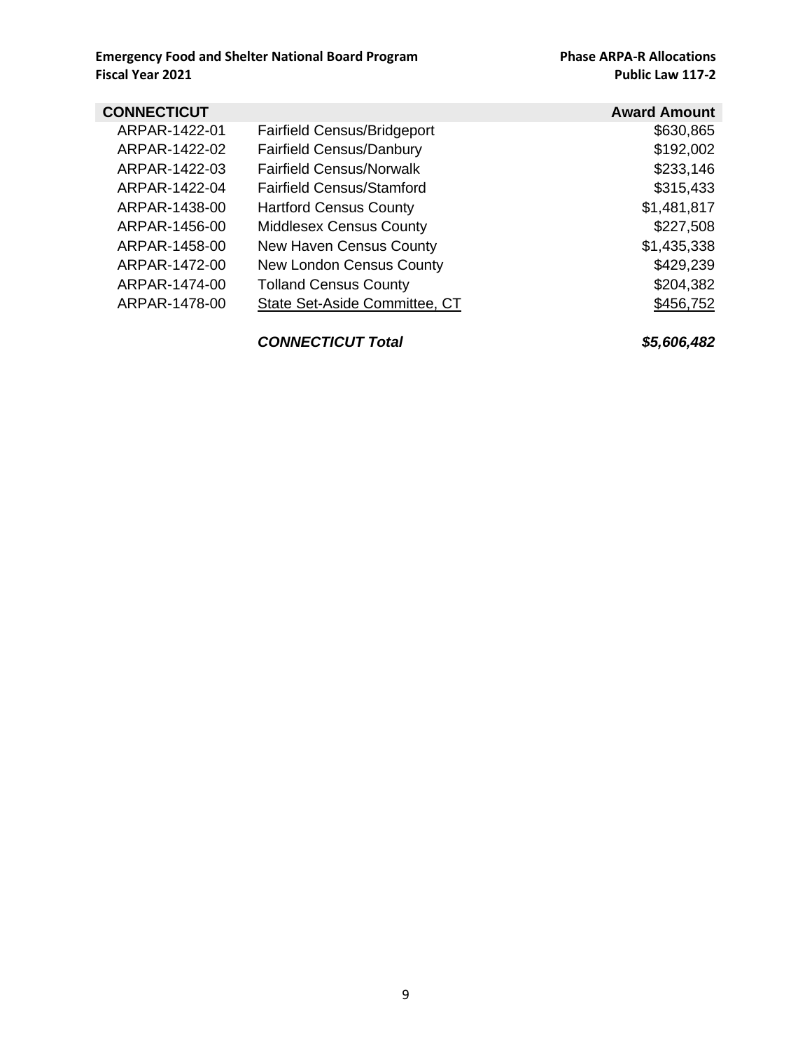| CONNECTICUT | | Award Amount |
|---|---|---|
| ARPAR-1422-01 | Fairfield Census/Bridgeport | $630,865 |
| ARPAR-1422-02 | Fairfield Census/Danbury | $192,002 |
| ARPAR-1422-03 | Fairfield Census/Norwalk | $233,146 |
| ARPAR-1422-04 | Fairfield Census/Stamford | $315,433 |
| ARPAR-1438-00 | Hartford Census County | $1,481,817 |
| ARPAR-1456-00 | Middlesex Census County | $227,508 |
| ARPAR-1458-00 | New Haven Census County | $1,435,338 |
| ARPAR-1472-00 | New London Census County | $429,239 |
| ARPAR-1474-00 | Tolland Census County | $204,382 |
| ARPAR-1478-00 | State Set-Aside Committee, CT | $456,752 |
| | ***CONNECTICUT Total*** | ***$5,606,482*** |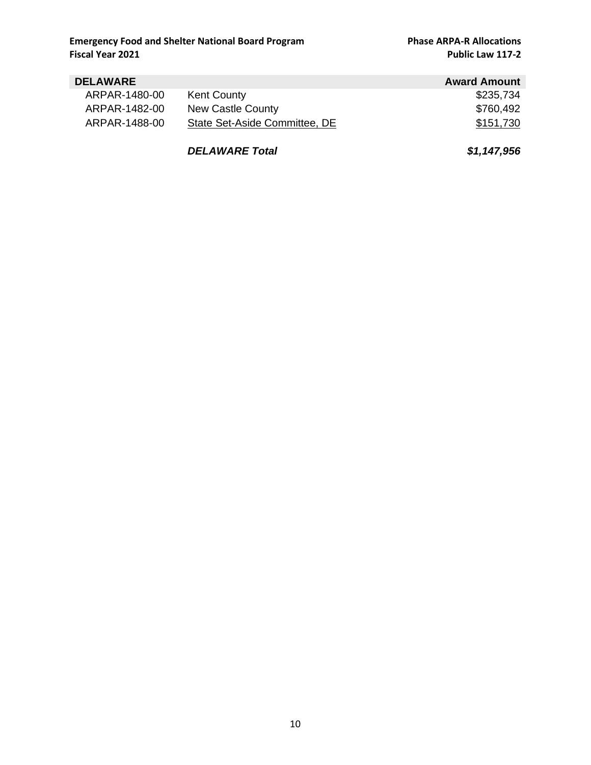| DELAWARE | | Award Amount |
| --- | --- | --- |
| ARPAR-1480-00 | Kent County | $235,734 |
| ARPAR-1482-00 | New Castle County | $760,492 |
| ARPAR-1488-00 | State Set-Aside Committee, DE | $151,730 |
| | ***DELAWARE Total*** | ***$1,147,956*** |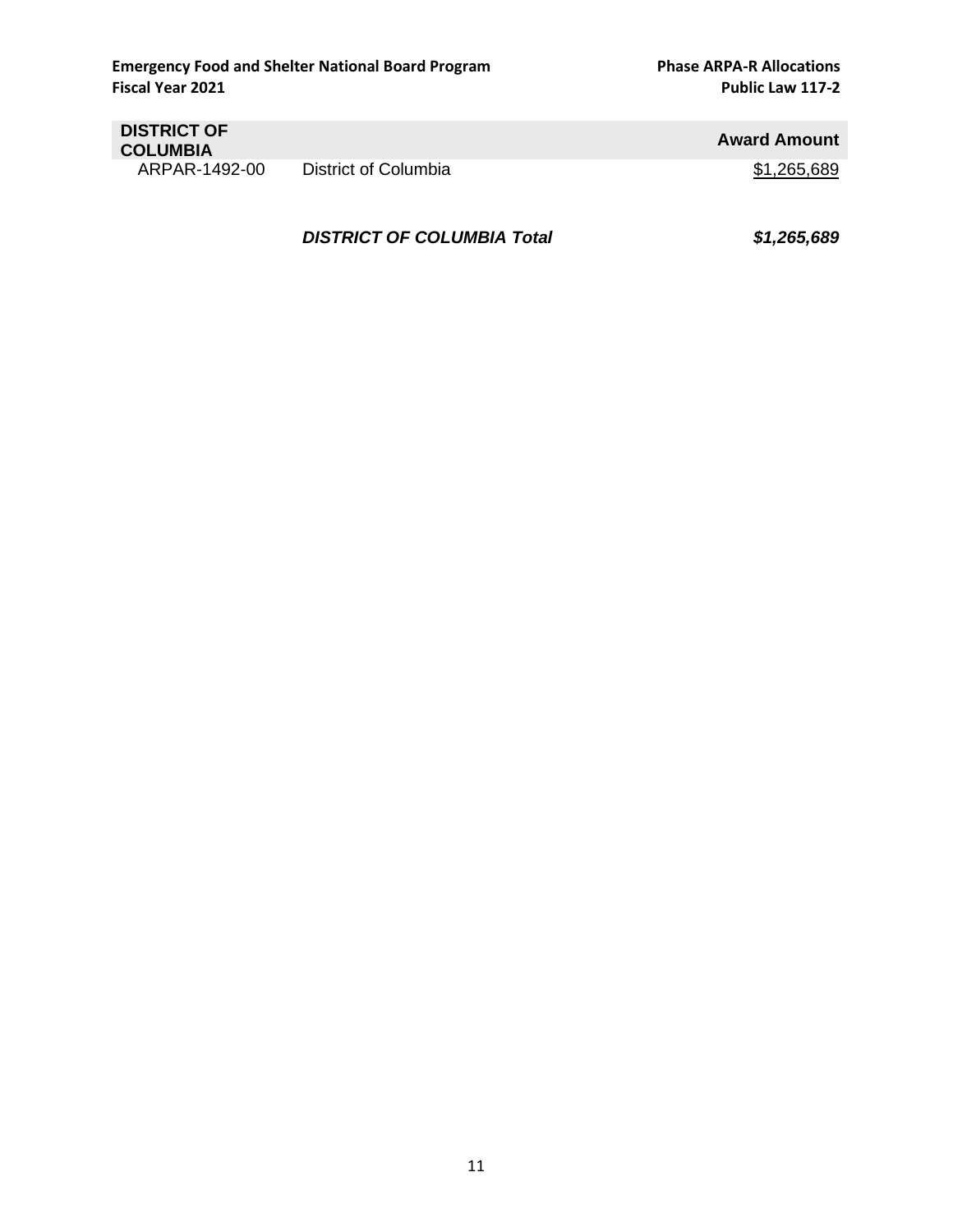| DISTRICT OF COLUMBIA | | Award Amount |
|---|---|---|
| ARPAR-1492-00 | District of Columbia | $1,265,689 |
| | ***DISTRICT OF COLUMBIA Total*** | ***$1,265,689*** |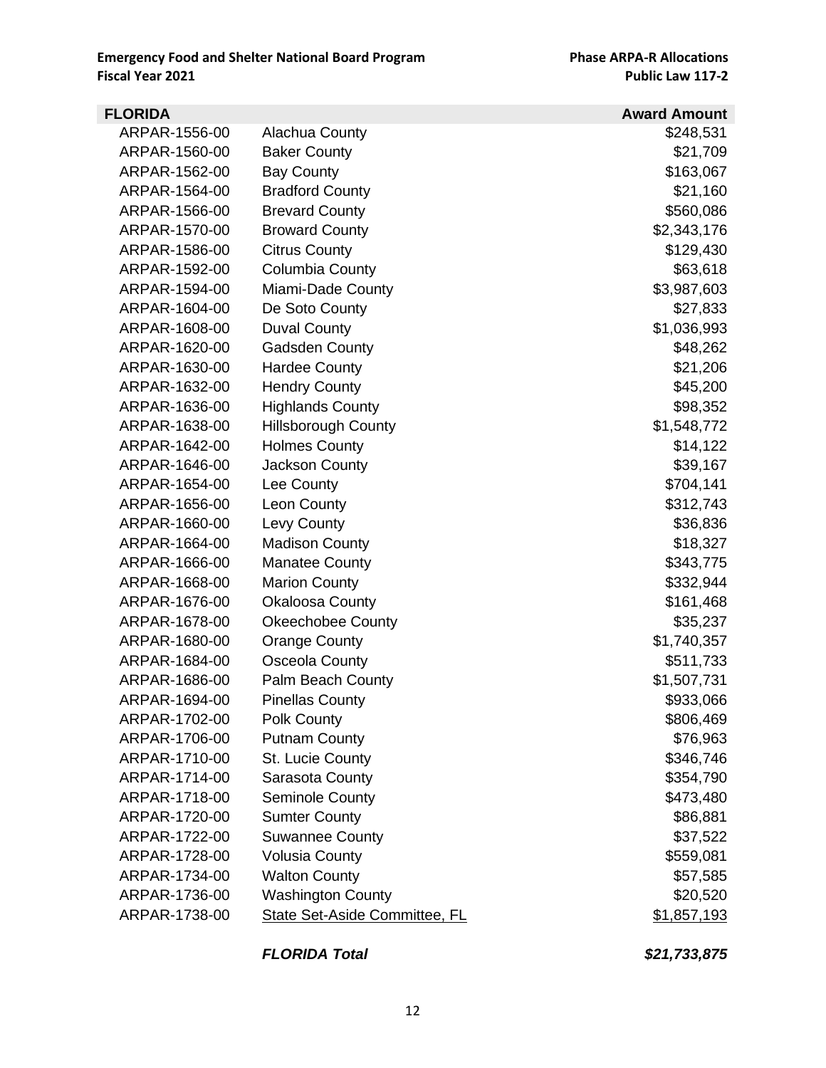**Emergency Food and Shelter National Board Program**
**Fiscal Year 2021**

**Phase ARPA-R Allocations**
**Public Law 117-2**

| FLORIDA | | Award Amount |
|---|---|---|
| ARPAR-1556-00 | Alachua County | $248,531 |
| ARPAR-1560-00 | Baker County | $21,709 |
| ARPAR-1562-00 | Bay County | $163,067 |
| ARPAR-1564-00 | Bradford County | $21,160 |
| ARPAR-1566-00 | Brevard County | $560,086 |
| ARPAR-1570-00 | Broward County | $2,343,176 |
| ARPAR-1586-00 | Citrus County | $129,430 |
| ARPAR-1592-00 | Columbia County | $63,618 |
| ARPAR-1594-00 | Miami-Dade County | $3,987,603 |
| ARPAR-1604-00 | De Soto County | $27,833 |
| ARPAR-1608-00 | Duval County | $1,036,993 |
| ARPAR-1620-00 | Gadsden County | $48,262 |
| ARPAR-1630-00 | Hardee County | $21,206 |
| ARPAR-1632-00 | Hendry County | $45,200 |
| ARPAR-1636-00 | Highlands County | $98,352 |
| ARPAR-1638-00 | Hillsborough County | $1,548,772 |
| ARPAR-1642-00 | Holmes County | $14,122 |
| ARPAR-1646-00 | Jackson County | $39,167 |
| ARPAR-1654-00 | Lee County | $704,141 |
| ARPAR-1656-00 | Leon County | $312,743 |
| ARPAR-1660-00 | Levy County | $36,836 |
| ARPAR-1664-00 | Madison County | $18,327 |
| ARPAR-1666-00 | Manatee County | $343,775 |
| ARPAR-1668-00 | Marion County | $332,944 |
| ARPAR-1676-00 | Okaloosa County | $161,468 |
| ARPAR-1678-00 | Okeechobee County | $35,237 |
| ARPAR-1680-00 | Orange County | $1,740,357 |
| ARPAR-1684-00 | Osceola County | $511,733 |
| ARPAR-1686-00 | Palm Beach County | $1,507,731 |
| ARPAR-1694-00 | Pinellas County | $933,066 |
| ARPAR-1702-00 | Polk County | $806,469 |
| ARPAR-1706-00 | Putnam County | $76,963 |
| ARPAR-1710-00 | St. Lucie County | $346,746 |
| ARPAR-1714-00 | Sarasota County | $354,790 |
| ARPAR-1718-00 | Seminole County | $473,480 |
| ARPAR-1720-00 | Sumter County | $86,881 |
| ARPAR-1722-00 | Suwannee County | $37,522 |
| ARPAR-1728-00 | Volusia County | $559,081 |
| ARPAR-1734-00 | Walton County | $57,585 |
| ARPAR-1736-00 | Washington County | $20,520 |
| ARPAR-1738-00 | State Set-Aside Committee, FL | $1,857,193 |
| | ***FLORIDA Total*** | ***$21,733,875*** |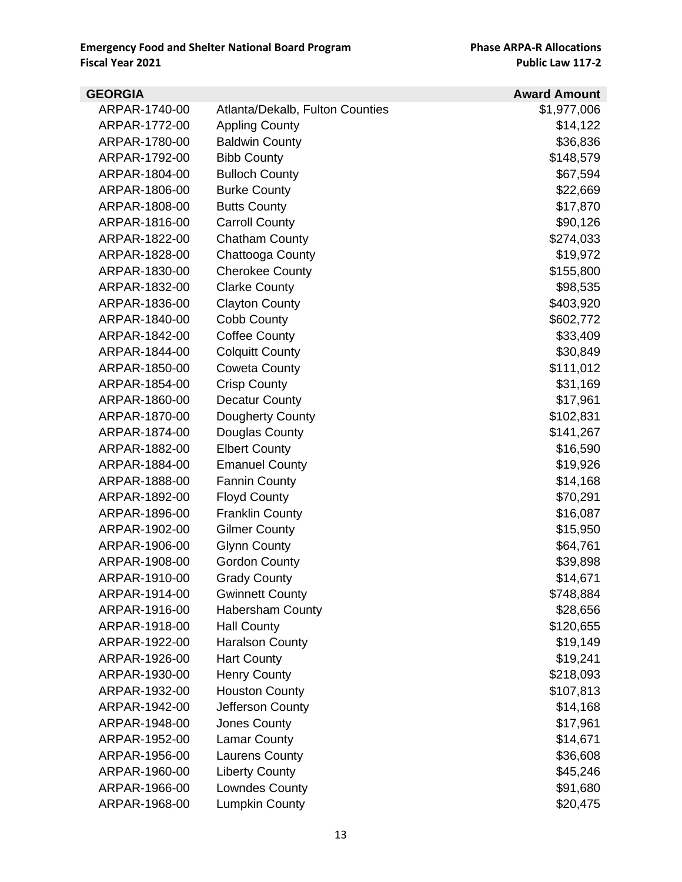**Emergency Food and Shelter National Board Program**
**Fiscal Year 2021**

**Phase ARPA-R Allocations**
**Public Law 117-2**

| GEORGIA | | Award Amount |
|---|---|---|
| ARPAR-1740-00 | Atlanta/Dekalb, Fulton Counties | $1,977,006 |
| ARPAR-1772-00 | Appling County | $14,122 |
| ARPAR-1780-00 | Baldwin County | $36,836 |
| ARPAR-1792-00 | Bibb County | $148,579 |
| ARPAR-1804-00 | Bulloch County | $67,594 |
| ARPAR-1806-00 | Burke County | $22,669 |
| ARPAR-1808-00 | Butts County | $17,870 |
| ARPAR-1816-00 | Carroll County | $90,126 |
| ARPAR-1822-00 | Chatham County | $274,033 |
| ARPAR-1828-00 | Chattooga County | $19,972 |
| ARPAR-1830-00 | Cherokee County | $155,800 |
| ARPAR-1832-00 | Clarke County | $98,535 |
| ARPAR-1836-00 | Clayton County | $403,920 |
| ARPAR-1840-00 | Cobb County | $602,772 |
| ARPAR-1842-00 | Coffee County | $33,409 |
| ARPAR-1844-00 | Colquitt County | $30,849 |
| ARPAR-1850-00 | Coweta County | $111,012 |
| ARPAR-1854-00 | Crisp County | $31,169 |
| ARPAR-1860-00 | Decatur County | $17,961 |
| ARPAR-1870-00 | Dougherty County | $102,831 |
| ARPAR-1874-00 | Douglas County | $141,267 |
| ARPAR-1882-00 | Elbert County | $16,590 |
| ARPAR-1884-00 | Emanuel County | $19,926 |
| ARPAR-1888-00 | Fannin County | $14,168 |
| ARPAR-1892-00 | Floyd County | $70,291 |
| ARPAR-1896-00 | Franklin County | $16,087 |
| ARPAR-1902-00 | Gilmer County | $15,950 |
| ARPAR-1906-00 | Glynn County | $64,761 |
| ARPAR-1908-00 | Gordon County | $39,898 |
| ARPAR-1910-00 | Grady County | $14,671 |
| ARPAR-1914-00 | Gwinnett County | $748,884 |
| ARPAR-1916-00 | Habersham County | $28,656 |
| ARPAR-1918-00 | Hall County | $120,655 |
| ARPAR-1922-00 | Haralson County | $19,149 |
| ARPAR-1926-00 | Hart County | $19,241 |
| ARPAR-1930-00 | Henry County | $218,093 |
| ARPAR-1932-00 | Houston County | $107,813 |
| ARPAR-1942-00 | Jefferson County | $14,168 |
| ARPAR-1948-00 | Jones County | $17,961 |
| ARPAR-1952-00 | Lamar County | $14,671 |
| ARPAR-1956-00 | Laurens County | $36,608 |
| ARPAR-1960-00 | Liberty County | $45,246 |
| ARPAR-1966-00 | Lowndes County | $91,680 |
| ARPAR-1968-00 | Lumpkin County | $20,475 |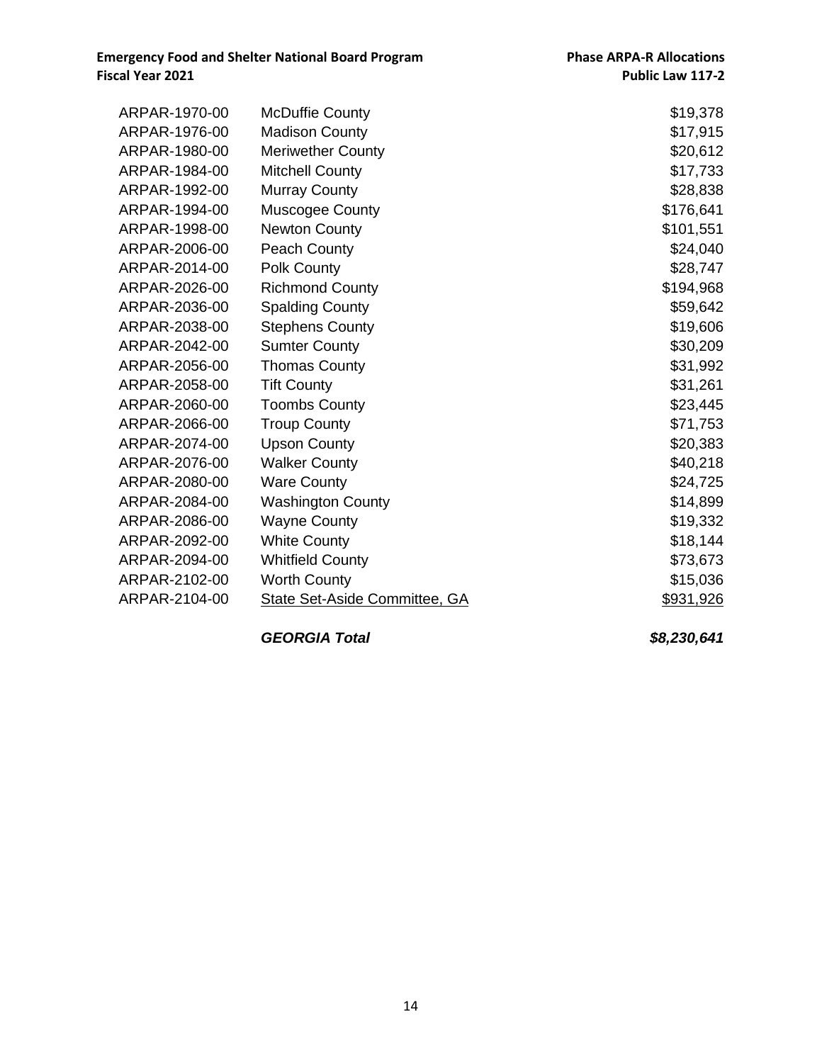| | | |
|---|---|---|
| ARPAR-1970-00 | McDuffie County | $19,378 |
| ARPAR-1976-00 | Madison County | $17,915 |
| ARPAR-1980-00 | Meriwether County | $20,612 |
| ARPAR-1984-00 | Mitchell County | $17,733 |
| ARPAR-1992-00 | Murray County | $28,838 |
| ARPAR-1994-00 | Muscogee County | $176,641 |
| ARPAR-1998-00 | Newton County | $101,551 |
| ARPAR-2006-00 | Peach County | $24,040 |
| ARPAR-2014-00 | Polk County | $28,747 |
| ARPAR-2026-00 | Richmond County | $194,968 |
| ARPAR-2036-00 | Spalding County | $59,642 |
| ARPAR-2038-00 | Stephens County | $19,606 |
| ARPAR-2042-00 | Sumter County | $30,209 |
| ARPAR-2056-00 | Thomas County | $31,992 |
| ARPAR-2058-00 | Tift County | $31,261 |
| ARPAR-2060-00 | Toombs County | $23,445 |
| ARPAR-2066-00 | Troup County | $71,753 |
| ARPAR-2074-00 | Upson County | $20,383 |
| ARPAR-2076-00 | Walker County | $40,218 |
| ARPAR-2080-00 | Ware County | $24,725 |
| ARPAR-2084-00 | Washington County | $14,899 |
| ARPAR-2086-00 | Wayne County | $19,332 |
| ARPAR-2092-00 | White County | $18,144 |
| ARPAR-2094-00 | Whitfield County | $73,673 |
| ARPAR-2102-00 | Worth County | $15,036 |
| ARPAR-2104-00 | State Set-Aside Committee, GA | $931,926 |
| | ***GEORGIA Total*** | ***$8,230,641*** |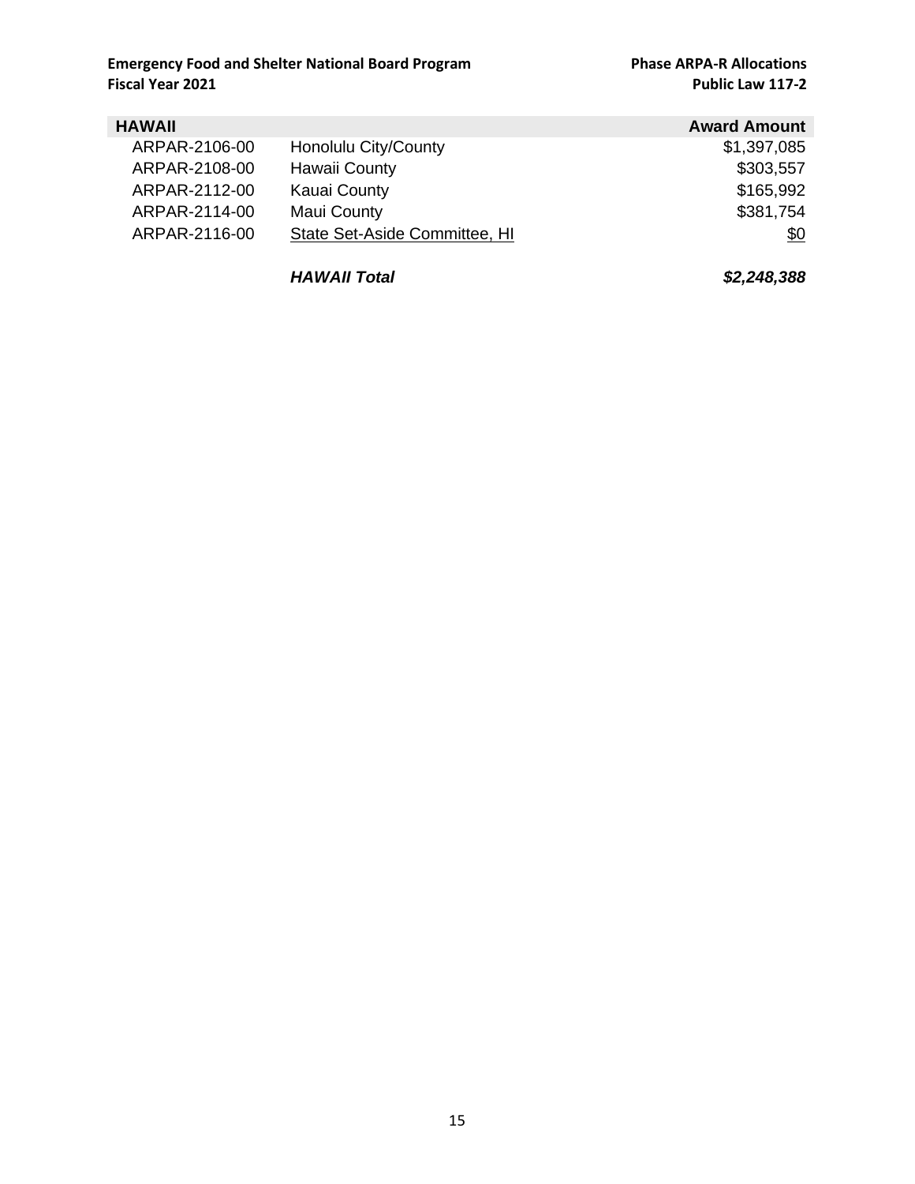| HAWAII | | Award Amount |
|---|---|---|
| ARPAR-2106-00 | Honolulu City/County | $1,397,085 |
| ARPAR-2108-00 | Hawaii County | $303,557 |
| ARPAR-2112-00 | Kauai County | $165,992 |
| ARPAR-2114-00 | Maui County | $381,754 |
| ARPAR-2116-00 | State Set-Aside Committee, HI | $0 |
| | ***HAWAII Total*** | ***$2,248,388*** |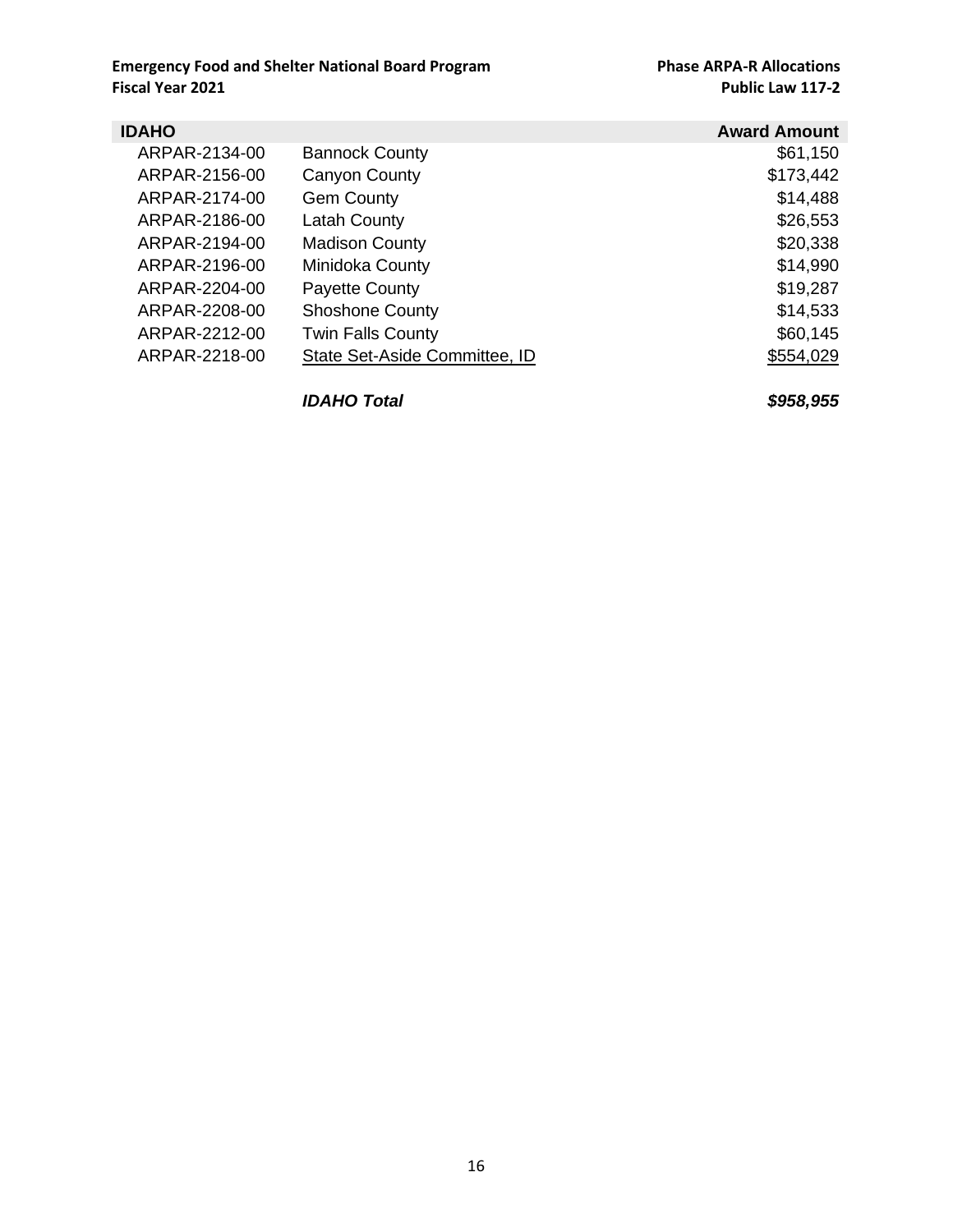| IDAHO | | Award Amount |
|---|---|---|
| ARPAR-2134-00 | Bannock County | \$61,150 |
| ARPAR-2156-00 | Canyon County | \$173,442 |
| ARPAR-2174-00 | Gem County | \$14,488 |
| ARPAR-2186-00 | Latah County | \$26,553 |
| ARPAR-2194-00 | Madison County | \$20,338 |
| ARPAR-2196-00 | Minidoka County | \$14,990 |
| ARPAR-2204-00 | Payette County | \$19,287 |
| ARPAR-2208-00 | Shoshone County | \$14,533 |
| ARPAR-2212-00 | Twin Falls County | \$60,145 |
| ARPAR-2218-00 | State Set-Aside Committee, ID | \$554,029 |
| | ***IDAHO Total*** | ***\$958,955*** |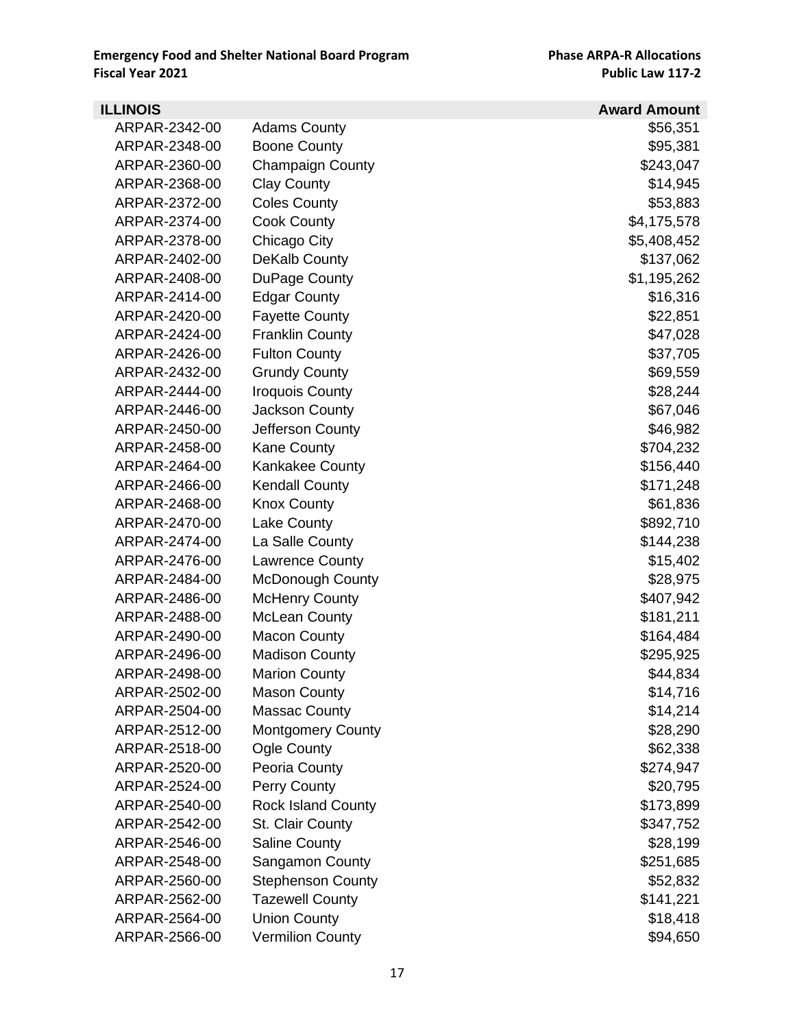| ILLINOIS | | Award Amount |
|---|---|---|
| ARPAR-2342-00 | Adams County | $56,351 |
| ARPAR-2348-00 | Boone County | $95,381 |
| ARPAR-2360-00 | Champaign County | $243,047 |
| ARPAR-2368-00 | Clay County | $14,945 |
| ARPAR-2372-00 | Coles County | $53,883 |
| ARPAR-2374-00 | Cook County | $4,175,578 |
| ARPAR-2378-00 | Chicago City | $5,408,452 |
| ARPAR-2402-00 | DeKalb County | $137,062 |
| ARPAR-2408-00 | DuPage County | $1,195,262 |
| ARPAR-2414-00 | Edgar County | $16,316 |
| ARPAR-2420-00 | Fayette County | $22,851 |
| ARPAR-2424-00 | Franklin County | $47,028 |
| ARPAR-2426-00 | Fulton County | $37,705 |
| ARPAR-2432-00 | Grundy County | $69,559 |
| ARPAR-2444-00 | Iroquois County | $28,244 |
| ARPAR-2446-00 | Jackson County | $67,046 |
| ARPAR-2450-00 | Jefferson County | $46,982 |
| ARPAR-2458-00 | Kane County | $704,232 |
| ARPAR-2464-00 | Kankakee County | $156,440 |
| ARPAR-2466-00 | Kendall County | $171,248 |
| ARPAR-2468-00 | Knox County | $61,836 |
| ARPAR-2470-00 | Lake County | $892,710 |
| ARPAR-2474-00 | La Salle County | $144,238 |
| ARPAR-2476-00 | Lawrence County | $15,402 |
| ARPAR-2484-00 | McDonough County | $28,975 |
| ARPAR-2486-00 | McHenry County | $407,942 |
| ARPAR-2488-00 | McLean County | $181,211 |
| ARPAR-2490-00 | Macon County | $164,484 |
| ARPAR-2496-00 | Madison County | $295,925 |
| ARPAR-2498-00 | Marion County | $44,834 |
| ARPAR-2502-00 | Mason County | $14,716 |
| ARPAR-2504-00 | Massac County | $14,214 |
| ARPAR-2512-00 | Montgomery County | $28,290 |
| ARPAR-2518-00 | Ogle County | $62,338 |
| ARPAR-2520-00 | Peoria County | $274,947 |
| ARPAR-2524-00 | Perry County | $20,795 |
| ARPAR-2540-00 | Rock Island County | $173,899 |
| ARPAR-2542-00 | St. Clair County | $347,752 |
| ARPAR-2546-00 | Saline County | $28,199 |
| ARPAR-2548-00 | Sangamon County | $251,685 |
| ARPAR-2560-00 | Stephenson County | $52,832 |
| ARPAR-2562-00 | Tazewell County | $141,221 |
| ARPAR-2564-00 | Union County | $18,418 |
| ARPAR-2566-00 | Vermilion County | $94,650 |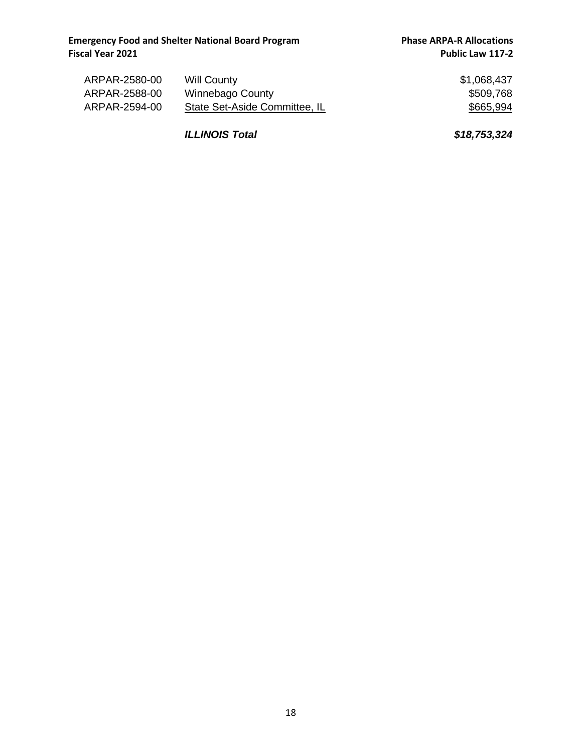| | | |
|---|---|---|
| ARPAR-2580-00 | Will County | $1,068,437 |
| ARPAR-2588-00 | Winnebago County | $509,768 |
| ARPAR-2594-00 | State Set-Aside Committee, IL | $665,994 |
| | ***ILLINOIS Total*** | ***$18,753,324*** |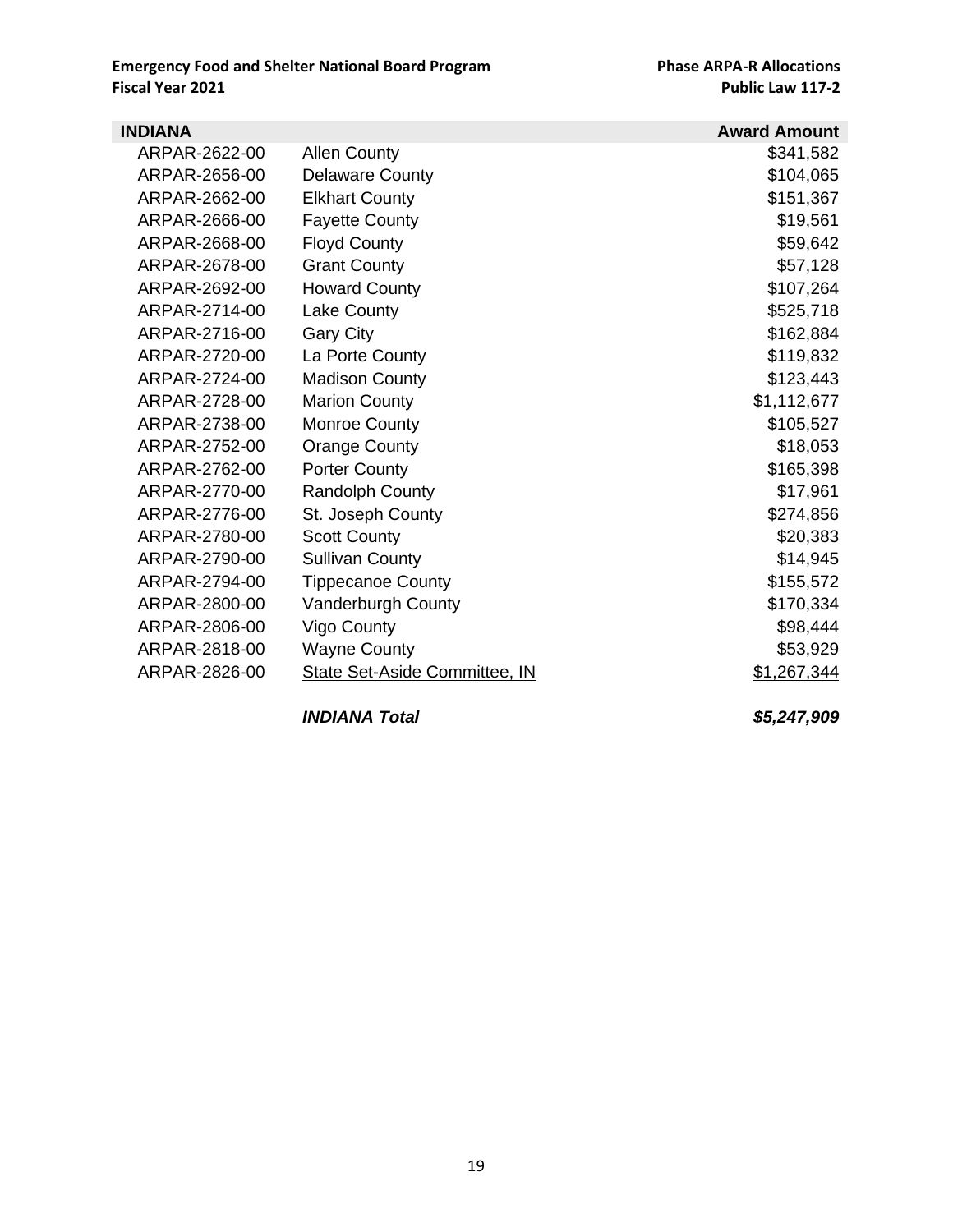| INDIANA | | Award Amount |
|---|---|---|
| ARPAR-2622-00 | Allen County | $341,582 |
| ARPAR-2656-00 | Delaware County | $104,065 |
| ARPAR-2662-00 | Elkhart County | $151,367 |
| ARPAR-2666-00 | Fayette County | $19,561 |
| ARPAR-2668-00 | Floyd County | $59,642 |
| ARPAR-2678-00 | Grant County | $57,128 |
| ARPAR-2692-00 | Howard County | $107,264 |
| ARPAR-2714-00 | Lake County | $525,718 |
| ARPAR-2716-00 | Gary City | $162,884 |
| ARPAR-2720-00 | La Porte County | $119,832 |
| ARPAR-2724-00 | Madison County | $123,443 |
| ARPAR-2728-00 | Marion County | $1,112,677 |
| ARPAR-2738-00 | Monroe County | $105,527 |
| ARPAR-2752-00 | Orange County | $18,053 |
| ARPAR-2762-00 | Porter County | $165,398 |
| ARPAR-2770-00 | Randolph County | $17,961 |
| ARPAR-2776-00 | St. Joseph County | $274,856 |
| ARPAR-2780-00 | Scott County | $20,383 |
| ARPAR-2790-00 | Sullivan County | $14,945 |
| ARPAR-2794-00 | Tippecanoe County | $155,572 |
| ARPAR-2800-00 | Vanderburgh County | $170,334 |
| ARPAR-2806-00 | Vigo County | $98,444 |
| ARPAR-2818-00 | Wayne County | $53,929 |
| ARPAR-2826-00 | State Set-Aside Committee, IN | $1,267,344 |
| | ***INDIANA Total*** | ***$5,247,909*** |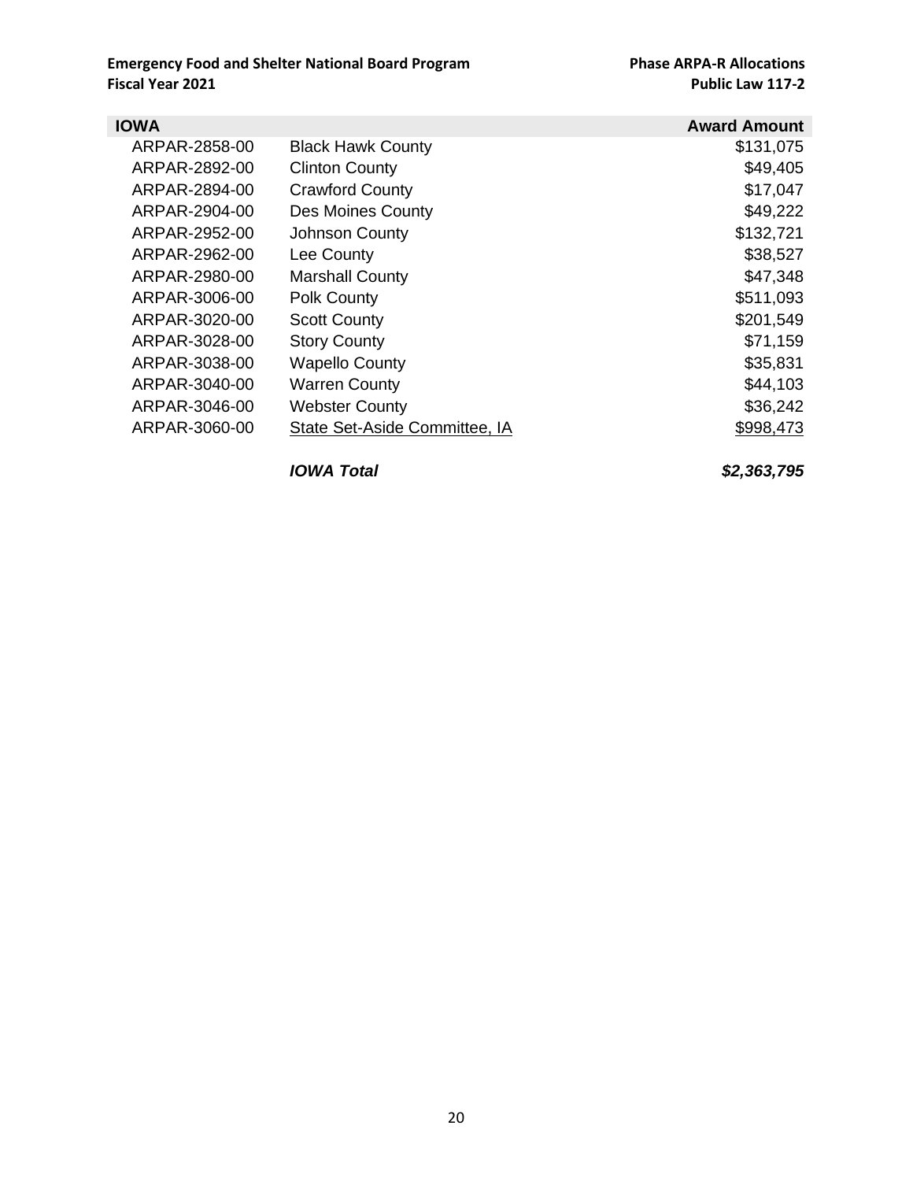| IOWA | | Award Amount |
|---|---|---|
| ARPAR-2858-00 | Black Hawk County | \$131,075 |
| ARPAR-2892-00 | Clinton County | \$49,405 |
| ARPAR-2894-00 | Crawford County | \$17,047 |
| ARPAR-2904-00 | Des Moines County | \$49,222 |
| ARPAR-2952-00 | Johnson County | \$132,721 |
| ARPAR-2962-00 | Lee County | \$38,527 |
| ARPAR-2980-00 | Marshall County | \$47,348 |
| ARPAR-3006-00 | Polk County | \$511,093 |
| ARPAR-3020-00 | Scott County | \$201,549 |
| ARPAR-3028-00 | Story County | \$71,159 |
| ARPAR-3038-00 | Wapello County | \$35,831 |
| ARPAR-3040-00 | Warren County | \$44,103 |
| ARPAR-3046-00 | Webster County | \$36,242 |
| ARPAR-3060-00 | State Set-Aside Committee, IA | \$998,473 |
| | ***IOWA Total*** | ***\$2,363,795*** |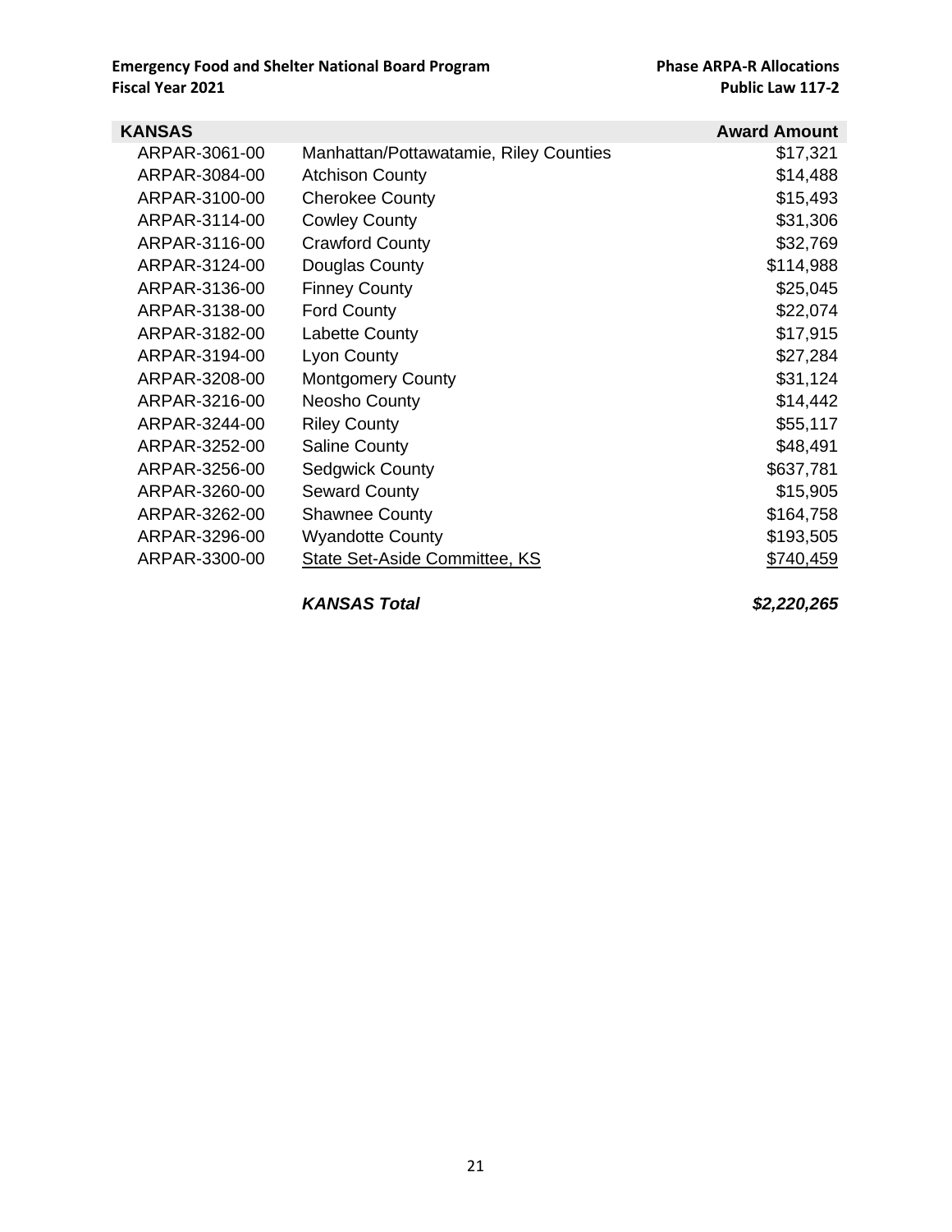| KANSAS | | Award Amount |
|---|---|---|
| ARPAR-3061-00 | Manhattan/Pottawatamie, Riley Counties | $17,321 |
| ARPAR-3084-00 | Atchison County | $14,488 |
| ARPAR-3100-00 | Cherokee County | $15,493 |
| ARPAR-3114-00 | Cowley County | $31,306 |
| ARPAR-3116-00 | Crawford County | $32,769 |
| ARPAR-3124-00 | Douglas County | $114,988 |
| ARPAR-3136-00 | Finney County | $25,045 |
| ARPAR-3138-00 | Ford County | $22,074 |
| ARPAR-3182-00 | Labette County | $17,915 |
| ARPAR-3194-00 | Lyon County | $27,284 |
| ARPAR-3208-00 | Montgomery County | $31,124 |
| ARPAR-3216-00 | Neosho County | $14,442 |
| ARPAR-3244-00 | Riley County | $55,117 |
| ARPAR-3252-00 | Saline County | $48,491 |
| ARPAR-3256-00 | Sedgwick County | $637,781 |
| ARPAR-3260-00 | Seward County | $15,905 |
| ARPAR-3262-00 | Shawnee County | $164,758 |
| ARPAR-3296-00 | Wyandotte County | $193,505 |
| ARPAR-3300-00 | State Set-Aside Committee, KS | $740,459 |
| | ***KANSAS Total*** | ***$2,220,265*** |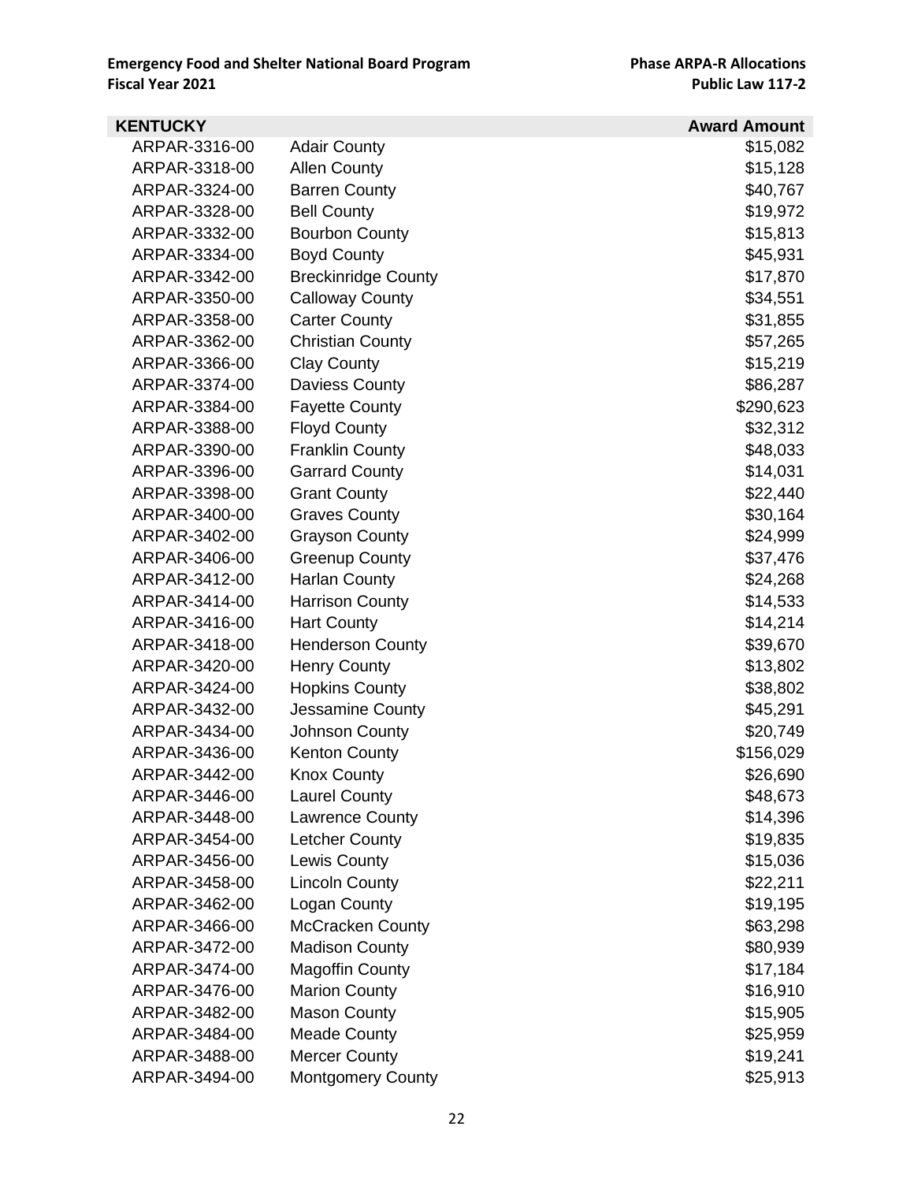**Emergency Food and Shelter National Board Program**
**Fiscal Year 2021**

**Phase ARPA-R Allocations**
**Public Law 117-2**

| KENTUCKY | | Award Amount |
|---|---|---|
| ARPAR-3316-00 | Adair County | $15,082 |
| ARPAR-3318-00 | Allen County | $15,128 |
| ARPAR-3324-00 | Barren County | $40,767 |
| ARPAR-3328-00 | Bell County | $19,972 |
| ARPAR-3332-00 | Bourbon County | $15,813 |
| ARPAR-3334-00 | Boyd County | $45,931 |
| ARPAR-3342-00 | Breckinridge County | $17,870 |
| ARPAR-3350-00 | Calloway County | $34,551 |
| ARPAR-3358-00 | Carter County | $31,855 |
| ARPAR-3362-00 | Christian County | $57,265 |
| ARPAR-3366-00 | Clay County | $15,219 |
| ARPAR-3374-00 | Daviess County | $86,287 |
| ARPAR-3384-00 | Fayette County | $290,623 |
| ARPAR-3388-00 | Floyd County | $32,312 |
| ARPAR-3390-00 | Franklin County | $48,033 |
| ARPAR-3396-00 | Garrard County | $14,031 |
| ARPAR-3398-00 | Grant County | $22,440 |
| ARPAR-3400-00 | Graves County | $30,164 |
| ARPAR-3402-00 | Grayson County | $24,999 |
| ARPAR-3406-00 | Greenup County | $37,476 |
| ARPAR-3412-00 | Harlan County | $24,268 |
| ARPAR-3414-00 | Harrison County | $14,533 |
| ARPAR-3416-00 | Hart County | $14,214 |
| ARPAR-3418-00 | Henderson County | $39,670 |
| ARPAR-3420-00 | Henry County | $13,802 |
| ARPAR-3424-00 | Hopkins County | $38,802 |
| ARPAR-3432-00 | Jessamine County | $45,291 |
| ARPAR-3434-00 | Johnson County | $20,749 |
| ARPAR-3436-00 | Kenton County | $156,029 |
| ARPAR-3442-00 | Knox County | $26,690 |
| ARPAR-3446-00 | Laurel County | $48,673 |
| ARPAR-3448-00 | Lawrence County | $14,396 |
| ARPAR-3454-00 | Letcher County | $19,835 |
| ARPAR-3456-00 | Lewis County | $15,036 |
| ARPAR-3458-00 | Lincoln County | $22,211 |
| ARPAR-3462-00 | Logan County | $19,195 |
| ARPAR-3466-00 | McCracken County | $63,298 |
| ARPAR-3472-00 | Madison County | $80,939 |
| ARPAR-3474-00 | Magoffin County | $17,184 |
| ARPAR-3476-00 | Marion County | $16,910 |
| ARPAR-3482-00 | Mason County | $15,905 |
| ARPAR-3484-00 | Meade County | $25,959 |
| ARPAR-3488-00 | Mercer County | $19,241 |
| ARPAR-3494-00 | Montgomery County | $25,913 |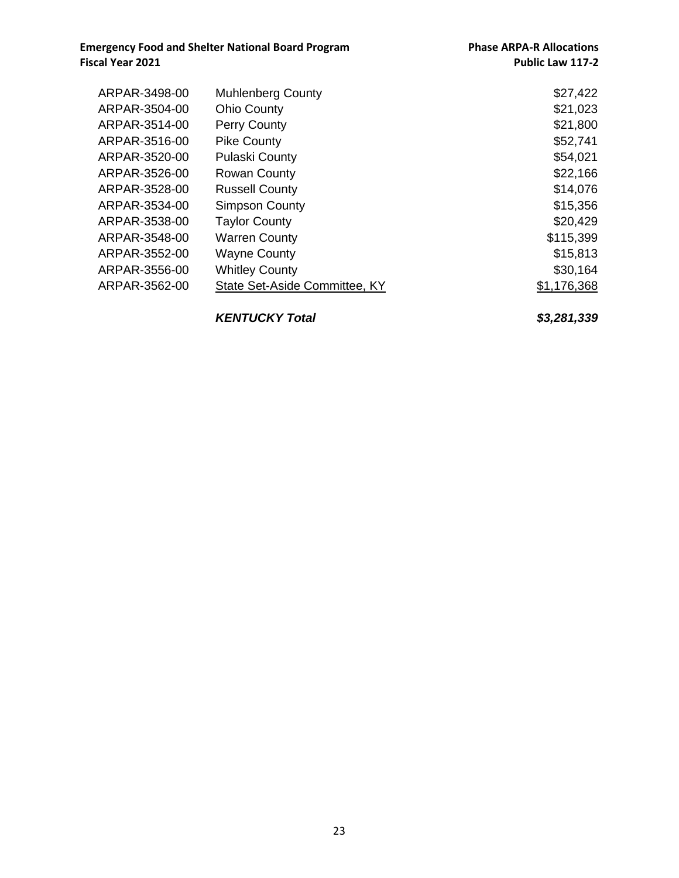| | | |
|---|---|---|
| ARPAR-3498-00 | Muhlenberg County | $27,422 |
| ARPAR-3504-00 | Ohio County | $21,023 |
| ARPAR-3514-00 | Perry County | $21,800 |
| ARPAR-3516-00 | Pike County | $52,741 |
| ARPAR-3520-00 | Pulaski County | $54,021 |
| ARPAR-3526-00 | Rowan County | $22,166 |
| ARPAR-3528-00 | Russell County | $14,076 |
| ARPAR-3534-00 | Simpson County | $15,356 |
| ARPAR-3538-00 | Taylor County | $20,429 |
| ARPAR-3548-00 | Warren County | $115,399 |
| ARPAR-3552-00 | Wayne County | $15,813 |
| ARPAR-3556-00 | Whitley County | $30,164 |
| ARPAR-3562-00 | State Set-Aside Committee, KY | $1,176,368 |
| | ***KENTUCKY Total*** | ***$3,281,339*** |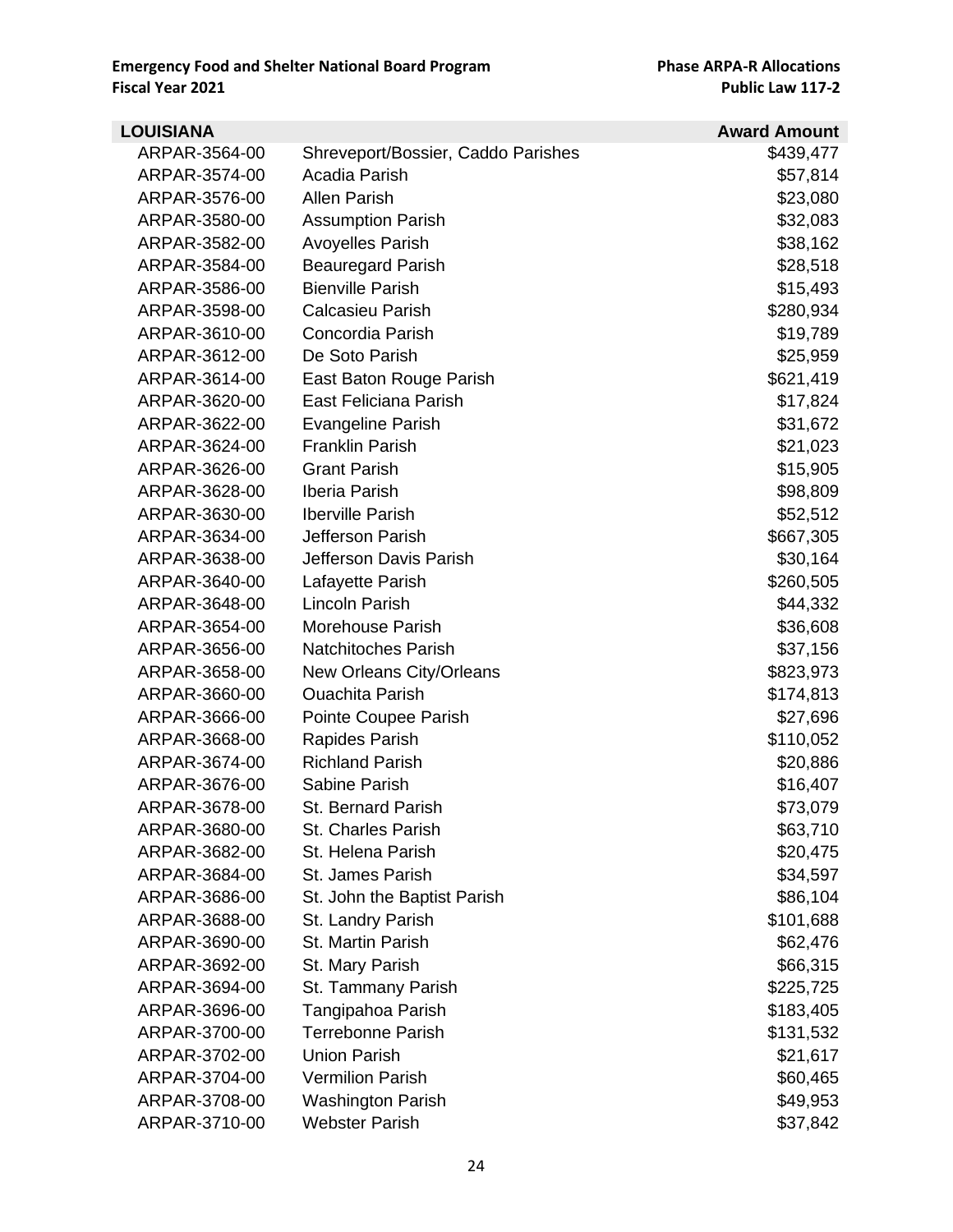| LOUISIANA | | Award Amount |
|---|---|---|
| ARPAR-3564-00 | Shreveport/Bossier, Caddo Parishes | $439,477 |
| ARPAR-3574-00 | Acadia Parish | $57,814 |
| ARPAR-3576-00 | Allen Parish | $23,080 |
| ARPAR-3580-00 | Assumption Parish | $32,083 |
| ARPAR-3582-00 | Avoyelles Parish | $38,162 |
| ARPAR-3584-00 | Beauregard Parish | $28,518 |
| ARPAR-3586-00 | Bienville Parish | $15,493 |
| ARPAR-3598-00 | Calcasieu Parish | $280,934 |
| ARPAR-3610-00 | Concordia Parish | $19,789 |
| ARPAR-3612-00 | De Soto Parish | $25,959 |
| ARPAR-3614-00 | East Baton Rouge Parish | $621,419 |
| ARPAR-3620-00 | East Feliciana Parish | $17,824 |
| ARPAR-3622-00 | Evangeline Parish | $31,672 |
| ARPAR-3624-00 | Franklin Parish | $21,023 |
| ARPAR-3626-00 | Grant Parish | $15,905 |
| ARPAR-3628-00 | Iberia Parish | $98,809 |
| ARPAR-3630-00 | Iberville Parish | $52,512 |
| ARPAR-3634-00 | Jefferson Parish | $667,305 |
| ARPAR-3638-00 | Jefferson Davis Parish | $30,164 |
| ARPAR-3640-00 | Lafayette Parish | $260,505 |
| ARPAR-3648-00 | Lincoln Parish | $44,332 |
| ARPAR-3654-00 | Morehouse Parish | $36,608 |
| ARPAR-3656-00 | Natchitoches Parish | $37,156 |
| ARPAR-3658-00 | New Orleans City/Orleans | $823,973 |
| ARPAR-3660-00 | Ouachita Parish | $174,813 |
| ARPAR-3666-00 | Pointe Coupee Parish | $27,696 |
| ARPAR-3668-00 | Rapides Parish | $110,052 |
| ARPAR-3674-00 | Richland Parish | $20,886 |
| ARPAR-3676-00 | Sabine Parish | $16,407 |
| ARPAR-3678-00 | St. Bernard Parish | $73,079 |
| ARPAR-3680-00 | St. Charles Parish | $63,710 |
| ARPAR-3682-00 | St. Helena Parish | $20,475 |
| ARPAR-3684-00 | St. James Parish | $34,597 |
| ARPAR-3686-00 | St. John the Baptist Parish | $86,104 |
| ARPAR-3688-00 | St. Landry Parish | $101,688 |
| ARPAR-3690-00 | St. Martin Parish | $62,476 |
| ARPAR-3692-00 | St. Mary Parish | $66,315 |
| ARPAR-3694-00 | St. Tammany Parish | $225,725 |
| ARPAR-3696-00 | Tangipahoa Parish | $183,405 |
| ARPAR-3700-00 | Terrebonne Parish | $131,532 |
| ARPAR-3702-00 | Union Parish | $21,617 |
| ARPAR-3704-00 | Vermilion Parish | $60,465 |
| ARPAR-3708-00 | Washington Parish | $49,953 |
| ARPAR-3710-00 | Webster Parish | $37,842 |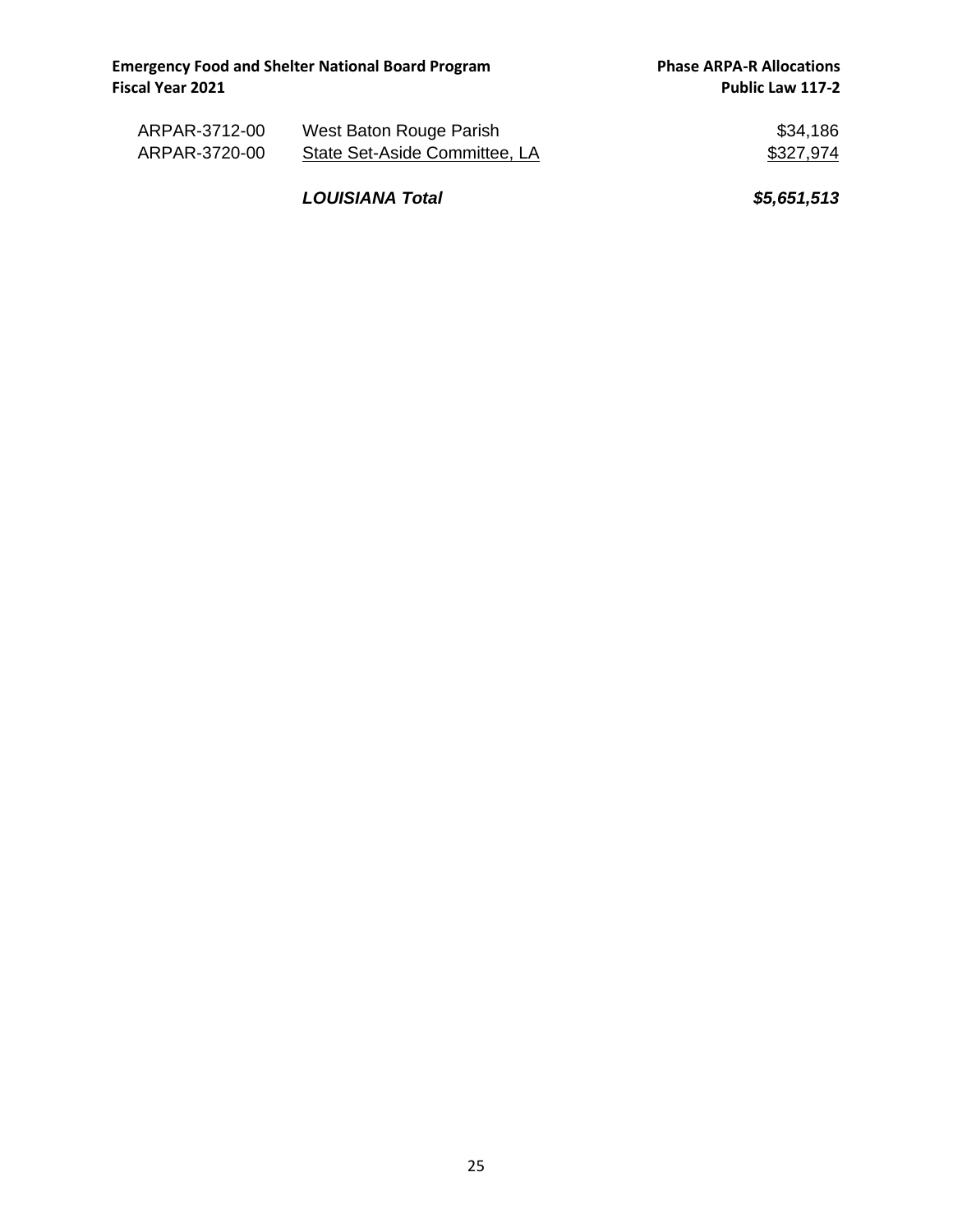| | | |
|---|---|---|
| ARPAR-3712-00 | West Baton Rouge Parish | $34,186 |
| ARPAR-3720-00 | State Set-Aside Committee, LA | $327,974 |
| | ***LOUISIANA Total*** | ***$5,651,513*** |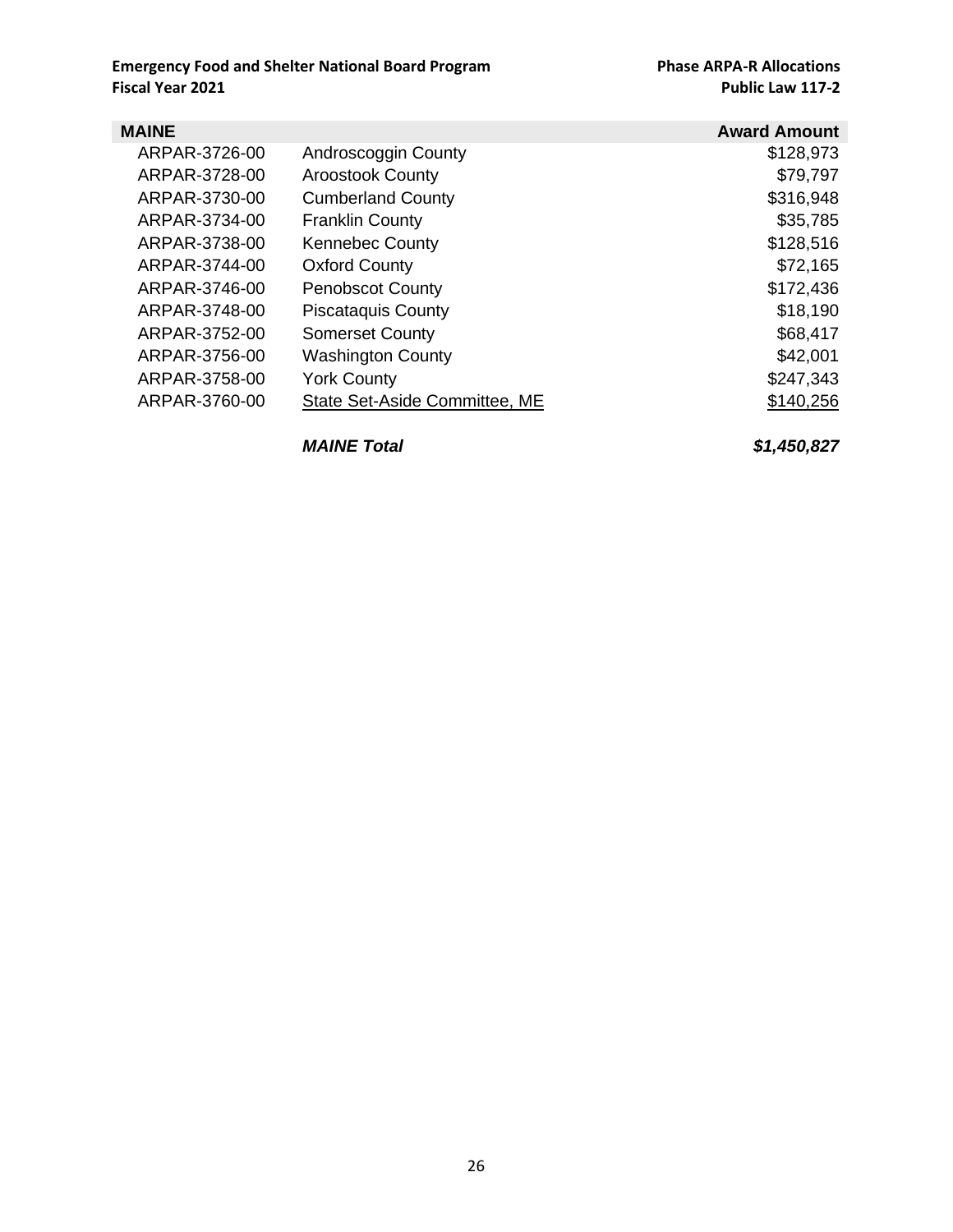**Emergency Food and Shelter National Board Program**
**Fiscal Year 2021**

**Phase ARPA-R Allocations**
**Public Law 117-2**

| MAINE | | Award Amount |
|---|---|---|
| ARPAR-3726-00 | Androscoggin County | $128,973 |
| ARPAR-3728-00 | Aroostook County | $79,797 |
| ARPAR-3730-00 | Cumberland County | $316,948 |
| ARPAR-3734-00 | Franklin County | $35,785 |
| ARPAR-3738-00 | Kennebec County | $128,516 |
| ARPAR-3744-00 | Oxford County | $72,165 |
| ARPAR-3746-00 | Penobscot County | $172,436 |
| ARPAR-3748-00 | Piscataquis County | $18,190 |
| ARPAR-3752-00 | Somerset County | $68,417 |
| ARPAR-3756-00 | Washington County | $42,001 |
| ARPAR-3758-00 | York County | $247,343 |
| ARPAR-3760-00 | State Set-Aside Committee, ME | $140,256 |
| | ***MAINE Total*** | ***$1,450,827*** |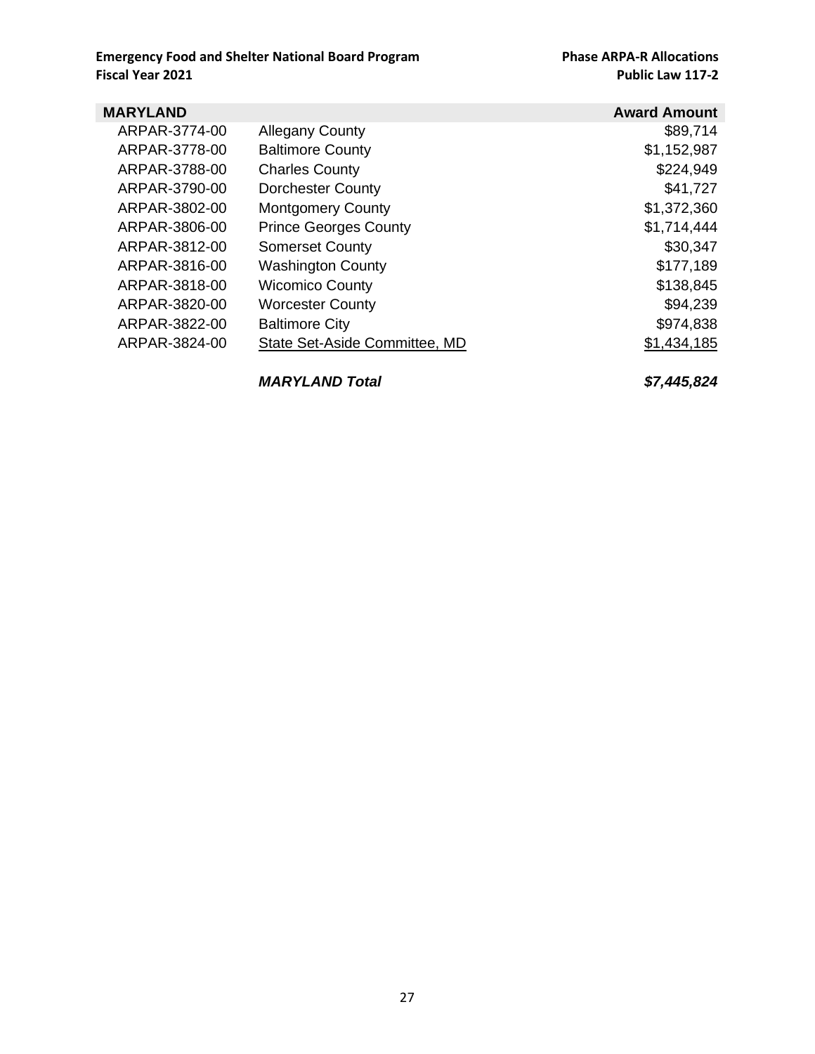**Emergency Food and Shelter National Board Program**
**Fiscal Year 2021**

**Phase ARPA-R Allocations**
**Public Law 117-2**

| MARYLAND | | Award Amount |
|---|---|---|
| ARPAR-3774-00 | Allegany County | $89,714 |
| ARPAR-3778-00 | Baltimore County | $1,152,987 |
| ARPAR-3788-00 | Charles County | $224,949 |
| ARPAR-3790-00 | Dorchester County | $41,727 |
| ARPAR-3802-00 | Montgomery County | $1,372,360 |
| ARPAR-3806-00 | Prince Georges County | $1,714,444 |
| ARPAR-3812-00 | Somerset County | $30,347 |
| ARPAR-3816-00 | Washington County | $177,189 |
| ARPAR-3818-00 | Wicomico County | $138,845 |
| ARPAR-3820-00 | Worcester County | $94,239 |
| ARPAR-3822-00 | Baltimore City | $974,838 |
| ARPAR-3824-00 | State Set-Aside Committee, MD | $1,434,185 |
| | ***MARYLAND Total*** | ***$7,445,824*** |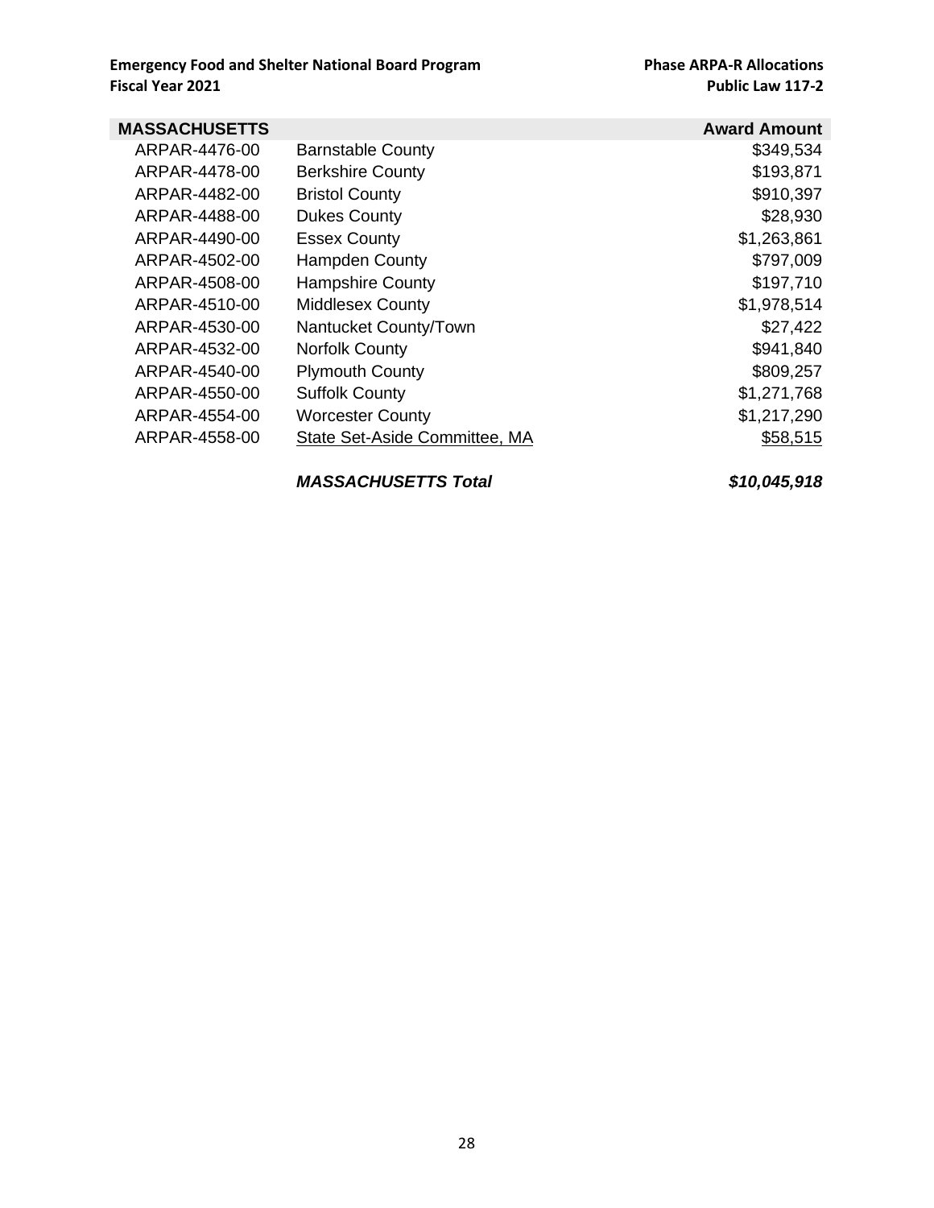**Emergency Food and Shelter National Board Program**
**Fiscal Year 2021**

**Phase ARPA-R Allocations**
**Public Law 117-2**

| MASSACHUSETTS | | Award Amount |
|---|---|---|
| ARPAR-4476-00 | Barnstable County | $349,534 |
| ARPAR-4478-00 | Berkshire County | $193,871 |
| ARPAR-4482-00 | Bristol County | $910,397 |
| ARPAR-4488-00 | Dukes County | $28,930 |
| ARPAR-4490-00 | Essex County | $1,263,861 |
| ARPAR-4502-00 | Hampden County | $797,009 |
| ARPAR-4508-00 | Hampshire County | $197,710 |
| ARPAR-4510-00 | Middlesex County | $1,978,514 |
| ARPAR-4530-00 | Nantucket County/Town | $27,422 |
| ARPAR-4532-00 | Norfolk County | $941,840 |
| ARPAR-4540-00 | Plymouth County | $809,257 |
| ARPAR-4550-00 | Suffolk County | $1,271,768 |
| ARPAR-4554-00 | Worcester County | $1,217,290 |
| ARPAR-4558-00 | State Set-Aside Committee, MA | $58,515 |
| | ***MASSACHUSETTS Total*** | ***$10,045,918*** |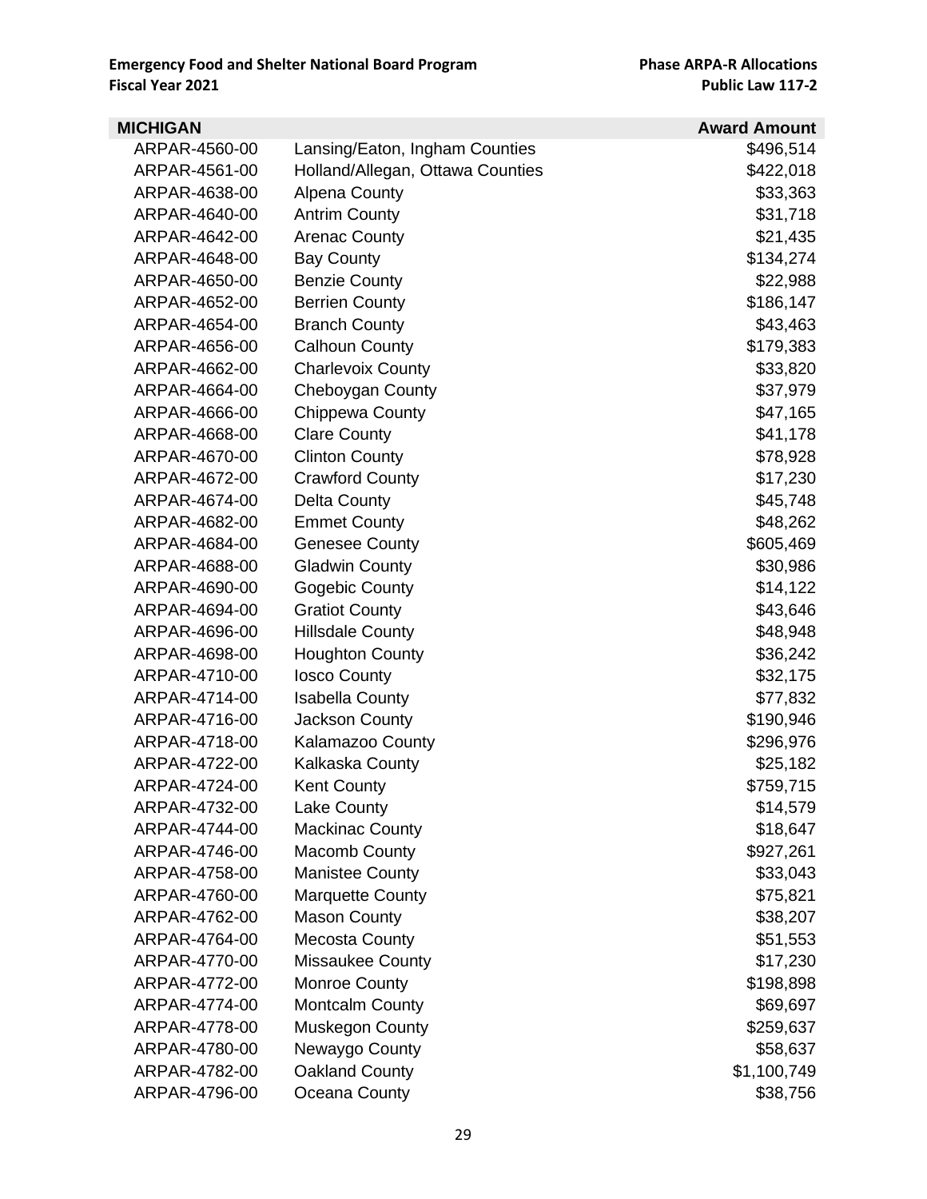| MICHIGAN | | Award Amount |
|---|---|---|
| ARPAR-4560-00 | Lansing/Eaton, Ingham Counties | $496,514 |
| ARPAR-4561-00 | Holland/Allegan, Ottawa Counties | $422,018 |
| ARPAR-4638-00 | Alpena County | $33,363 |
| ARPAR-4640-00 | Antrim County | $31,718 |
| ARPAR-4642-00 | Arenac County | $21,435 |
| ARPAR-4648-00 | Bay County | $134,274 |
| ARPAR-4650-00 | Benzie County | $22,988 |
| ARPAR-4652-00 | Berrien County | $186,147 |
| ARPAR-4654-00 | Branch County | $43,463 |
| ARPAR-4656-00 | Calhoun County | $179,383 |
| ARPAR-4662-00 | Charlevoix County | $33,820 |
| ARPAR-4664-00 | Cheboygan County | $37,979 |
| ARPAR-4666-00 | Chippewa County | $47,165 |
| ARPAR-4668-00 | Clare County | $41,178 |
| ARPAR-4670-00 | Clinton County | $78,928 |
| ARPAR-4672-00 | Crawford County | $17,230 |
| ARPAR-4674-00 | Delta County | $45,748 |
| ARPAR-4682-00 | Emmet County | $48,262 |
| ARPAR-4684-00 | Genesee County | $605,469 |
| ARPAR-4688-00 | Gladwin County | $30,986 |
| ARPAR-4690-00 | Gogebic County | $14,122 |
| ARPAR-4694-00 | Gratiot County | $43,646 |
| ARPAR-4696-00 | Hillsdale County | $48,948 |
| ARPAR-4698-00 | Houghton County | $36,242 |
| ARPAR-4710-00 | Iosco County | $32,175 |
| ARPAR-4714-00 | Isabella County | $77,832 |
| ARPAR-4716-00 | Jackson County | $190,946 |
| ARPAR-4718-00 | Kalamazoo County | $296,976 |
| ARPAR-4722-00 | Kalkaska County | $25,182 |
| ARPAR-4724-00 | Kent County | $759,715 |
| ARPAR-4732-00 | Lake County | $14,579 |
| ARPAR-4744-00 | Mackinac County | $18,647 |
| ARPAR-4746-00 | Macomb County | $927,261 |
| ARPAR-4758-00 | Manistee County | $33,043 |
| ARPAR-4760-00 | Marquette County | $75,821 |
| ARPAR-4762-00 | Mason County | $38,207 |
| ARPAR-4764-00 | Mecosta County | $51,553 |
| ARPAR-4770-00 | Missaukee County | $17,230 |
| ARPAR-4772-00 | Monroe County | $198,898 |
| ARPAR-4774-00 | Montcalm County | $69,697 |
| ARPAR-4778-00 | Muskegon County | $259,637 |
| ARPAR-4780-00 | Newaygo County | $58,637 |
| ARPAR-4782-00 | Oakland County | $1,100,749 |
| ARPAR-4796-00 | Oceana County | $38,756 |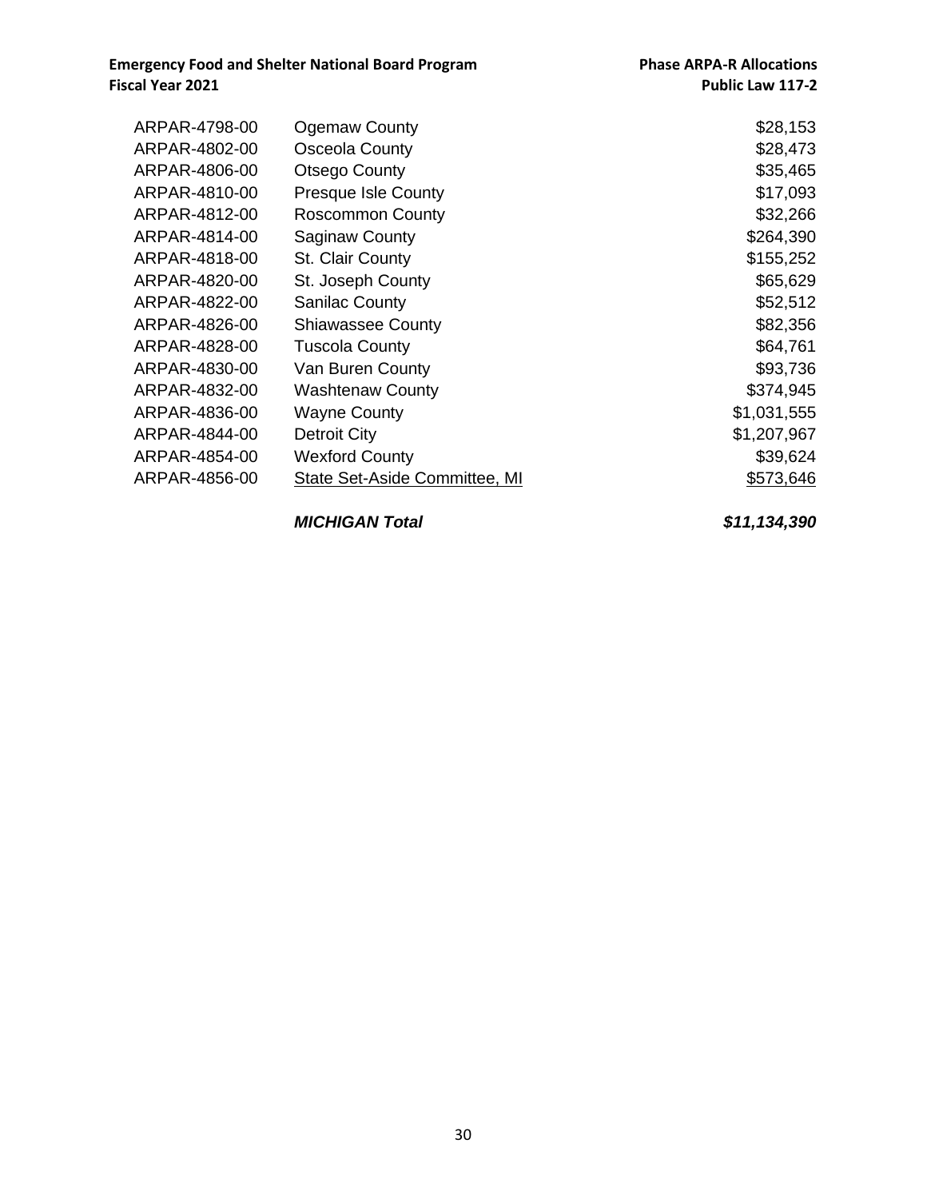| | | |
|---|---|---|
| ARPAR-4798-00 | Ogemaw County | $28,153 |
| ARPAR-4802-00 | Osceola County | $28,473 |
| ARPAR-4806-00 | Otsego County | $35,465 |
| ARPAR-4810-00 | Presque Isle County | $17,093 |
| ARPAR-4812-00 | Roscommon County | $32,266 |
| ARPAR-4814-00 | Saginaw County | $264,390 |
| ARPAR-4818-00 | St. Clair County | $155,252 |
| ARPAR-4820-00 | St. Joseph County | $65,629 |
| ARPAR-4822-00 | Sanilac County | $52,512 |
| ARPAR-4826-00 | Shiawassee County | $82,356 |
| ARPAR-4828-00 | Tuscola County | $64,761 |
| ARPAR-4830-00 | Van Buren County | $93,736 |
| ARPAR-4832-00 | Washtenaw County | $374,945 |
| ARPAR-4836-00 | Wayne County | $1,031,555 |
| ARPAR-4844-00 | Detroit City | $1,207,967 |
| ARPAR-4854-00 | Wexford County | $39,624 |
| ARPAR-4856-00 | State Set-Aside Committee, MI | $573,646 |
| | ***MICHIGAN Total*** | ***$11,134,390*** |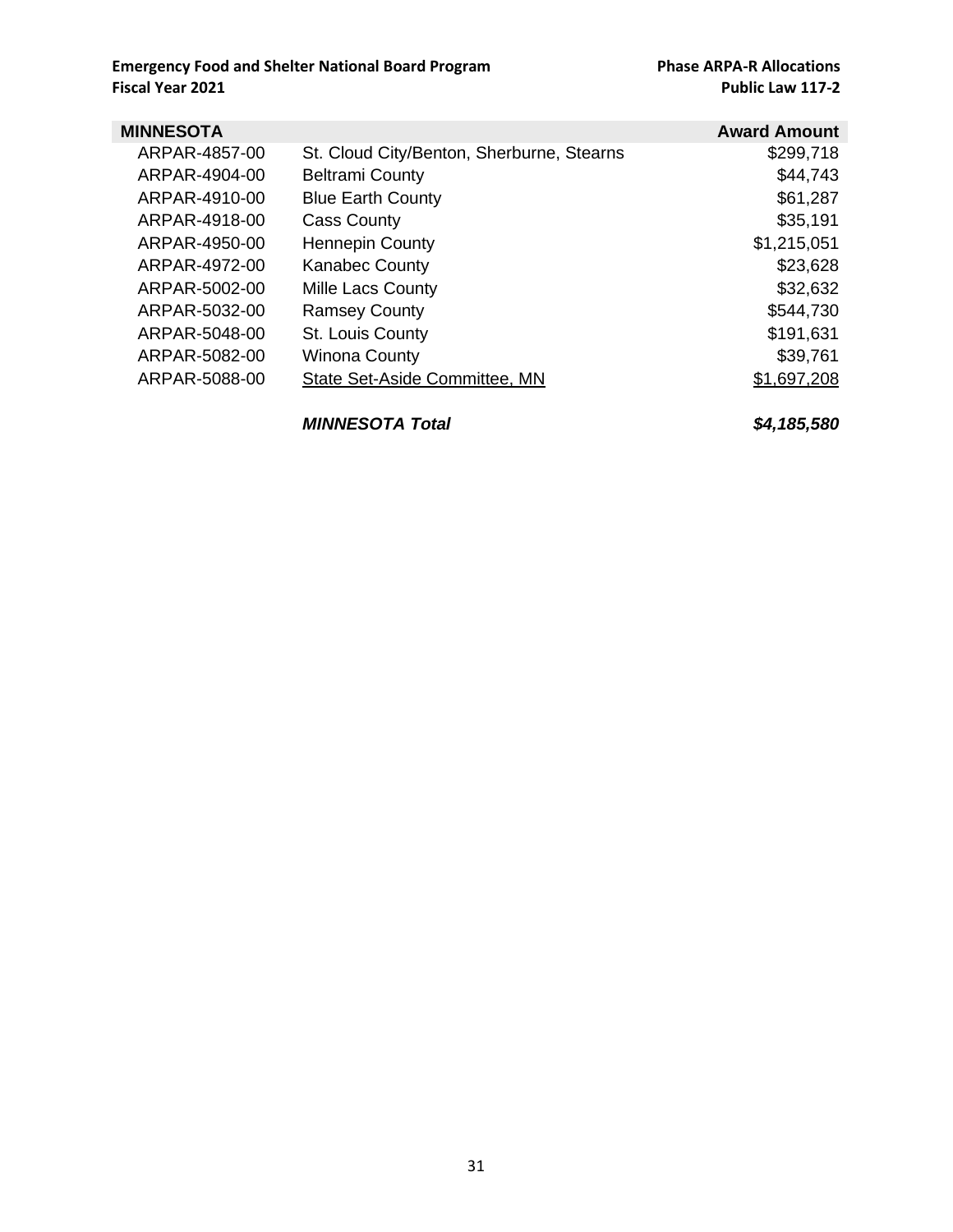| MINNESOTA | | Award Amount |
|---|---|---|
| ARPAR-4857-00 | St. Cloud City/Benton, Sherburne, Stearns | $299,718 |
| ARPAR-4904-00 | Beltrami County | $44,743 |
| ARPAR-4910-00 | Blue Earth County | $61,287 |
| ARPAR-4918-00 | Cass County | $35,191 |
| ARPAR-4950-00 | Hennepin County | $1,215,051 |
| ARPAR-4972-00 | Kanabec County | $23,628 |
| ARPAR-5002-00 | Mille Lacs County | $32,632 |
| ARPAR-5032-00 | Ramsey County | $544,730 |
| ARPAR-5048-00 | St. Louis County | $191,631 |
| ARPAR-5082-00 | Winona County | $39,761 |
| ARPAR-5088-00 | State Set-Aside Committee, MN | $1,697,208 |
| | ***MINNESOTA Total*** | ***$4,185,580*** |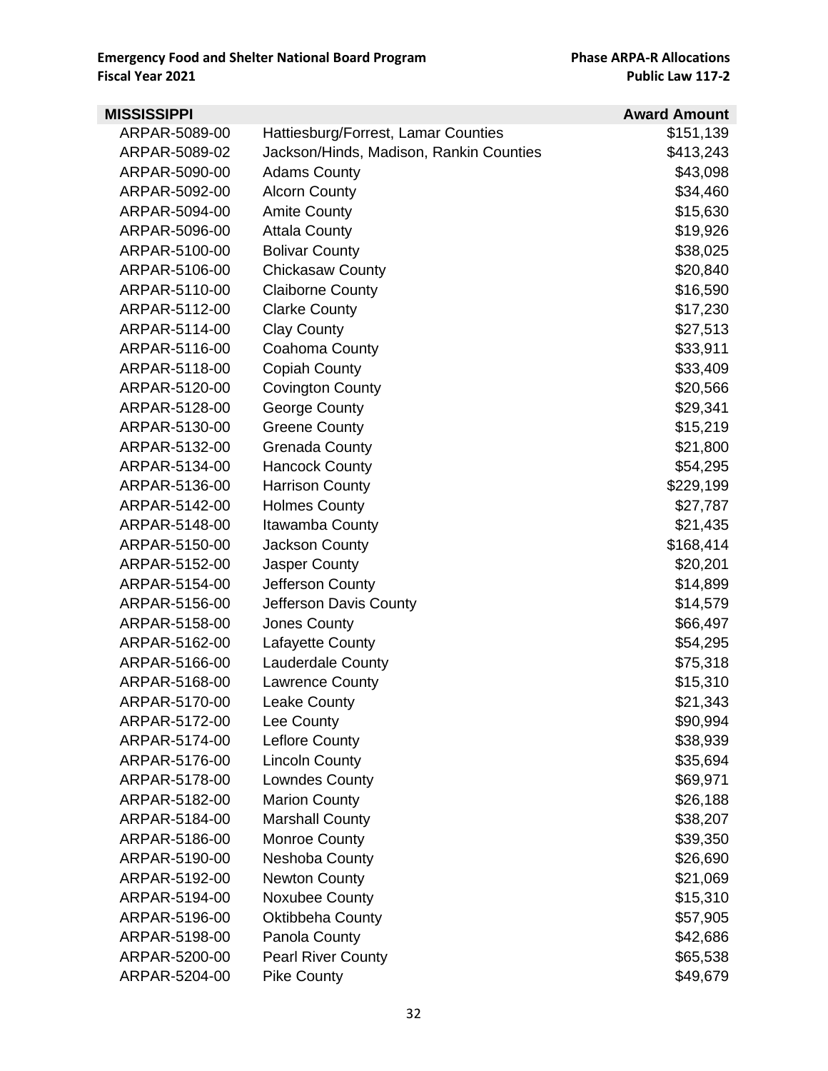**Emergency Food and Shelter National Board Program**
**Fiscal Year 2021**

**Phase ARPA-R Allocations**
**Public Law 117-2**

| MISSISSIPPI | | Award Amount |
|---|---|---:|
| ARPAR-5089-00 | Hattiesburg/Forrest, Lamar Counties | $151,139 |
| ARPAR-5089-02 | Jackson/Hinds, Madison, Rankin Counties | $413,243 |
| ARPAR-5090-00 | Adams County | $43,098 |
| ARPAR-5092-00 | Alcorn County | $34,460 |
| ARPAR-5094-00 | Amite County | $15,630 |
| ARPAR-5096-00 | Attala County | $19,926 |
| ARPAR-5100-00 | Bolivar County | $38,025 |
| ARPAR-5106-00 | Chickasaw County | $20,840 |
| ARPAR-5110-00 | Claiborne County | $16,590 |
| ARPAR-5112-00 | Clarke County | $17,230 |
| ARPAR-5114-00 | Clay County | $27,513 |
| ARPAR-5116-00 | Coahoma County | $33,911 |
| ARPAR-5118-00 | Copiah County | $33,409 |
| ARPAR-5120-00 | Covington County | $20,566 |
| ARPAR-5128-00 | George County | $29,341 |
| ARPAR-5130-00 | Greene County | $15,219 |
| ARPAR-5132-00 | Grenada County | $21,800 |
| ARPAR-5134-00 | Hancock County | $54,295 |
| ARPAR-5136-00 | Harrison County | $229,199 |
| ARPAR-5142-00 | Holmes County | $27,787 |
| ARPAR-5148-00 | Itawamba County | $21,435 |
| ARPAR-5150-00 | Jackson County | $168,414 |
| ARPAR-5152-00 | Jasper County | $20,201 |
| ARPAR-5154-00 | Jefferson County | $14,899 |
| ARPAR-5156-00 | Jefferson Davis County | $14,579 |
| ARPAR-5158-00 | Jones County | $66,497 |
| ARPAR-5162-00 | Lafayette County | $54,295 |
| ARPAR-5166-00 | Lauderdale County | $75,318 |
| ARPAR-5168-00 | Lawrence County | $15,310 |
| ARPAR-5170-00 | Leake County | $21,343 |
| ARPAR-5172-00 | Lee County | $90,994 |
| ARPAR-5174-00 | Leflore County | $38,939 |
| ARPAR-5176-00 | Lincoln County | $35,694 |
| ARPAR-5178-00 | Lowndes County | $69,971 |
| ARPAR-5182-00 | Marion County | $26,188 |
| ARPAR-5184-00 | Marshall County | $38,207 |
| ARPAR-5186-00 | Monroe County | $39,350 |
| ARPAR-5190-00 | Neshoba County | $26,690 |
| ARPAR-5192-00 | Newton County | $21,069 |
| ARPAR-5194-00 | Noxubee County | $15,310 |
| ARPAR-5196-00 | Oktibbeha County | $57,905 |
| ARPAR-5198-00 | Panola County | $42,686 |
| ARPAR-5200-00 | Pearl River County | $65,538 |
| ARPAR-5204-00 | Pike County | $49,679 |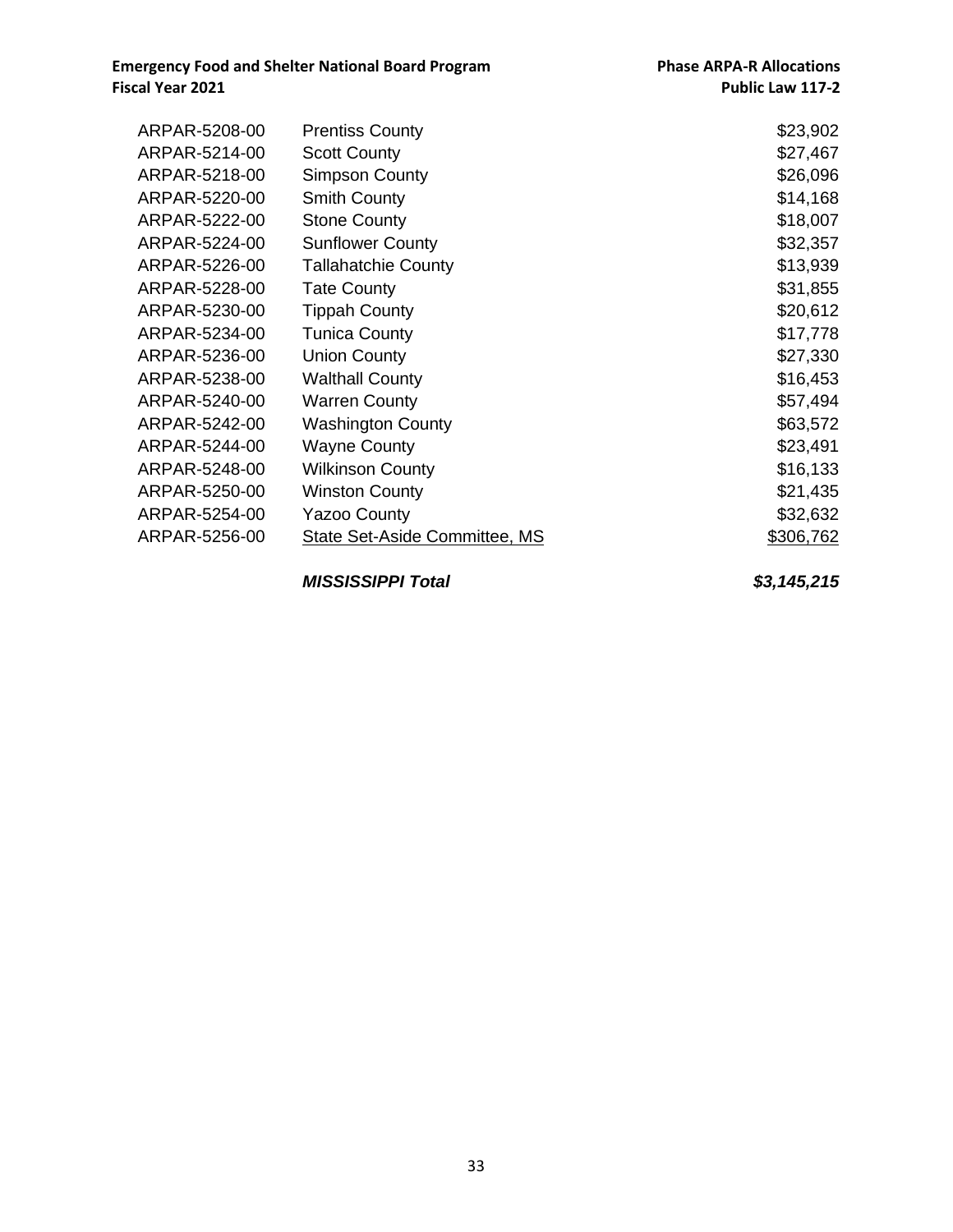| | | |
|---|---|---|
| ARPAR-5208-00 | Prentiss County | $23,902 |
| ARPAR-5214-00 | Scott County | $27,467 |
| ARPAR-5218-00 | Simpson County | $26,096 |
| ARPAR-5220-00 | Smith County | $14,168 |
| ARPAR-5222-00 | Stone County | $18,007 |
| ARPAR-5224-00 | Sunflower County | $32,357 |
| ARPAR-5226-00 | Tallahatchie County | $13,939 |
| ARPAR-5228-00 | Tate County | $31,855 |
| ARPAR-5230-00 | Tippah County | $20,612 |
| ARPAR-5234-00 | Tunica County | $17,778 |
| ARPAR-5236-00 | Union County | $27,330 |
| ARPAR-5238-00 | Walthall County | $16,453 |
| ARPAR-5240-00 | Warren County | $57,494 |
| ARPAR-5242-00 | Washington County | $63,572 |
| ARPAR-5244-00 | Wayne County | $23,491 |
| ARPAR-5248-00 | Wilkinson County | $16,133 |
| ARPAR-5250-00 | Winston County | $21,435 |
| ARPAR-5254-00 | Yazoo County | $32,632 |
| ARPAR-5256-00 | State Set-Aside Committee, MS | $306,762 |
| | ***MISSISSIPPI Total*** | ***$3,145,215*** |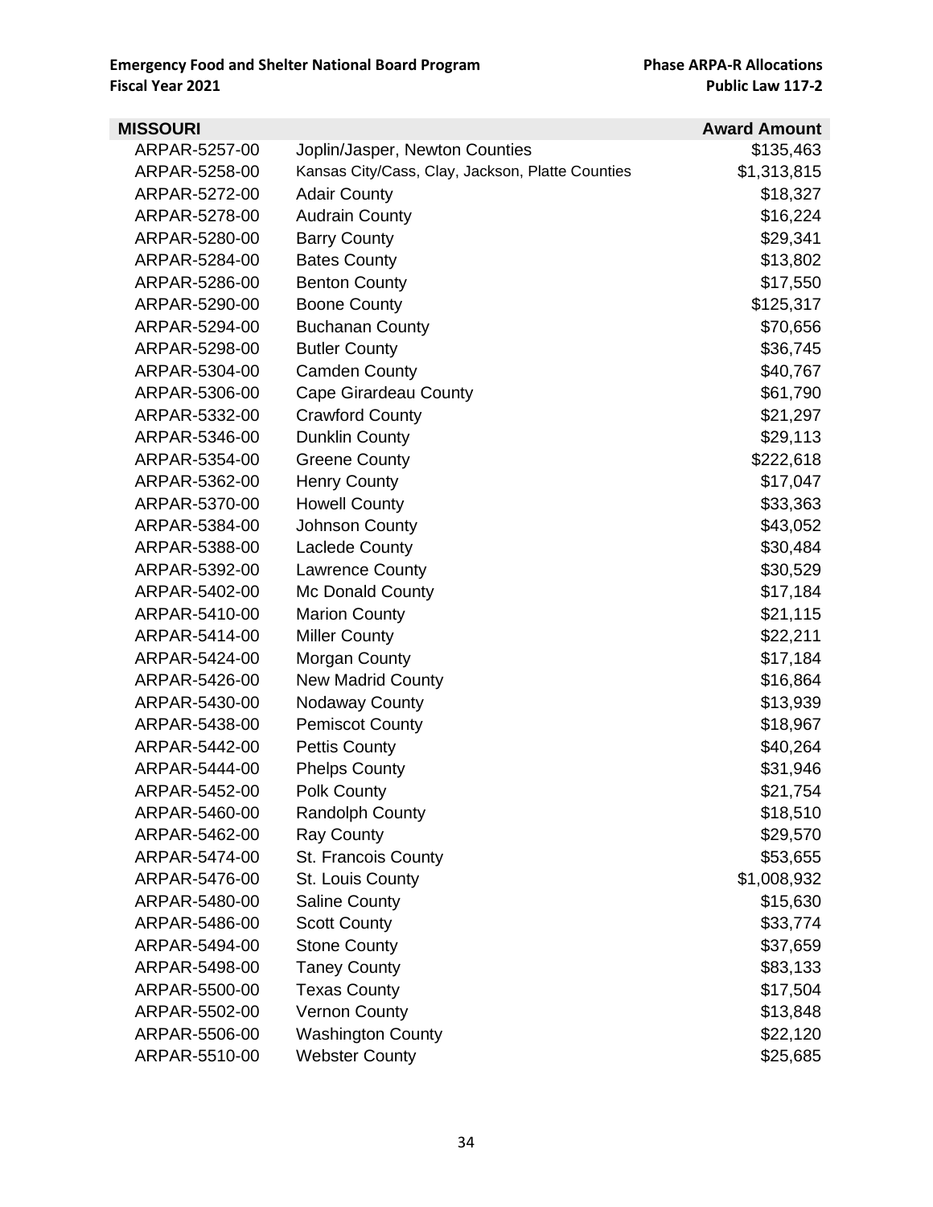| MISSOURI | | Award Amount |
|---|---|---|
| ARPAR-5257-00 | Joplin/Jasper, Newton Counties | $135,463 |
| ARPAR-5258-00 | Kansas City/Cass, Clay, Jackson, Platte Counties | $1,313,815 |
| ARPAR-5272-00 | Adair County | $18,327 |
| ARPAR-5278-00 | Audrain County | $16,224 |
| ARPAR-5280-00 | Barry County | $29,341 |
| ARPAR-5284-00 | Bates County | $13,802 |
| ARPAR-5286-00 | Benton County | $17,550 |
| ARPAR-5290-00 | Boone County | $125,317 |
| ARPAR-5294-00 | Buchanan County | $70,656 |
| ARPAR-5298-00 | Butler County | $36,745 |
| ARPAR-5304-00 | Camden County | $40,767 |
| ARPAR-5306-00 | Cape Girardeau County | $61,790 |
| ARPAR-5332-00 | Crawford County | $21,297 |
| ARPAR-5346-00 | Dunklin County | $29,113 |
| ARPAR-5354-00 | Greene County | $222,618 |
| ARPAR-5362-00 | Henry County | $17,047 |
| ARPAR-5370-00 | Howell County | $33,363 |
| ARPAR-5384-00 | Johnson County | $43,052 |
| ARPAR-5388-00 | Laclede County | $30,484 |
| ARPAR-5392-00 | Lawrence County | $30,529 |
| ARPAR-5402-00 | Mc Donald County | $17,184 |
| ARPAR-5410-00 | Marion County | $21,115 |
| ARPAR-5414-00 | Miller County | $22,211 |
| ARPAR-5424-00 | Morgan County | $17,184 |
| ARPAR-5426-00 | New Madrid County | $16,864 |
| ARPAR-5430-00 | Nodaway County | $13,939 |
| ARPAR-5438-00 | Pemiscot County | $18,967 |
| ARPAR-5442-00 | Pettis County | $40,264 |
| ARPAR-5444-00 | Phelps County | $31,946 |
| ARPAR-5452-00 | Polk County | $21,754 |
| ARPAR-5460-00 | Randolph County | $18,510 |
| ARPAR-5462-00 | Ray County | $29,570 |
| ARPAR-5474-00 | St. Francois County | $53,655 |
| ARPAR-5476-00 | St. Louis County | $1,008,932 |
| ARPAR-5480-00 | Saline County | $15,630 |
| ARPAR-5486-00 | Scott County | $33,774 |
| ARPAR-5494-00 | Stone County | $37,659 |
| ARPAR-5498-00 | Taney County | $83,133 |
| ARPAR-5500-00 | Texas County | $17,504 |
| ARPAR-5502-00 | Vernon County | $13,848 |
| ARPAR-5506-00 | Washington County | $22,120 |
| ARPAR-5510-00 | Webster County | $25,685 |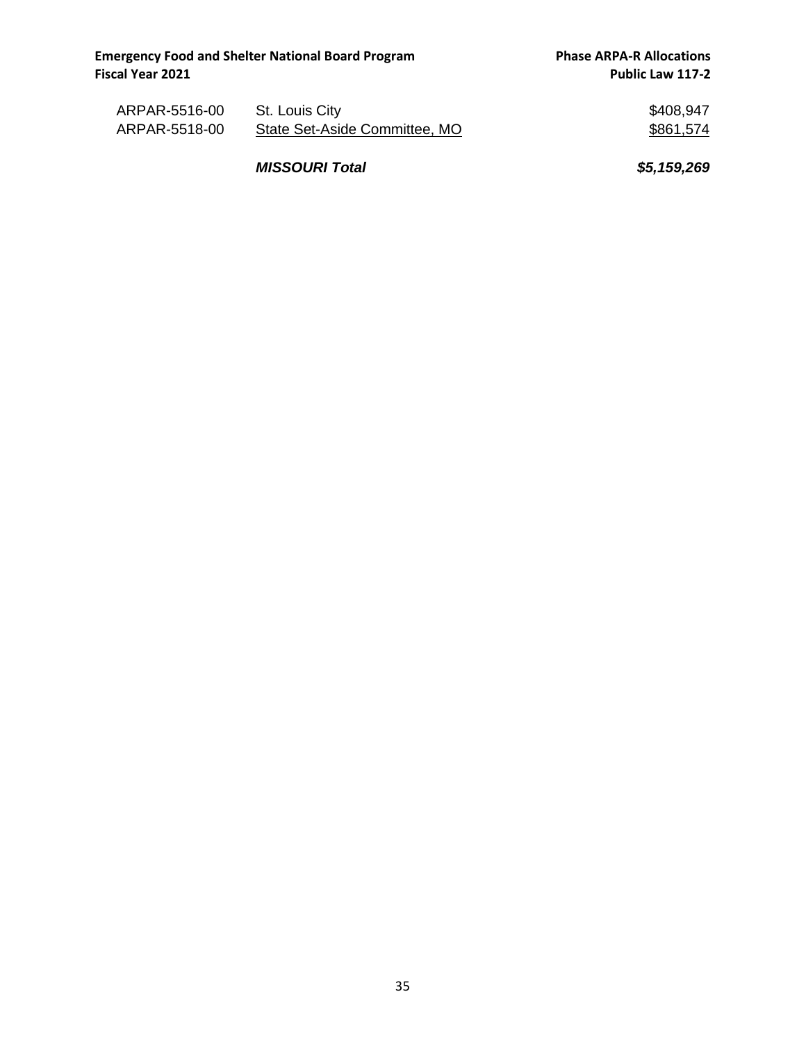| | | |
|---|---|---|
| ARPAR-5516-00 | St. Louis City | \$408,947 |
| ARPAR-5518-00 | State Set-Aside Committee, MO | \$861,574 |
| | ***MISSOURI Total*** | ***\$5,159,269*** |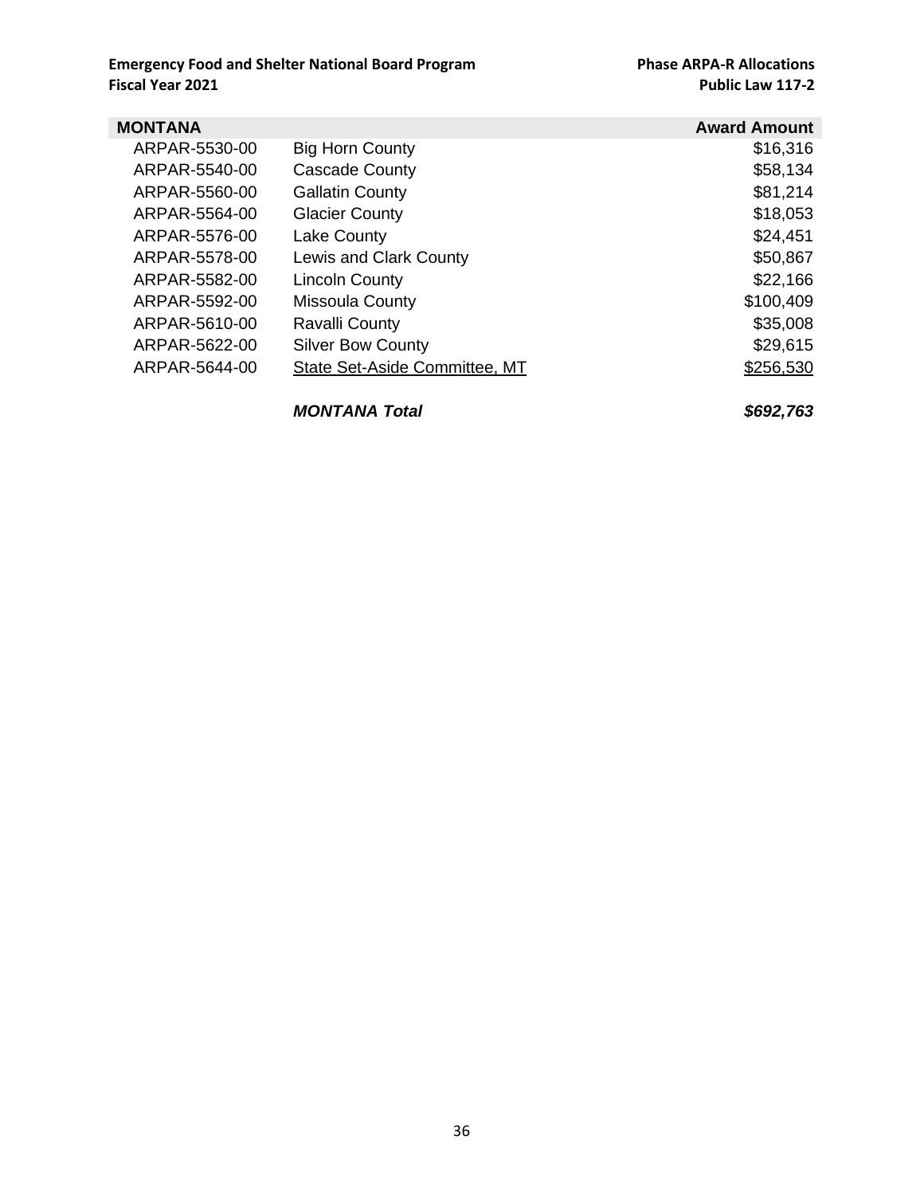| MONTANA | | Award Amount |
|---|---|---|
| ARPAR-5530-00 | Big Horn County | $16,316 |
| ARPAR-5540-00 | Cascade County | $58,134 |
| ARPAR-5560-00 | Gallatin County | $81,214 |
| ARPAR-5564-00 | Glacier County | $18,053 |
| ARPAR-5576-00 | Lake County | $24,451 |
| ARPAR-5578-00 | Lewis and Clark County | $50,867 |
| ARPAR-5582-00 | Lincoln County | $22,166 |
| ARPAR-5592-00 | Missoula County | $100,409 |
| ARPAR-5610-00 | Ravalli County | $35,008 |
| ARPAR-5622-00 | Silver Bow County | $29,615 |
| ARPAR-5644-00 | State Set-Aside Committee, MT | $256,530 |
| | ***MONTANA Total*** | ***$692,763*** |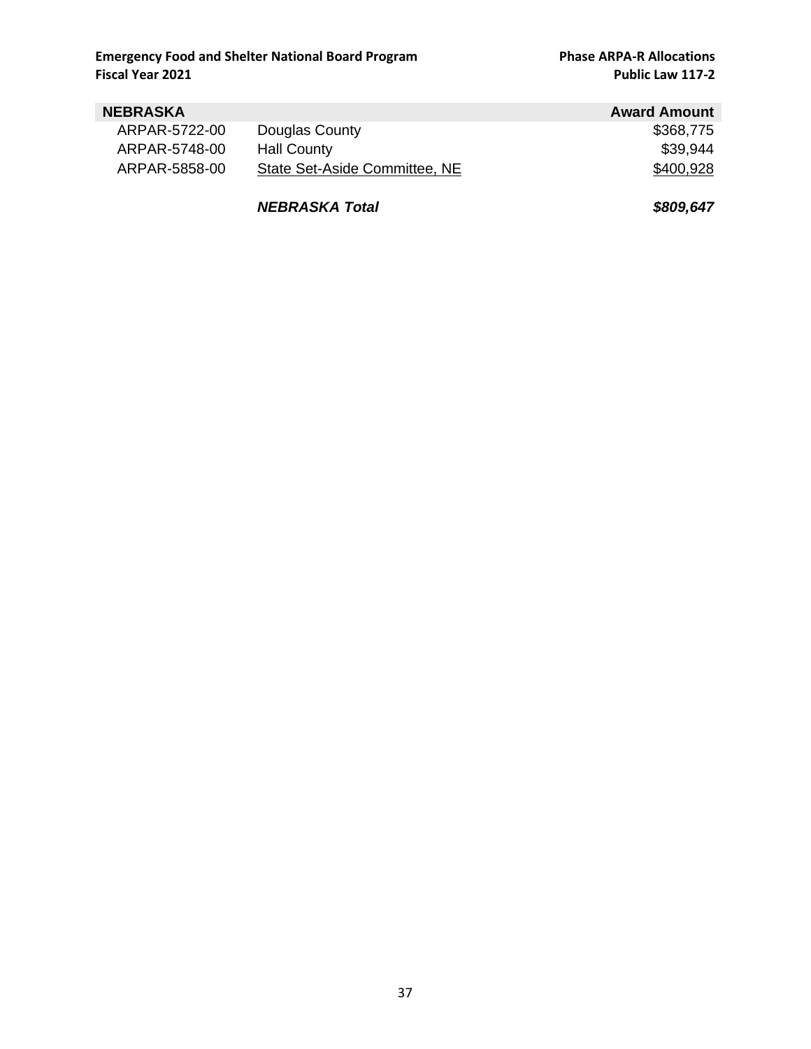| NEBRASKA | | Award Amount |
|---|---|---|
| ARPAR-5722-00 | Douglas County | $368,775 |
| ARPAR-5748-00 | Hall County | $39,944 |
| ARPAR-5858-00 | State Set-Aside Committee, NE | $400,928 |
| | ***NEBRASKA Total*** | ***$809,647*** |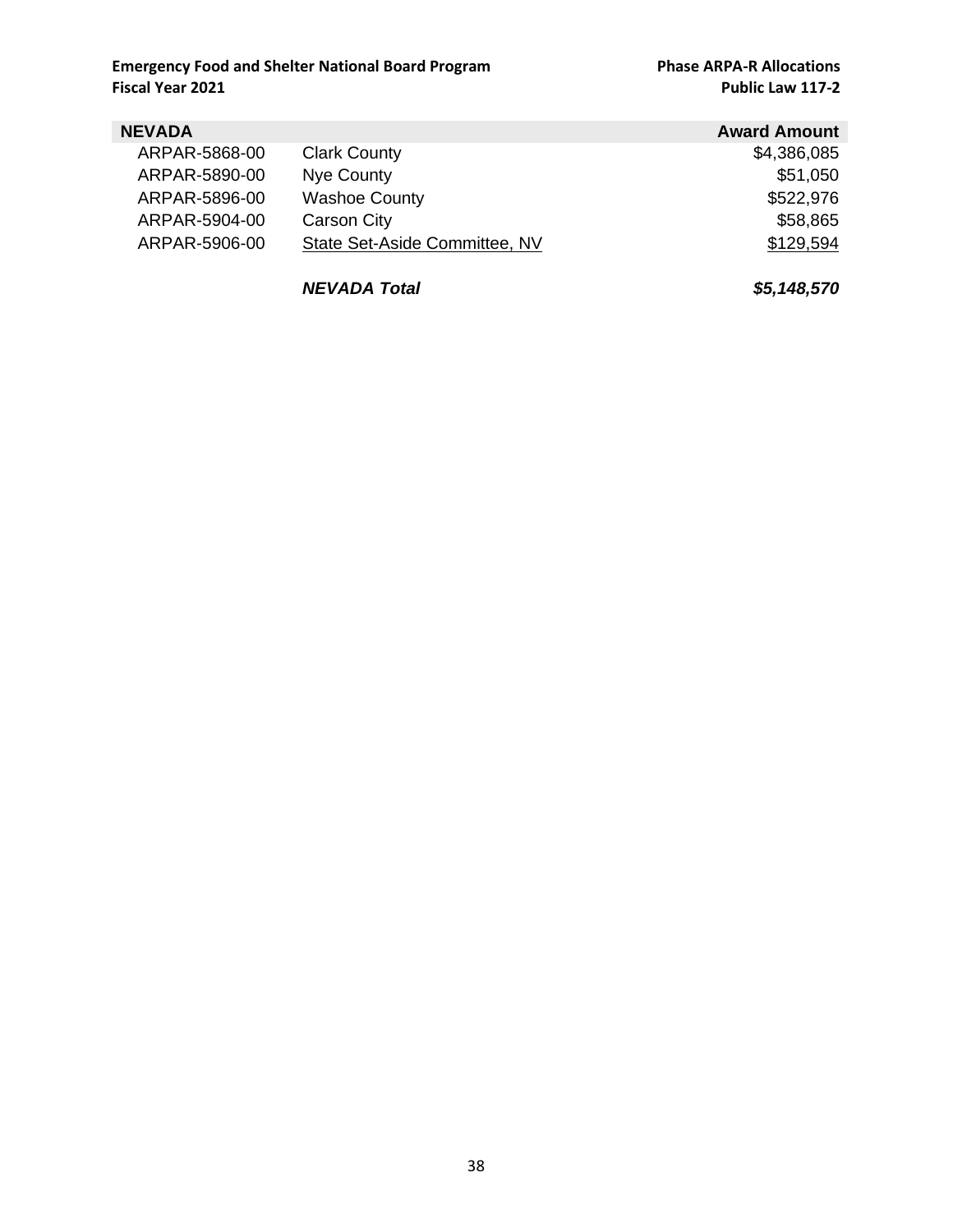| NEVADA | | Award Amount |
| --- | --- | --- |
| ARPAR-5868-00 | Clark County | $4,386,085 |
| ARPAR-5890-00 | Nye County | $51,050 |
| ARPAR-5896-00 | Washoe County | $522,976 |
| ARPAR-5904-00 | Carson City | $58,865 |
| ARPAR-5906-00 | State Set-Aside Committee, NV | $129,594 |
| | ***NEVADA Total*** | ***$5,148,570*** |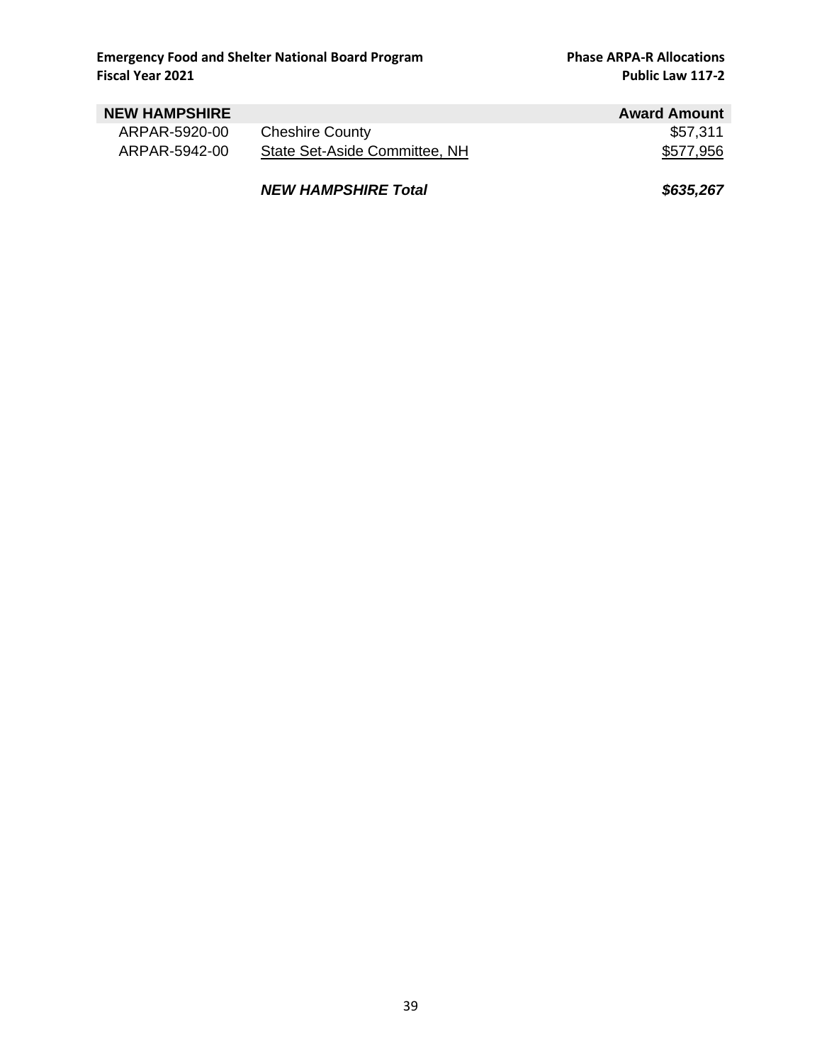| NEW HAMPSHIRE | | Award Amount |
|---|---|---|
| ARPAR-5920-00 | Cheshire County | $57,311 |
| ARPAR-5942-00 | State Set-Aside Committee, NH | $577,956 |
| | ***NEW HAMPSHIRE Total*** | ***$635,267*** |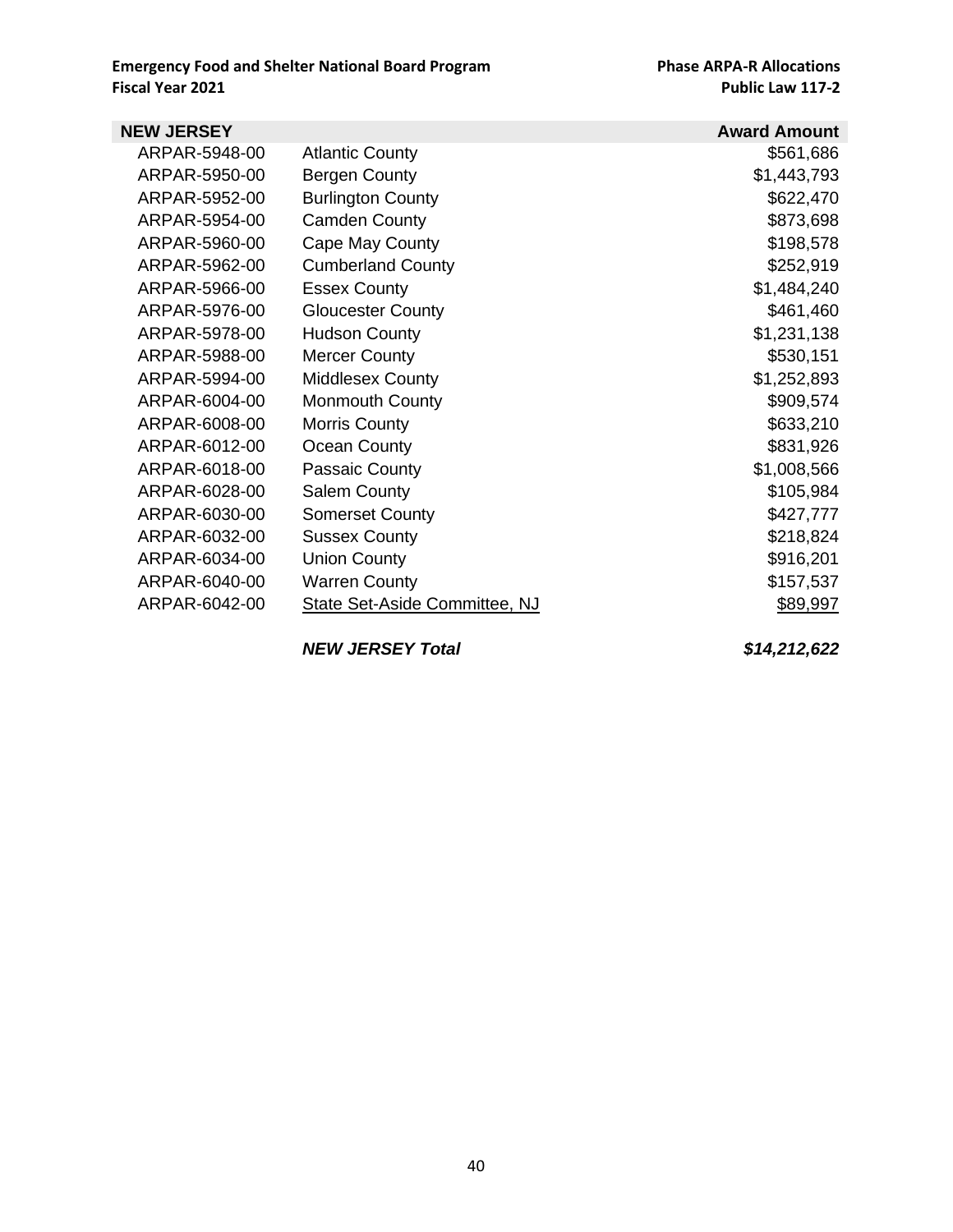| NEW JERSEY | | Award Amount |
|---|---|---|
| ARPAR-5948-00 | Atlantic County | $561,686 |
| ARPAR-5950-00 | Bergen County | $1,443,793 |
| ARPAR-5952-00 | Burlington County | $622,470 |
| ARPAR-5954-00 | Camden County | $873,698 |
| ARPAR-5960-00 | Cape May County | $198,578 |
| ARPAR-5962-00 | Cumberland County | $252,919 |
| ARPAR-5966-00 | Essex County | $1,484,240 |
| ARPAR-5976-00 | Gloucester County | $461,460 |
| ARPAR-5978-00 | Hudson County | $1,231,138 |
| ARPAR-5988-00 | Mercer County | $530,151 |
| ARPAR-5994-00 | Middlesex County | $1,252,893 |
| ARPAR-6004-00 | Monmouth County | $909,574 |
| ARPAR-6008-00 | Morris County | $633,210 |
| ARPAR-6012-00 | Ocean County | $831,926 |
| ARPAR-6018-00 | Passaic County | $1,008,566 |
| ARPAR-6028-00 | Salem County | $105,984 |
| ARPAR-6030-00 | Somerset County | $427,777 |
| ARPAR-6032-00 | Sussex County | $218,824 |
| ARPAR-6034-00 | Union County | $916,201 |
| ARPAR-6040-00 | Warren County | $157,537 |
| ARPAR-6042-00 | State Set-Aside Committee, NJ | $89,997 |
| | ***NEW JERSEY Total*** | ***$14,212,622*** |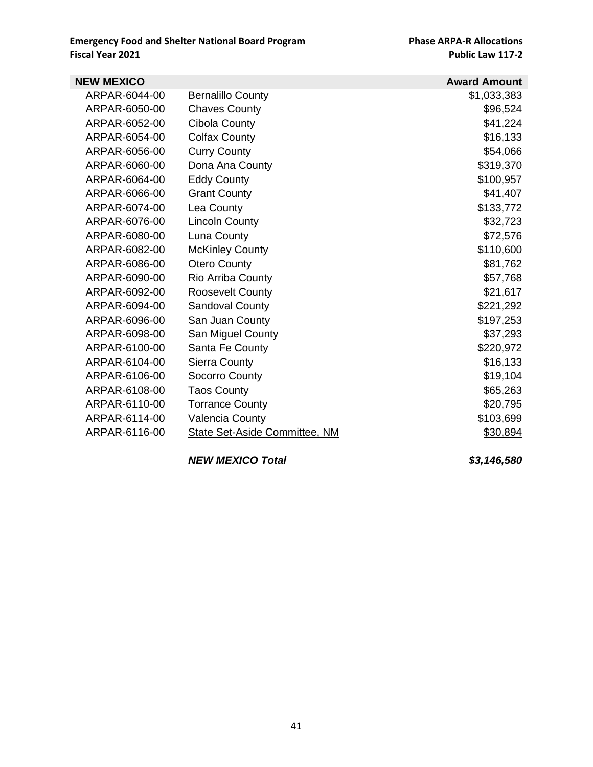| NEW MEXICO | | Award Amount |
|---|---|---|
| ARPAR-6044-00 | Bernalillo County | $1,033,383 |
| ARPAR-6050-00 | Chaves County | $96,524 |
| ARPAR-6052-00 | Cibola County | $41,224 |
| ARPAR-6054-00 | Colfax County | $16,133 |
| ARPAR-6056-00 | Curry County | $54,066 |
| ARPAR-6060-00 | Dona Ana County | $319,370 |
| ARPAR-6064-00 | Eddy County | $100,957 |
| ARPAR-6066-00 | Grant County | $41,407 |
| ARPAR-6074-00 | Lea County | $133,772 |
| ARPAR-6076-00 | Lincoln County | $32,723 |
| ARPAR-6080-00 | Luna County | $72,576 |
| ARPAR-6082-00 | McKinley County | $110,600 |
| ARPAR-6086-00 | Otero County | $81,762 |
| ARPAR-6090-00 | Rio Arriba County | $57,768 |
| ARPAR-6092-00 | Roosevelt County | $21,617 |
| ARPAR-6094-00 | Sandoval County | $221,292 |
| ARPAR-6096-00 | San Juan County | $197,253 |
| ARPAR-6098-00 | San Miguel County | $37,293 |
| ARPAR-6100-00 | Santa Fe County | $220,972 |
| ARPAR-6104-00 | Sierra County | $16,133 |
| ARPAR-6106-00 | Socorro County | $19,104 |
| ARPAR-6108-00 | Taos County | $65,263 |
| ARPAR-6110-00 | Torrance County | $20,795 |
| ARPAR-6114-00 | Valencia County | $103,699 |
| ARPAR-6116-00 | State Set-Aside Committee, NM | $30,894 |
| | ***NEW MEXICO Total*** | ***$3,146,580*** |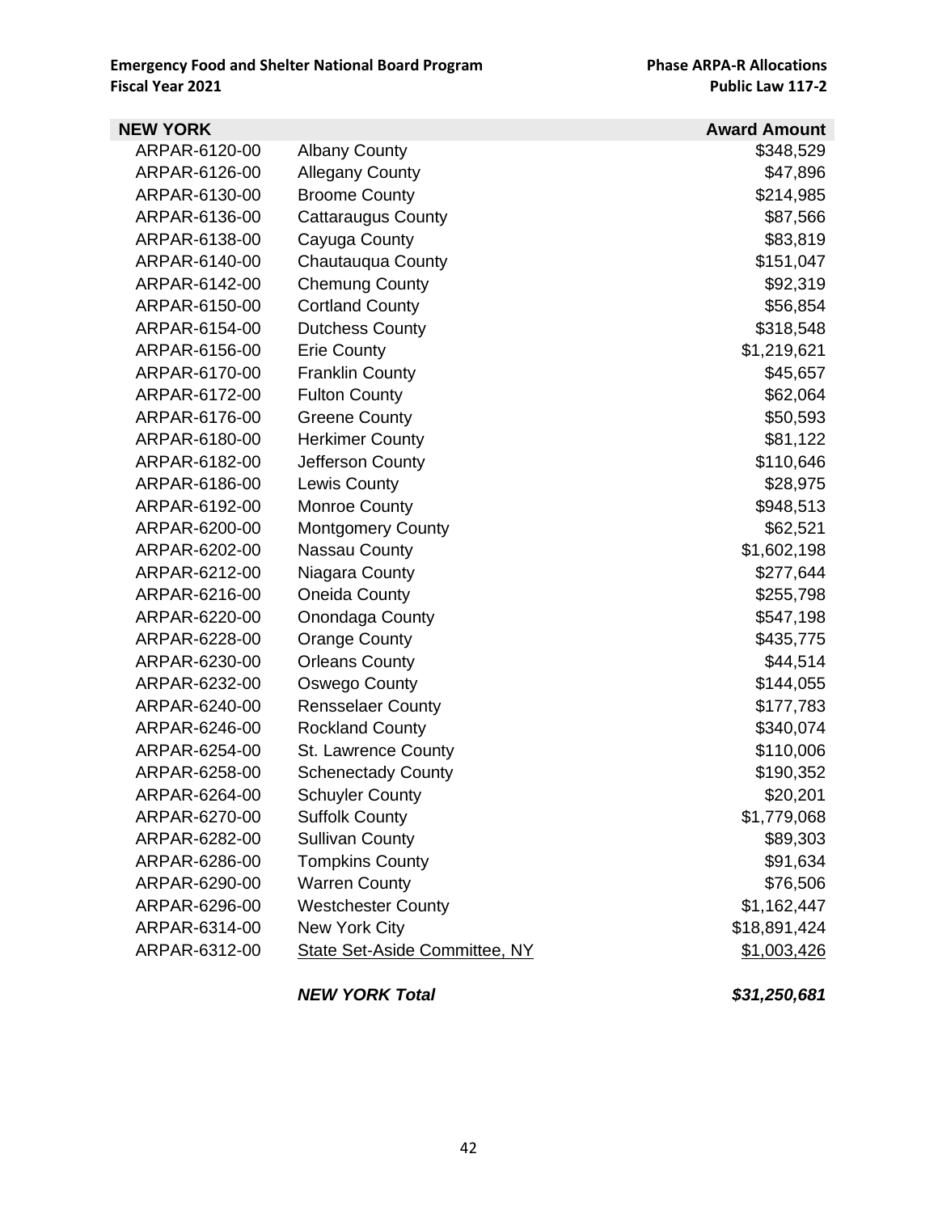**Emergency Food and Shelter National Board Program**
**Fiscal Year 2021**

**Phase ARPA-R Allocations**
**Public Law 117-2**

| **NEW YORK** | | **Award Amount** |
|---|---|---|
| ARPAR-6120-00 | Albany County | $348,529 |
| ARPAR-6126-00 | Allegany County | $47,896 |
| ARPAR-6130-00 | Broome County | $214,985 |
| ARPAR-6136-00 | Cattaraugus County | $87,566 |
| ARPAR-6138-00 | Cayuga County | $83,819 |
| ARPAR-6140-00 | Chautauqua County | $151,047 |
| ARPAR-6142-00 | Chemung County | $92,319 |
| ARPAR-6150-00 | Cortland County | $56,854 |
| ARPAR-6154-00 | Dutchess County | $318,548 |
| ARPAR-6156-00 | Erie County | $1,219,621 |
| ARPAR-6170-00 | Franklin County | $45,657 |
| ARPAR-6172-00 | Fulton County | $62,064 |
| ARPAR-6176-00 | Greene County | $50,593 |
| ARPAR-6180-00 | Herkimer County | $81,122 |
| ARPAR-6182-00 | Jefferson County | $110,646 |
| ARPAR-6186-00 | Lewis County | $28,975 |
| ARPAR-6192-00 | Monroe County | $948,513 |
| ARPAR-6200-00 | Montgomery County | $62,521 |
| ARPAR-6202-00 | Nassau County | $1,602,198 |
| ARPAR-6212-00 | Niagara County | $277,644 |
| ARPAR-6216-00 | Oneida County | $255,798 |
| ARPAR-6220-00 | Onondaga County | $547,198 |
| ARPAR-6228-00 | Orange County | $435,775 |
| ARPAR-6230-00 | Orleans County | $44,514 |
| ARPAR-6232-00 | Oswego County | $144,055 |
| ARPAR-6240-00 | Rensselaer County | $177,783 |
| ARPAR-6246-00 | Rockland County | $340,074 |
| ARPAR-6254-00 | St. Lawrence County | $110,006 |
| ARPAR-6258-00 | Schenectady County | $190,352 |
| ARPAR-6264-00 | Schuyler County | $20,201 |
| ARPAR-6270-00 | Suffolk County | $1,779,068 |
| ARPAR-6282-00 | Sullivan County | $89,303 |
| ARPAR-6286-00 | Tompkins County | $91,634 |
| ARPAR-6290-00 | Warren County | $76,506 |
| ARPAR-6296-00 | Westchester County | $1,162,447 |
| ARPAR-6314-00 | New York City | $18,891,424 |
| ARPAR-6312-00 | State Set-Aside Committee, NY | $1,003,426 |
| | ***NEW YORK Total*** | ***$31,250,681*** |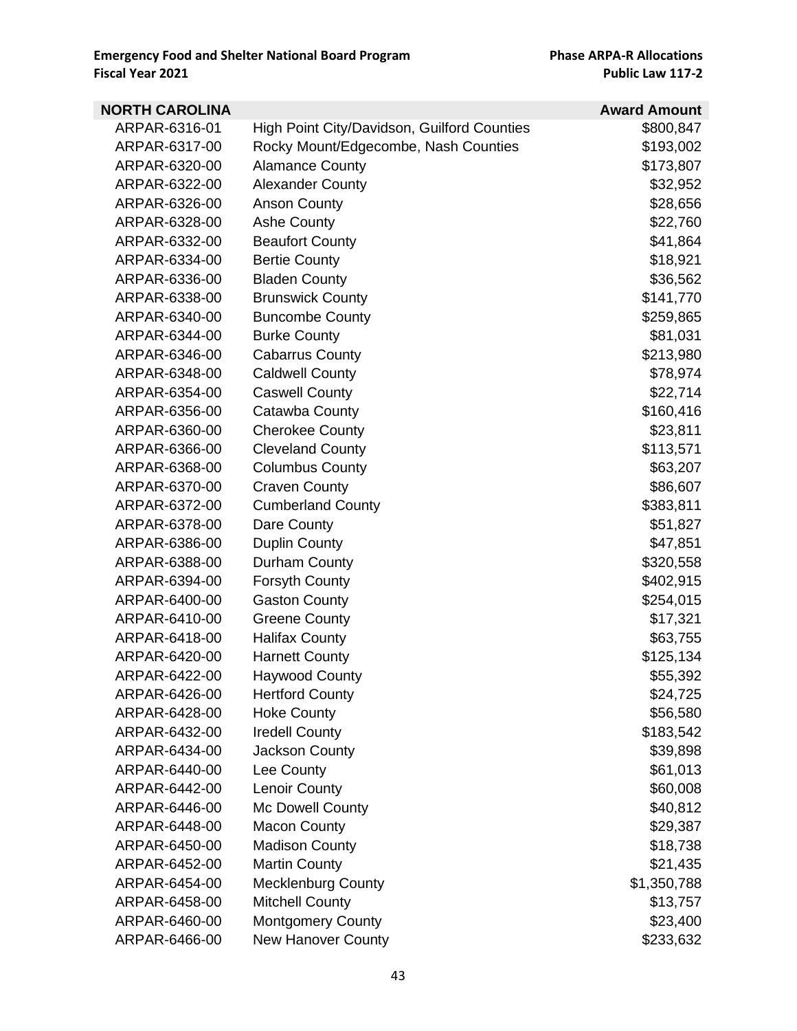| NORTH CAROLINA | | Award Amount |
|---|---|---|
| ARPAR-6316-01 | High Point City/Davidson, Guilford Counties | $800,847 |
| ARPAR-6317-00 | Rocky Mount/Edgecombe, Nash Counties | $193,002 |
| ARPAR-6320-00 | Alamance County | $173,807 |
| ARPAR-6322-00 | Alexander County | $32,952 |
| ARPAR-6326-00 | Anson County | $28,656 |
| ARPAR-6328-00 | Ashe County | $22,760 |
| ARPAR-6332-00 | Beaufort County | $41,864 |
| ARPAR-6334-00 | Bertie County | $18,921 |
| ARPAR-6336-00 | Bladen County | $36,562 |
| ARPAR-6338-00 | Brunswick County | $141,770 |
| ARPAR-6340-00 | Buncombe County | $259,865 |
| ARPAR-6344-00 | Burke County | $81,031 |
| ARPAR-6346-00 | Cabarrus County | $213,980 |
| ARPAR-6348-00 | Caldwell County | $78,974 |
| ARPAR-6354-00 | Caswell County | $22,714 |
| ARPAR-6356-00 | Catawba County | $160,416 |
| ARPAR-6360-00 | Cherokee County | $23,811 |
| ARPAR-6366-00 | Cleveland County | $113,571 |
| ARPAR-6368-00 | Columbus County | $63,207 |
| ARPAR-6370-00 | Craven County | $86,607 |
| ARPAR-6372-00 | Cumberland County | $383,811 |
| ARPAR-6378-00 | Dare County | $51,827 |
| ARPAR-6386-00 | Duplin County | $47,851 |
| ARPAR-6388-00 | Durham County | $320,558 |
| ARPAR-6394-00 | Forsyth County | $402,915 |
| ARPAR-6400-00 | Gaston County | $254,015 |
| ARPAR-6410-00 | Greene County | $17,321 |
| ARPAR-6418-00 | Halifax County | $63,755 |
| ARPAR-6420-00 | Harnett County | $125,134 |
| ARPAR-6422-00 | Haywood County | $55,392 |
| ARPAR-6426-00 | Hertford County | $24,725 |
| ARPAR-6428-00 | Hoke County | $56,580 |
| ARPAR-6432-00 | Iredell County | $183,542 |
| ARPAR-6434-00 | Jackson County | $39,898 |
| ARPAR-6440-00 | Lee County | $61,013 |
| ARPAR-6442-00 | Lenoir County | $60,008 |
| ARPAR-6446-00 | Mc Dowell County | $40,812 |
| ARPAR-6448-00 | Macon County | $29,387 |
| ARPAR-6450-00 | Madison County | $18,738 |
| ARPAR-6452-00 | Martin County | $21,435 |
| ARPAR-6454-00 | Mecklenburg County | $1,350,788 |
| ARPAR-6458-00 | Mitchell County | $13,757 |
| ARPAR-6460-00 | Montgomery County | $23,400 |
| ARPAR-6466-00 | New Hanover County | $233,632 |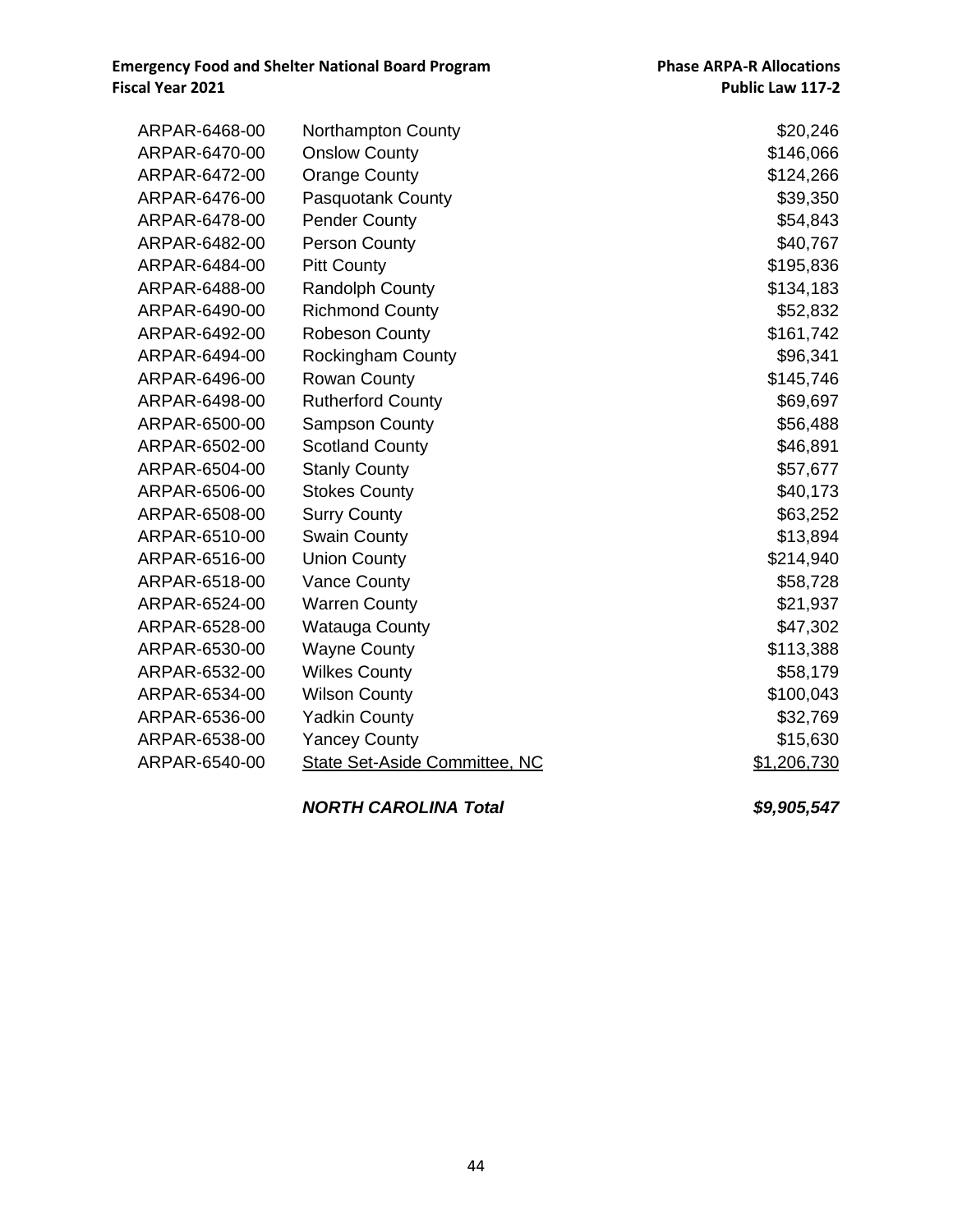| | | |
|---|---|---|
| ARPAR-6468-00 | Northampton County | $20,246 |
| ARPAR-6470-00 | Onslow County | $146,066 |
| ARPAR-6472-00 | Orange County | $124,266 |
| ARPAR-6476-00 | Pasquotank County | $39,350 |
| ARPAR-6478-00 | Pender County | $54,843 |
| ARPAR-6482-00 | Person County | $40,767 |
| ARPAR-6484-00 | Pitt County | $195,836 |
| ARPAR-6488-00 | Randolph County | $134,183 |
| ARPAR-6490-00 | Richmond County | $52,832 |
| ARPAR-6492-00 | Robeson County | $161,742 |
| ARPAR-6494-00 | Rockingham County | $96,341 |
| ARPAR-6496-00 | Rowan County | $145,746 |
| ARPAR-6498-00 | Rutherford County | $69,697 |
| ARPAR-6500-00 | Sampson County | $56,488 |
| ARPAR-6502-00 | Scotland County | $46,891 |
| ARPAR-6504-00 | Stanly County | $57,677 |
| ARPAR-6506-00 | Stokes County | $40,173 |
| ARPAR-6508-00 | Surry County | $63,252 |
| ARPAR-6510-00 | Swain County | $13,894 |
| ARPAR-6516-00 | Union County | $214,940 |
| ARPAR-6518-00 | Vance County | $58,728 |
| ARPAR-6524-00 | Warren County | $21,937 |
| ARPAR-6528-00 | Watauga County | $47,302 |
| ARPAR-6530-00 | Wayne County | $113,388 |
| ARPAR-6532-00 | Wilkes County | $58,179 |
| ARPAR-6534-00 | Wilson County | $100,043 |
| ARPAR-6536-00 | Yadkin County | $32,769 |
| ARPAR-6538-00 | Yancey County | $15,630 |
| ARPAR-6540-00 | State Set-Aside Committee, NC | $1,206,730 |
| | ***NORTH CAROLINA Total*** | ***$9,905,547*** |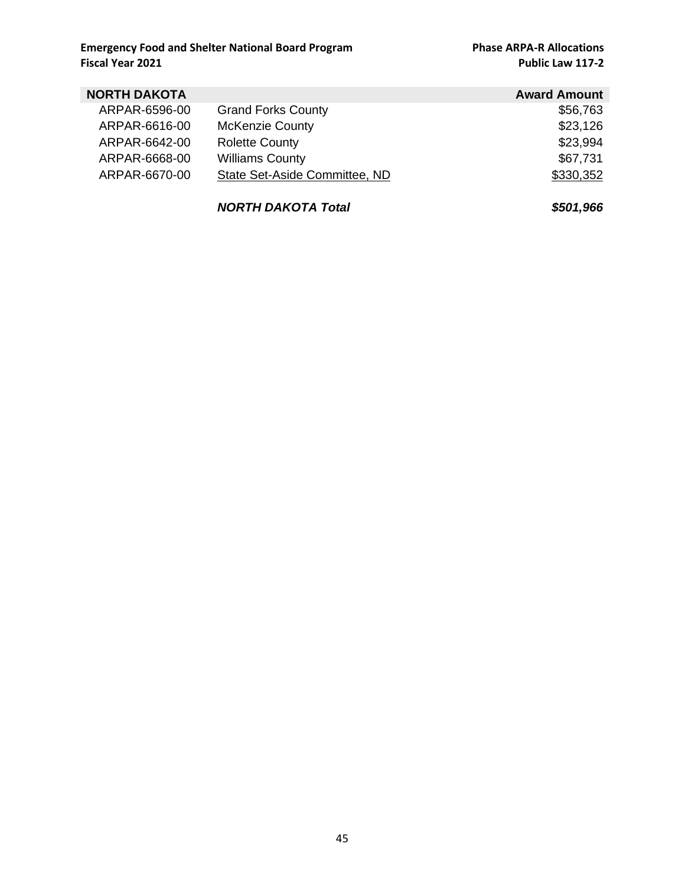| NORTH DAKOTA | | Award Amount |
|---|---|---|
| ARPAR-6596-00 | Grand Forks County | $56,763 |
| ARPAR-6616-00 | McKenzie County | $23,126 |
| ARPAR-6642-00 | Rolette County | $23,994 |
| ARPAR-6668-00 | Williams County | $67,731 |
| ARPAR-6670-00 | State Set-Aside Committee, ND | $330,352 |
| | ***NORTH DAKOTA Total*** | ***$501,966*** |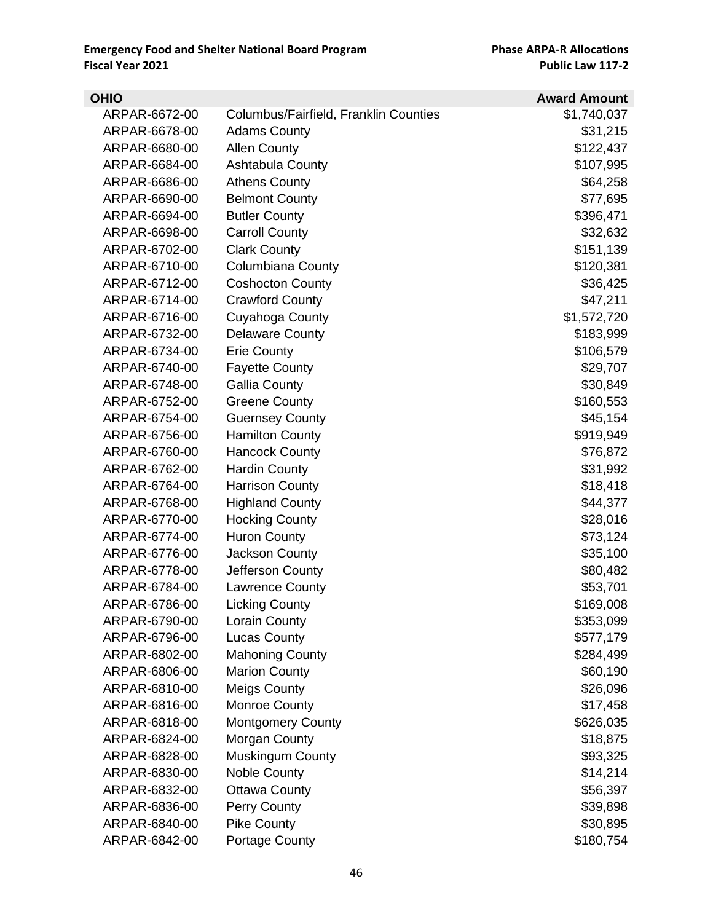**Emergency Food and Shelter National Board Program**
**Fiscal Year 2021**

**Phase ARPA-R Allocations**
**Public Law 117-2**

| OHIO | | Award Amount |
|---|---|---|
| ARPAR-6672-00 | Columbus/Fairfield, Franklin Counties | $1,740,037 |
| ARPAR-6678-00 | Adams County | $31,215 |
| ARPAR-6680-00 | Allen County | $122,437 |
| ARPAR-6684-00 | Ashtabula County | $107,995 |
| ARPAR-6686-00 | Athens County | $64,258 |
| ARPAR-6690-00 | Belmont County | $77,695 |
| ARPAR-6694-00 | Butler County | $396,471 |
| ARPAR-6698-00 | Carroll County | $32,632 |
| ARPAR-6702-00 | Clark County | $151,139 |
| ARPAR-6710-00 | Columbiana County | $120,381 |
| ARPAR-6712-00 | Coshocton County | $36,425 |
| ARPAR-6714-00 | Crawford County | $47,211 |
| ARPAR-6716-00 | Cuyahoga County | $1,572,720 |
| ARPAR-6732-00 | Delaware County | $183,999 |
| ARPAR-6734-00 | Erie County | $106,579 |
| ARPAR-6740-00 | Fayette County | $29,707 |
| ARPAR-6748-00 | Gallia County | $30,849 |
| ARPAR-6752-00 | Greene County | $160,553 |
| ARPAR-6754-00 | Guernsey County | $45,154 |
| ARPAR-6756-00 | Hamilton County | $919,949 |
| ARPAR-6760-00 | Hancock County | $76,872 |
| ARPAR-6762-00 | Hardin County | $31,992 |
| ARPAR-6764-00 | Harrison County | $18,418 |
| ARPAR-6768-00 | Highland County | $44,377 |
| ARPAR-6770-00 | Hocking County | $28,016 |
| ARPAR-6774-00 | Huron County | $73,124 |
| ARPAR-6776-00 | Jackson County | $35,100 |
| ARPAR-6778-00 | Jefferson County | $80,482 |
| ARPAR-6784-00 | Lawrence County | $53,701 |
| ARPAR-6786-00 | Licking County | $169,008 |
| ARPAR-6790-00 | Lorain County | $353,099 |
| ARPAR-6796-00 | Lucas County | $577,179 |
| ARPAR-6802-00 | Mahoning County | $284,499 |
| ARPAR-6806-00 | Marion County | $60,190 |
| ARPAR-6810-00 | Meigs County | $26,096 |
| ARPAR-6816-00 | Monroe County | $17,458 |
| ARPAR-6818-00 | Montgomery County | $626,035 |
| ARPAR-6824-00 | Morgan County | $18,875 |
| ARPAR-6828-00 | Muskingum County | $93,325 |
| ARPAR-6830-00 | Noble County | $14,214 |
| ARPAR-6832-00 | Ottawa County | $56,397 |
| ARPAR-6836-00 | Perry County | $39,898 |
| ARPAR-6840-00 | Pike County | $30,895 |
| ARPAR-6842-00 | Portage County | $180,754 |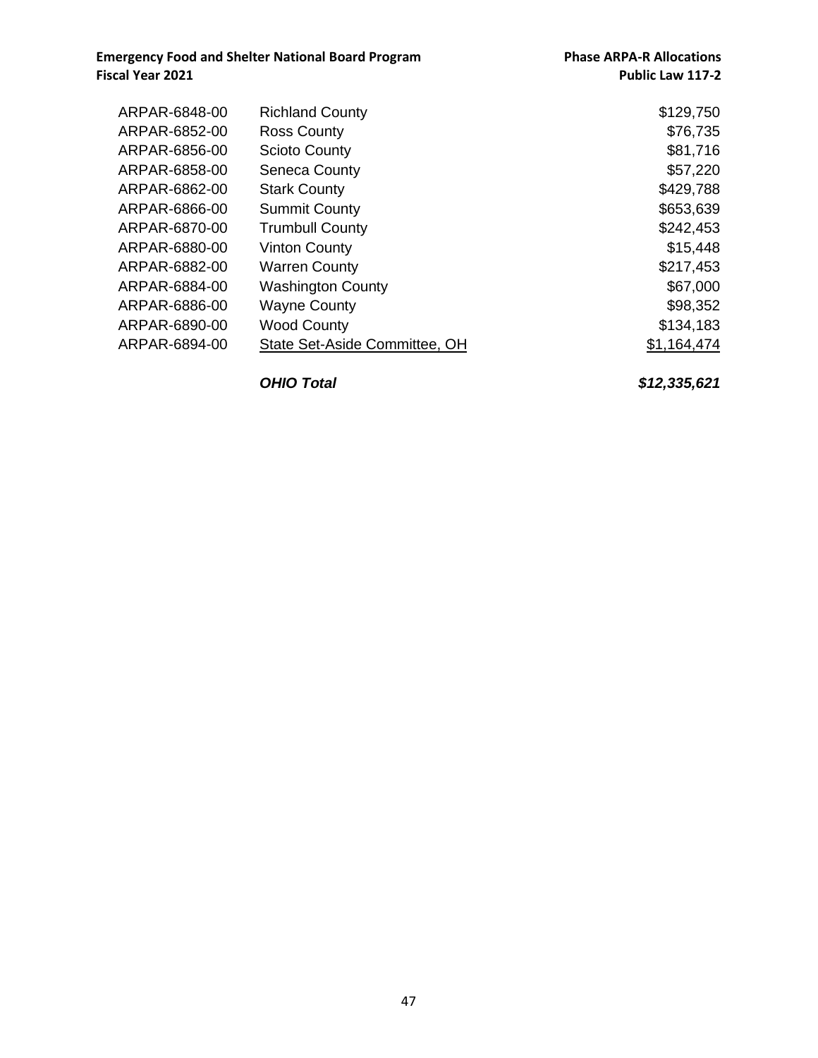| | | |
|---|---|---|
| ARPAR-6848-00 | Richland County | $129,750 |
| ARPAR-6852-00 | Ross County | $76,735 |
| ARPAR-6856-00 | Scioto County | $81,716 |
| ARPAR-6858-00 | Seneca County | $57,220 |
| ARPAR-6862-00 | Stark County | $429,788 |
| ARPAR-6866-00 | Summit County | $653,639 |
| ARPAR-6870-00 | Trumbull County | $242,453 |
| ARPAR-6880-00 | Vinton County | $15,448 |
| ARPAR-6882-00 | Warren County | $217,453 |
| ARPAR-6884-00 | Washington County | $67,000 |
| ARPAR-6886-00 | Wayne County | $98,352 |
| ARPAR-6890-00 | Wood County | $134,183 |
| ARPAR-6894-00 | State Set-Aside Committee, OH | $1,164,474 |
| | ***OHIO Total*** | ***$12,335,621*** |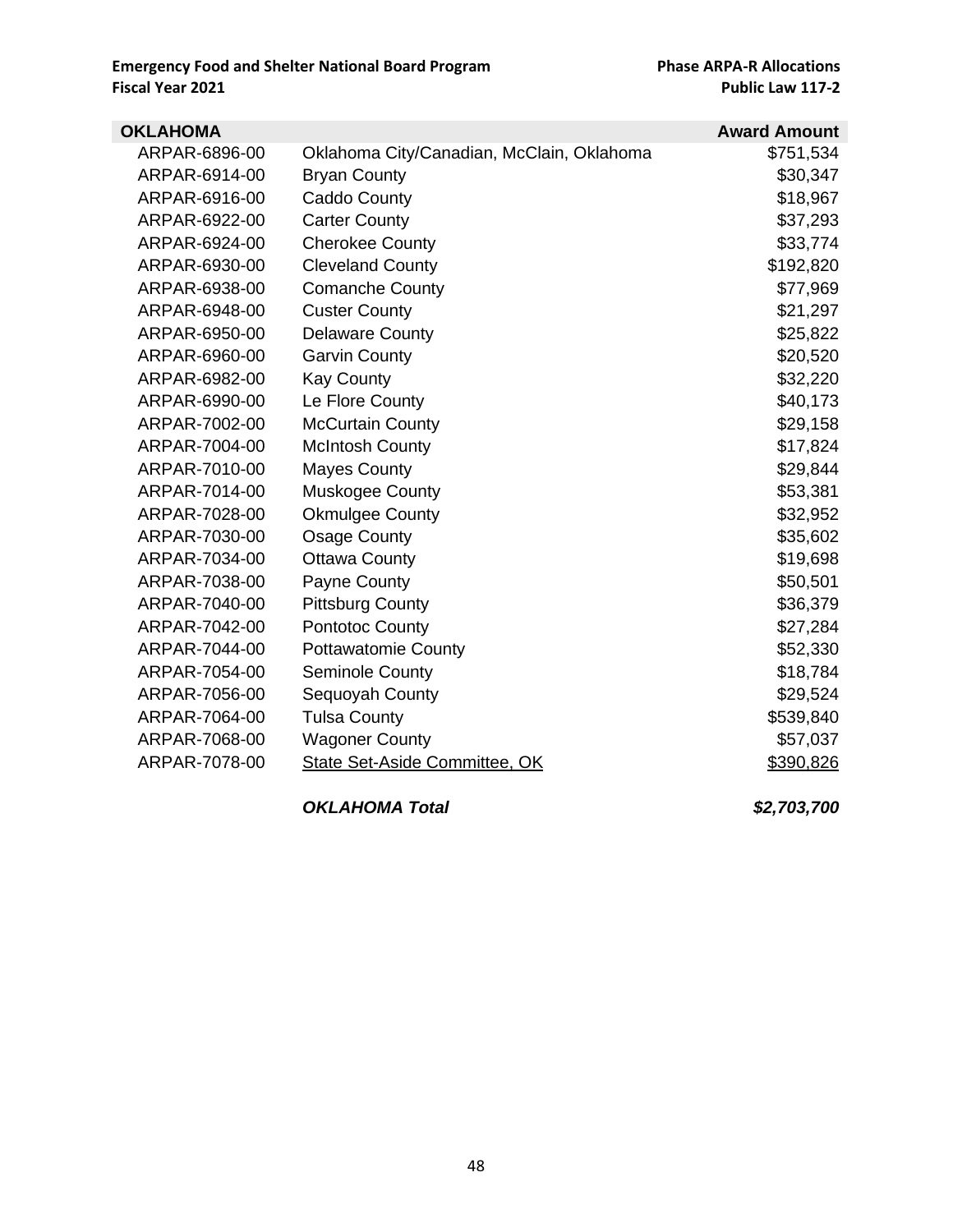| OKLAHOMA | | Award Amount |
|---|---|---|
| ARPAR-6896-00 | Oklahoma City/Canadian, McClain, Oklahoma | $751,534 |
| ARPAR-6914-00 | Bryan County | $30,347 |
| ARPAR-6916-00 | Caddo County | $18,967 |
| ARPAR-6922-00 | Carter County | $37,293 |
| ARPAR-6924-00 | Cherokee County | $33,774 |
| ARPAR-6930-00 | Cleveland County | $192,820 |
| ARPAR-6938-00 | Comanche County | $77,969 |
| ARPAR-6948-00 | Custer County | $21,297 |
| ARPAR-6950-00 | Delaware County | $25,822 |
| ARPAR-6960-00 | Garvin County | $20,520 |
| ARPAR-6982-00 | Kay County | $32,220 |
| ARPAR-6990-00 | Le Flore County | $40,173 |
| ARPAR-7002-00 | McCurtain County | $29,158 |
| ARPAR-7004-00 | McIntosh County | $17,824 |
| ARPAR-7010-00 | Mayes County | $29,844 |
| ARPAR-7014-00 | Muskogee County | $53,381 |
| ARPAR-7028-00 | Okmulgee County | $32,952 |
| ARPAR-7030-00 | Osage County | $35,602 |
| ARPAR-7034-00 | Ottawa County | $19,698 |
| ARPAR-7038-00 | Payne County | $50,501 |
| ARPAR-7040-00 | Pittsburg County | $36,379 |
| ARPAR-7042-00 | Pontotoc County | $27,284 |
| ARPAR-7044-00 | Pottawatomie County | $52,330 |
| ARPAR-7054-00 | Seminole County | $18,784 |
| ARPAR-7056-00 | Sequoyah County | $29,524 |
| ARPAR-7064-00 | Tulsa County | $539,840 |
| ARPAR-7068-00 | Wagoner County | $57,037 |
| ARPAR-7078-00 | State Set-Aside Committee, OK | $390,826 |
| | ***OKLAHOMA Total*** | ***$2,703,700*** |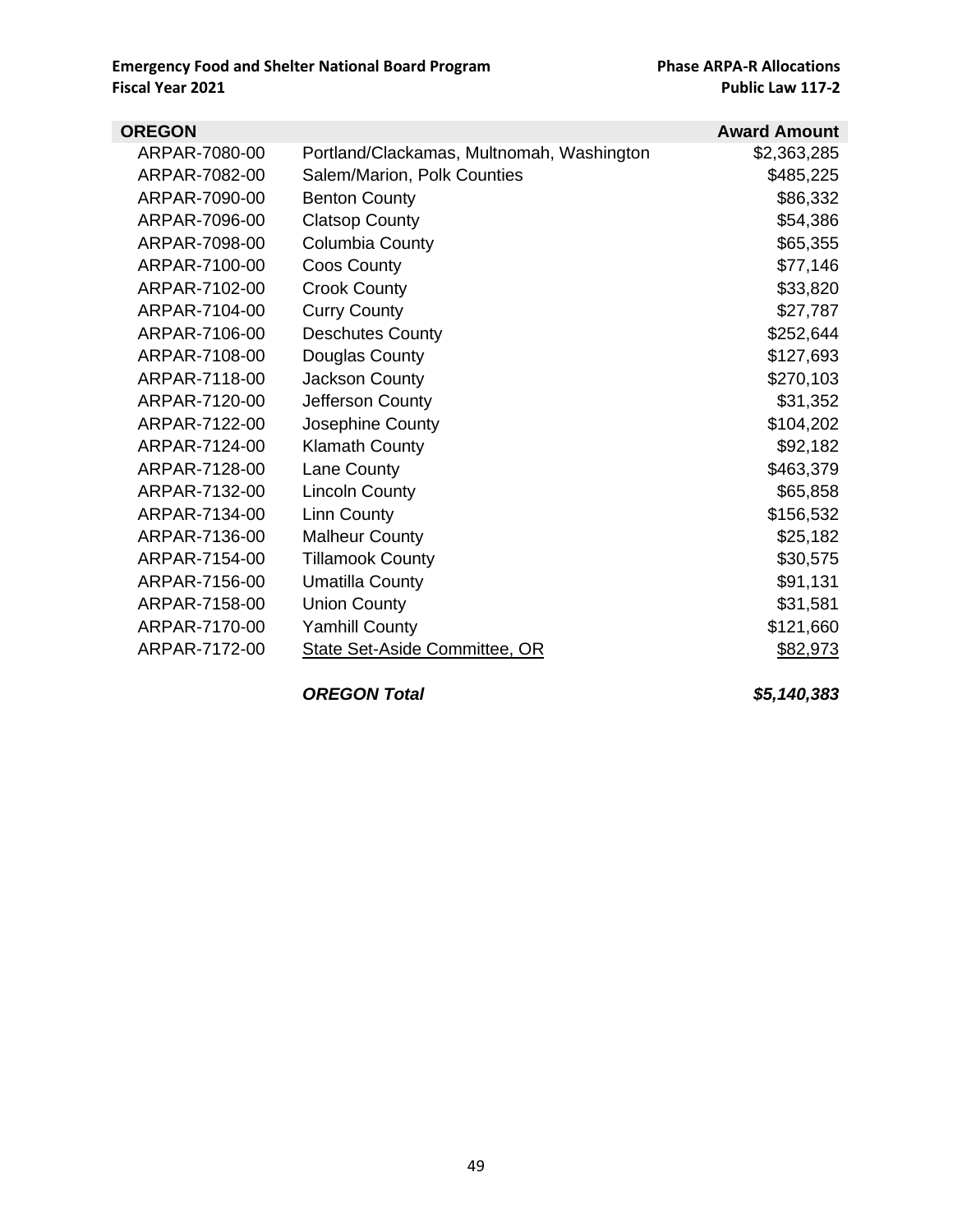**Emergency Food and Shelter National Board Program**
**Fiscal Year 2021**

**Phase ARPA-R Allocations**
**Public Law 117-2**

| OREGON | | Award Amount |
|---|---|---|
| ARPAR-7080-00 | Portland/Clackamas, Multnomah, Washington | $2,363,285 |
| ARPAR-7082-00 | Salem/Marion, Polk Counties | $485,225 |
| ARPAR-7090-00 | Benton County | $86,332 |
| ARPAR-7096-00 | Clatsop County | $54,386 |
| ARPAR-7098-00 | Columbia County | $65,355 |
| ARPAR-7100-00 | Coos County | $77,146 |
| ARPAR-7102-00 | Crook County | $33,820 |
| ARPAR-7104-00 | Curry County | $27,787 |
| ARPAR-7106-00 | Deschutes County | $252,644 |
| ARPAR-7108-00 | Douglas County | $127,693 |
| ARPAR-7118-00 | Jackson County | $270,103 |
| ARPAR-7120-00 | Jefferson County | $31,352 |
| ARPAR-7122-00 | Josephine County | $104,202 |
| ARPAR-7124-00 | Klamath County | $92,182 |
| ARPAR-7128-00 | Lane County | $463,379 |
| ARPAR-7132-00 | Lincoln County | $65,858 |
| ARPAR-7134-00 | Linn County | $156,532 |
| ARPAR-7136-00 | Malheur County | $25,182 |
| ARPAR-7154-00 | Tillamook County | $30,575 |
| ARPAR-7156-00 | Umatilla County | $91,131 |
| ARPAR-7158-00 | Union County | $31,581 |
| ARPAR-7170-00 | Yamhill County | $121,660 |
| ARPAR-7172-00 | State Set-Aside Committee, OR | $82,973 |
| | ***OREGON Total*** | ***$5,140,383*** |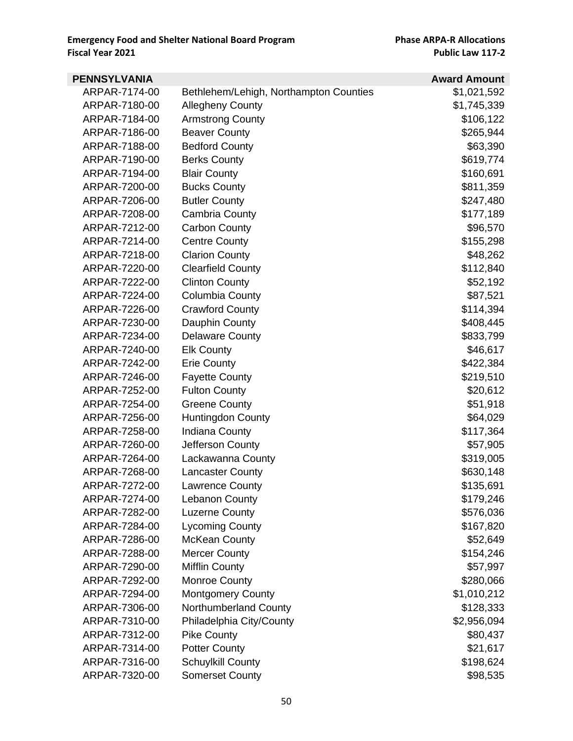| PENNSYLVANIA | | Award Amount |
|---|---|---|
| ARPAR-7174-00 | Bethlehem/Lehigh, Northampton Counties | $1,021,592 |
| ARPAR-7180-00 | Allegheny County | $1,745,339 |
| ARPAR-7184-00 | Armstrong County | $106,122 |
| ARPAR-7186-00 | Beaver County | $265,944 |
| ARPAR-7188-00 | Bedford County | $63,390 |
| ARPAR-7190-00 | Berks County | $619,774 |
| ARPAR-7194-00 | Blair County | $160,691 |
| ARPAR-7200-00 | Bucks County | $811,359 |
| ARPAR-7206-00 | Butler County | $247,480 |
| ARPAR-7208-00 | Cambria County | $177,189 |
| ARPAR-7212-00 | Carbon County | $96,570 |
| ARPAR-7214-00 | Centre County | $155,298 |
| ARPAR-7218-00 | Clarion County | $48,262 |
| ARPAR-7220-00 | Clearfield County | $112,840 |
| ARPAR-7222-00 | Clinton County | $52,192 |
| ARPAR-7224-00 | Columbia County | $87,521 |
| ARPAR-7226-00 | Crawford County | $114,394 |
| ARPAR-7230-00 | Dauphin County | $408,445 |
| ARPAR-7234-00 | Delaware County | $833,799 |
| ARPAR-7240-00 | Elk County | $46,617 |
| ARPAR-7242-00 | Erie County | $422,384 |
| ARPAR-7246-00 | Fayette County | $219,510 |
| ARPAR-7252-00 | Fulton County | $20,612 |
| ARPAR-7254-00 | Greene County | $51,918 |
| ARPAR-7256-00 | Huntingdon County | $64,029 |
| ARPAR-7258-00 | Indiana County | $117,364 |
| ARPAR-7260-00 | Jefferson County | $57,905 |
| ARPAR-7264-00 | Lackawanna County | $319,005 |
| ARPAR-7268-00 | Lancaster County | $630,148 |
| ARPAR-7272-00 | Lawrence County | $135,691 |
| ARPAR-7274-00 | Lebanon County | $179,246 |
| ARPAR-7282-00 | Luzerne County | $576,036 |
| ARPAR-7284-00 | Lycoming County | $167,820 |
| ARPAR-7286-00 | McKean County | $52,649 |
| ARPAR-7288-00 | Mercer County | $154,246 |
| ARPAR-7290-00 | Mifflin County | $57,997 |
| ARPAR-7292-00 | Monroe County | $280,066 |
| ARPAR-7294-00 | Montgomery County | $1,010,212 |
| ARPAR-7306-00 | Northumberland County | $128,333 |
| ARPAR-7310-00 | Philadelphia City/County | $2,956,094 |
| ARPAR-7312-00 | Pike County | $80,437 |
| ARPAR-7314-00 | Potter County | $21,617 |
| ARPAR-7316-00 | Schuylkill County | $198,624 |
| ARPAR-7320-00 | Somerset County | $98,535 |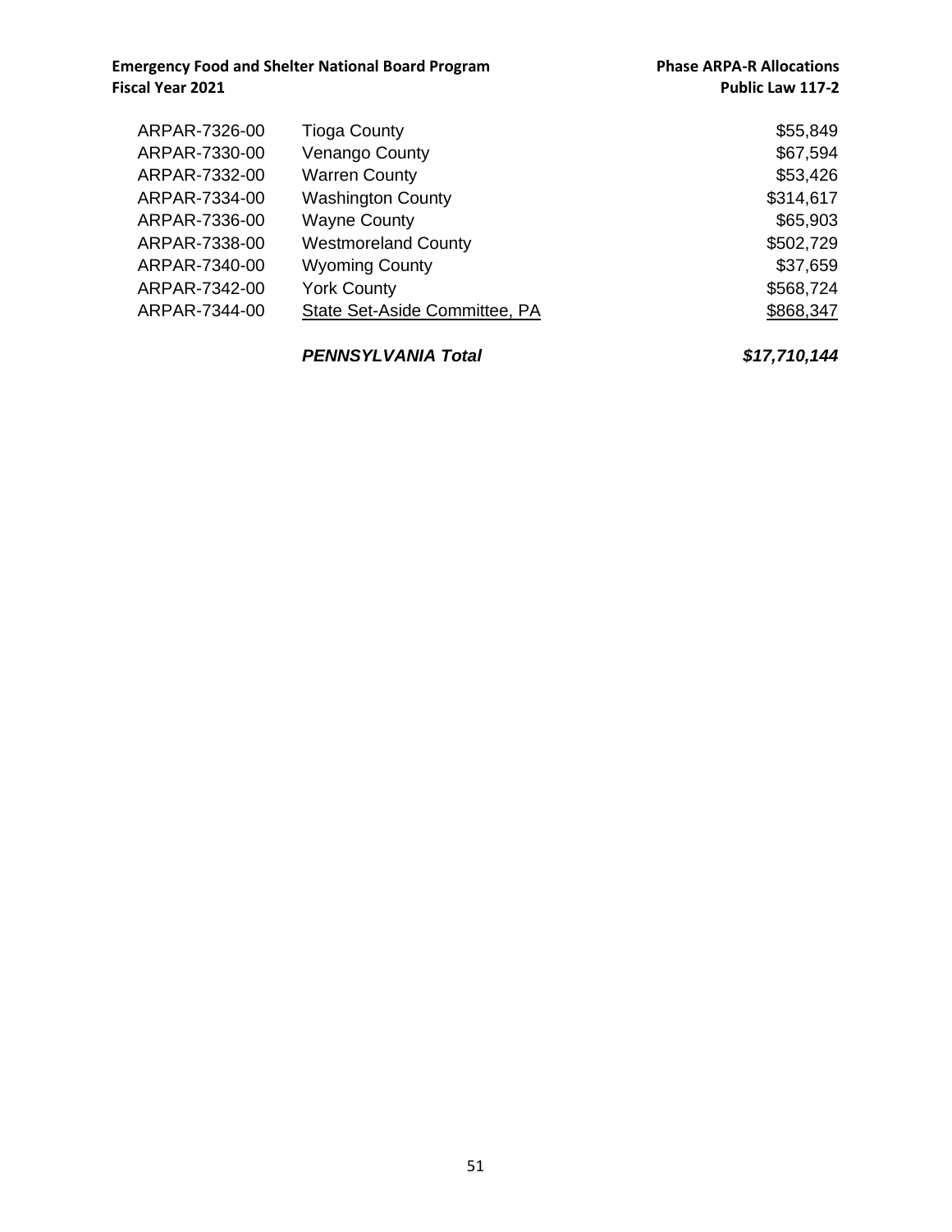| | | |
|---|---|---|
| ARPAR-7326-00 | Tioga County | $55,849 |
| ARPAR-7330-00 | Venango County | $67,594 |
| ARPAR-7332-00 | Warren County | $53,426 |
| ARPAR-7334-00 | Washington County | $314,617 |
| ARPAR-7336-00 | Wayne County | $65,903 |
| ARPAR-7338-00 | Westmoreland County | $502,729 |
| ARPAR-7340-00 | Wyoming County | $37,659 |
| ARPAR-7342-00 | York County | $568,724 |
| ARPAR-7344-00 | State Set-Aside Committee, PA | $868,347 |
| | ***PENNSYLVANIA Total*** | ***$17,710,144*** |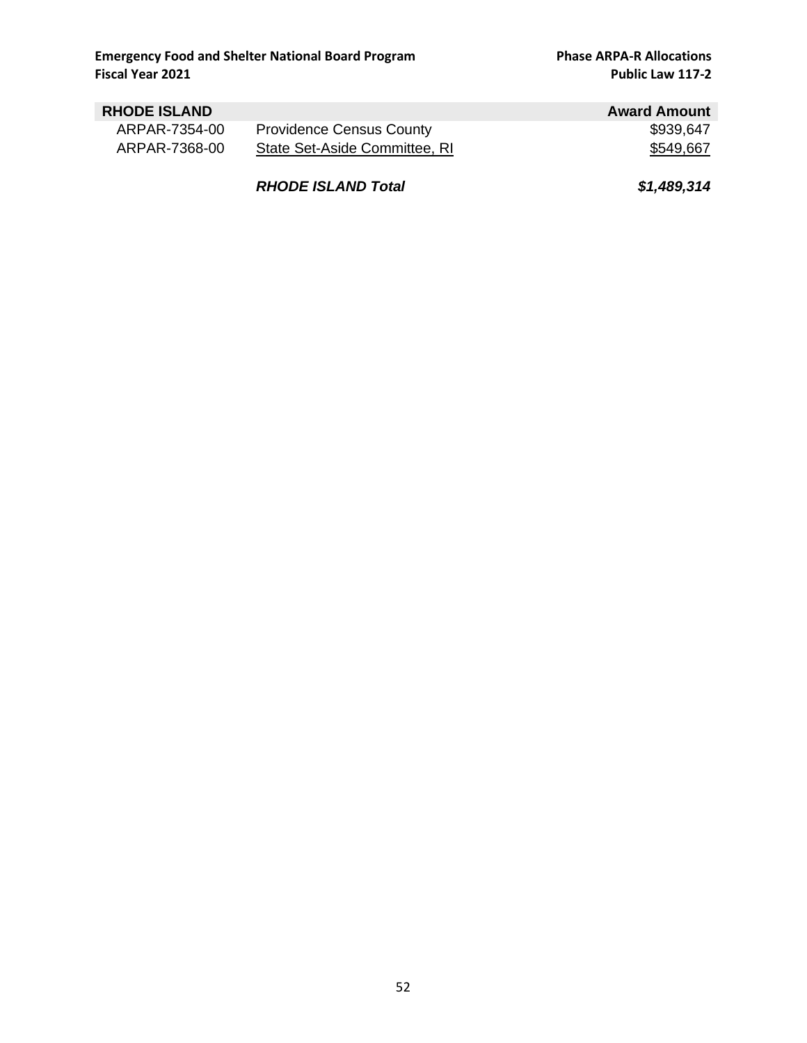| RHODE ISLAND | | Award Amount |
|---|---|---|
| ARPAR-7354-00 | Providence Census County | \$939,647 |
| ARPAR-7368-00 | State Set-Aside Committee, RI | \$549,667 |
| | ***RHODE ISLAND Total*** | ***\$1,489,314*** |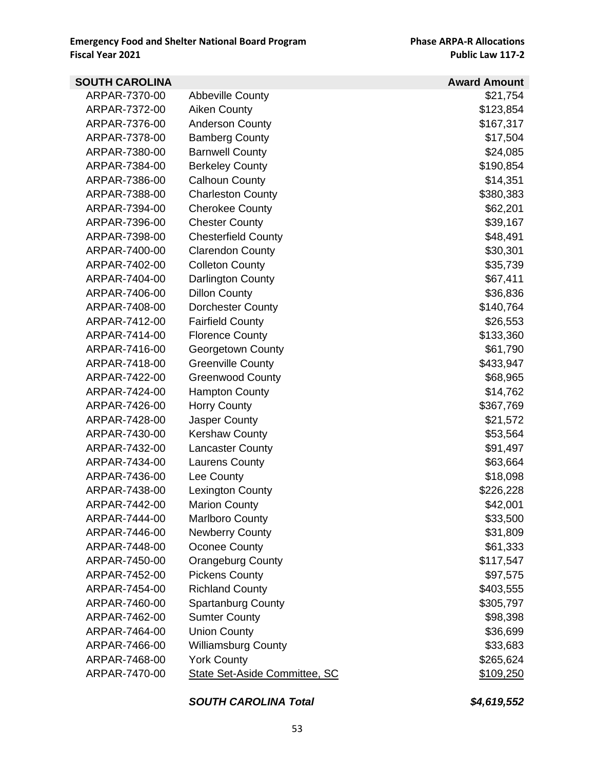**Emergency Food and Shelter National Board Program**
**Fiscal Year 2021**

**Phase ARPA-R Allocations**
**Public Law 117-2**

| SOUTH CAROLINA | | Award Amount |
|---|---|---|
| ARPAR-7370-00 | Abbeville County | $21,754 |
| ARPAR-7372-00 | Aiken County | $123,854 |
| ARPAR-7376-00 | Anderson County | $167,317 |
| ARPAR-7378-00 | Bamberg County | $17,504 |
| ARPAR-7380-00 | Barnwell County | $24,085 |
| ARPAR-7384-00 | Berkeley County | $190,854 |
| ARPAR-7386-00 | Calhoun County | $14,351 |
| ARPAR-7388-00 | Charleston County | $380,383 |
| ARPAR-7394-00 | Cherokee County | $62,201 |
| ARPAR-7396-00 | Chester County | $39,167 |
| ARPAR-7398-00 | Chesterfield County | $48,491 |
| ARPAR-7400-00 | Clarendon County | $30,301 |
| ARPAR-7402-00 | Colleton County | $35,739 |
| ARPAR-7404-00 | Darlington County | $67,411 |
| ARPAR-7406-00 | Dillon County | $36,836 |
| ARPAR-7408-00 | Dorchester County | $140,764 |
| ARPAR-7412-00 | Fairfield County | $26,553 |
| ARPAR-7414-00 | Florence County | $133,360 |
| ARPAR-7416-00 | Georgetown County | $61,790 |
| ARPAR-7418-00 | Greenville County | $433,947 |
| ARPAR-7422-00 | Greenwood County | $68,965 |
| ARPAR-7424-00 | Hampton County | $14,762 |
| ARPAR-7426-00 | Horry County | $367,769 |
| ARPAR-7428-00 | Jasper County | $21,572 |
| ARPAR-7430-00 | Kershaw County | $53,564 |
| ARPAR-7432-00 | Lancaster County | $91,497 |
| ARPAR-7434-00 | Laurens County | $63,664 |
| ARPAR-7436-00 | Lee County | $18,098 |
| ARPAR-7438-00 | Lexington County | $226,228 |
| ARPAR-7442-00 | Marion County | $42,001 |
| ARPAR-7444-00 | Marlboro County | $33,500 |
| ARPAR-7446-00 | Newberry County | $31,809 |
| ARPAR-7448-00 | Oconee County | $61,333 |
| ARPAR-7450-00 | Orangeburg County | $117,547 |
| ARPAR-7452-00 | Pickens County | $97,575 |
| ARPAR-7454-00 | Richland County | $403,555 |
| ARPAR-7460-00 | Spartanburg County | $305,797 |
| ARPAR-7462-00 | Sumter County | $98,398 |
| ARPAR-7464-00 | Union County | $36,699 |
| ARPAR-7466-00 | Williamsburg County | $33,683 |
| ARPAR-7468-00 | York County | $265,624 |
| ARPAR-7470-00 | State Set-Aside Committee, SC | $109,250 |
| | ***SOUTH CAROLINA Total*** | ***$4,619,552*** |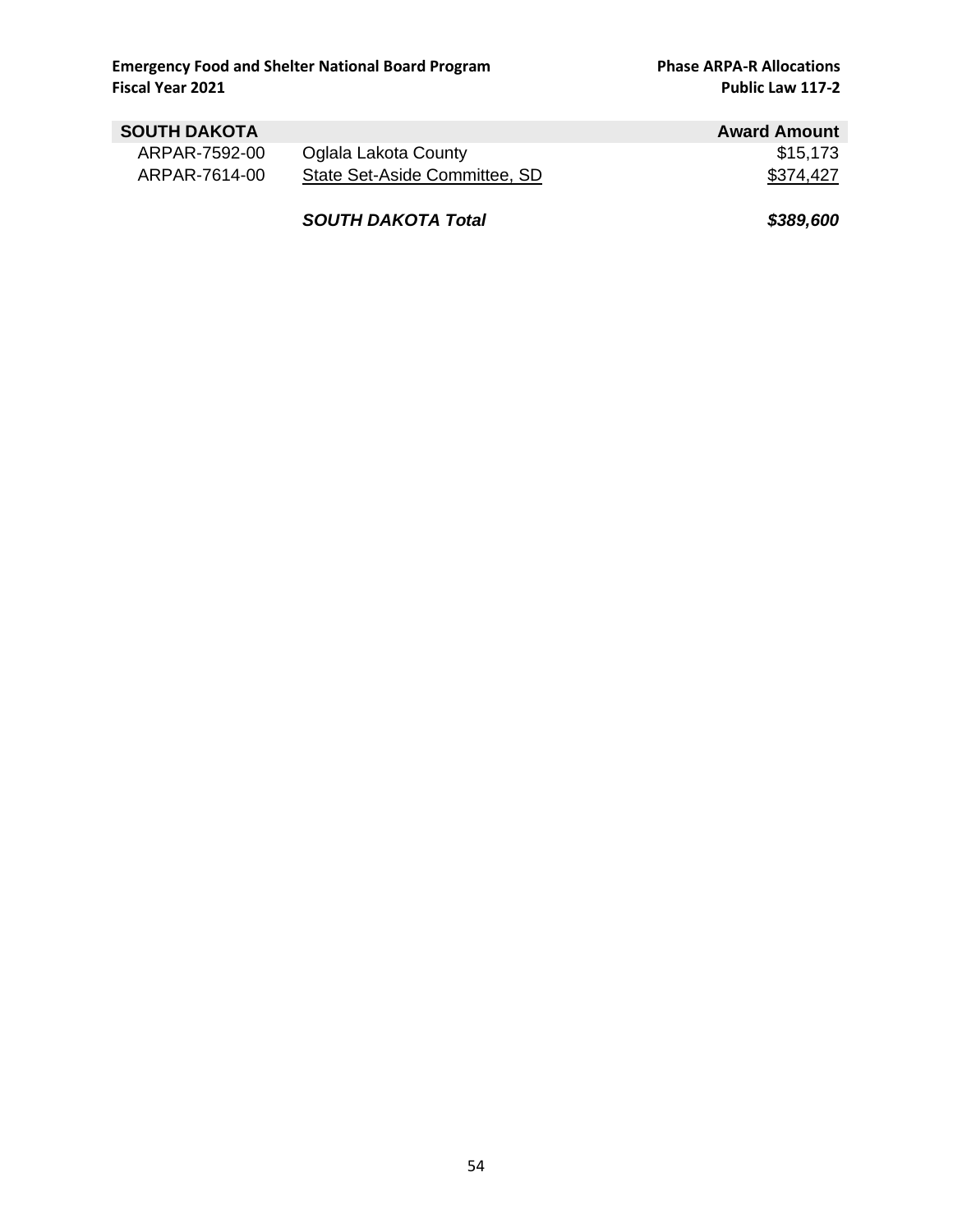| SOUTH DAKOTA | | Award Amount |
|---|---|---|
| ARPAR-7592-00 | Oglala Lakota County | $15,173 |
| ARPAR-7614-00 | State Set-Aside Committee, SD | $374,427 |
| | ***SOUTH DAKOTA Total*** | ***$389,600*** |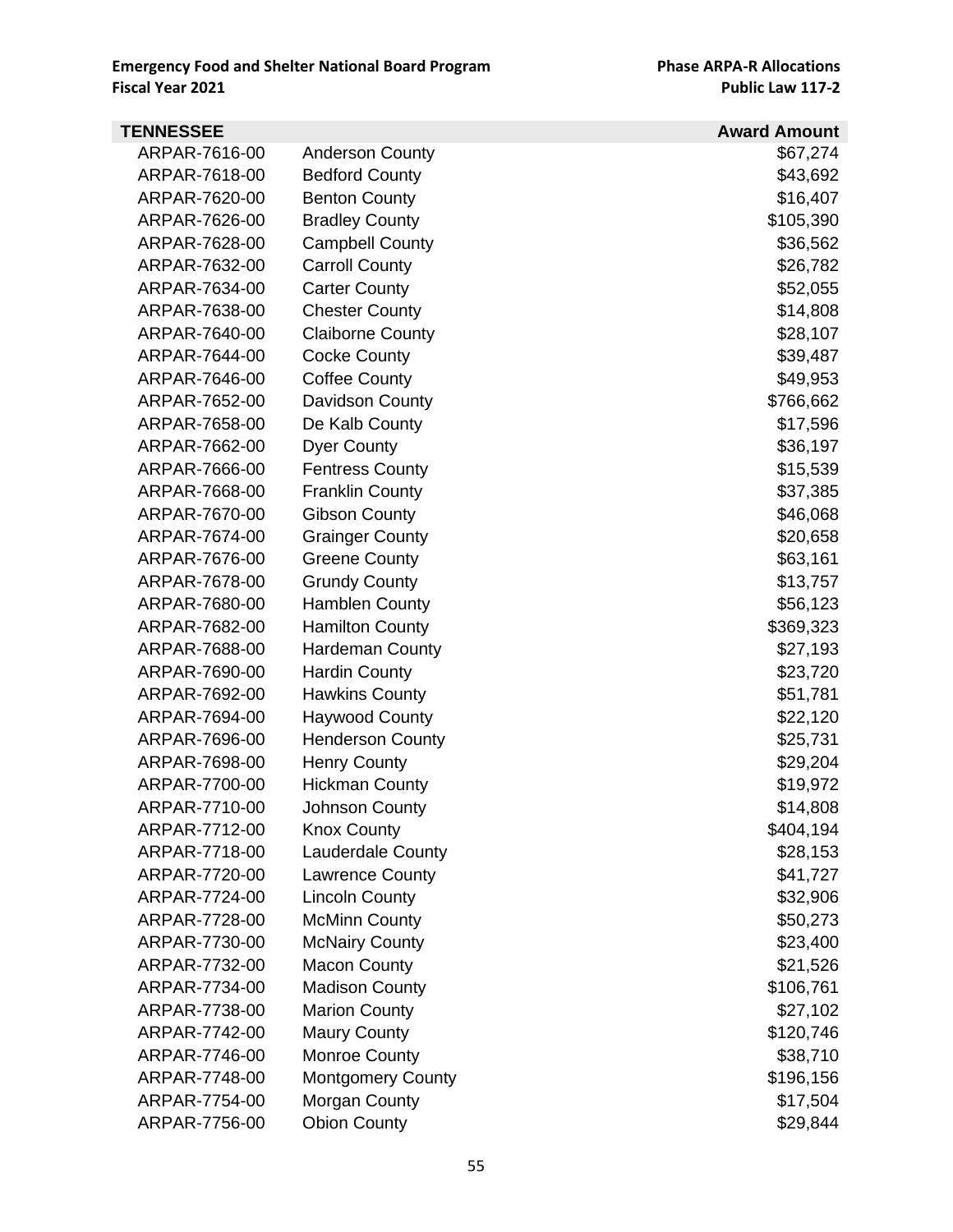| TENNESSEE | | Award Amount |
|---|---|---|
| ARPAR-7616-00 | Anderson County | $67,274 |
| ARPAR-7618-00 | Bedford County | $43,692 |
| ARPAR-7620-00 | Benton County | $16,407 |
| ARPAR-7626-00 | Bradley County | $105,390 |
| ARPAR-7628-00 | Campbell County | $36,562 |
| ARPAR-7632-00 | Carroll County | $26,782 |
| ARPAR-7634-00 | Carter County | $52,055 |
| ARPAR-7638-00 | Chester County | $14,808 |
| ARPAR-7640-00 | Claiborne County | $28,107 |
| ARPAR-7644-00 | Cocke County | $39,487 |
| ARPAR-7646-00 | Coffee County | $49,953 |
| ARPAR-7652-00 | Davidson County | $766,662 |
| ARPAR-7658-00 | De Kalb County | $17,596 |
| ARPAR-7662-00 | Dyer County | $36,197 |
| ARPAR-7666-00 | Fentress County | $15,539 |
| ARPAR-7668-00 | Franklin County | $37,385 |
| ARPAR-7670-00 | Gibson County | $46,068 |
| ARPAR-7674-00 | Grainger County | $20,658 |
| ARPAR-7676-00 | Greene County | $63,161 |
| ARPAR-7678-00 | Grundy County | $13,757 |
| ARPAR-7680-00 | Hamblen County | $56,123 |
| ARPAR-7682-00 | Hamilton County | $369,323 |
| ARPAR-7688-00 | Hardeman County | $27,193 |
| ARPAR-7690-00 | Hardin County | $23,720 |
| ARPAR-7692-00 | Hawkins County | $51,781 |
| ARPAR-7694-00 | Haywood County | $22,120 |
| ARPAR-7696-00 | Henderson County | $25,731 |
| ARPAR-7698-00 | Henry County | $29,204 |
| ARPAR-7700-00 | Hickman County | $19,972 |
| ARPAR-7710-00 | Johnson County | $14,808 |
| ARPAR-7712-00 | Knox County | $404,194 |
| ARPAR-7718-00 | Lauderdale County | $28,153 |
| ARPAR-7720-00 | Lawrence County | $41,727 |
| ARPAR-7724-00 | Lincoln County | $32,906 |
| ARPAR-7728-00 | McMinn County | $50,273 |
| ARPAR-7730-00 | McNairy County | $23,400 |
| ARPAR-7732-00 | Macon County | $21,526 |
| ARPAR-7734-00 | Madison County | $106,761 |
| ARPAR-7738-00 | Marion County | $27,102 |
| ARPAR-7742-00 | Maury County | $120,746 |
| ARPAR-7746-00 | Monroe County | $38,710 |
| ARPAR-7748-00 | Montgomery County | $196,156 |
| ARPAR-7754-00 | Morgan County | $17,504 |
| ARPAR-7756-00 | Obion County | $29,844 |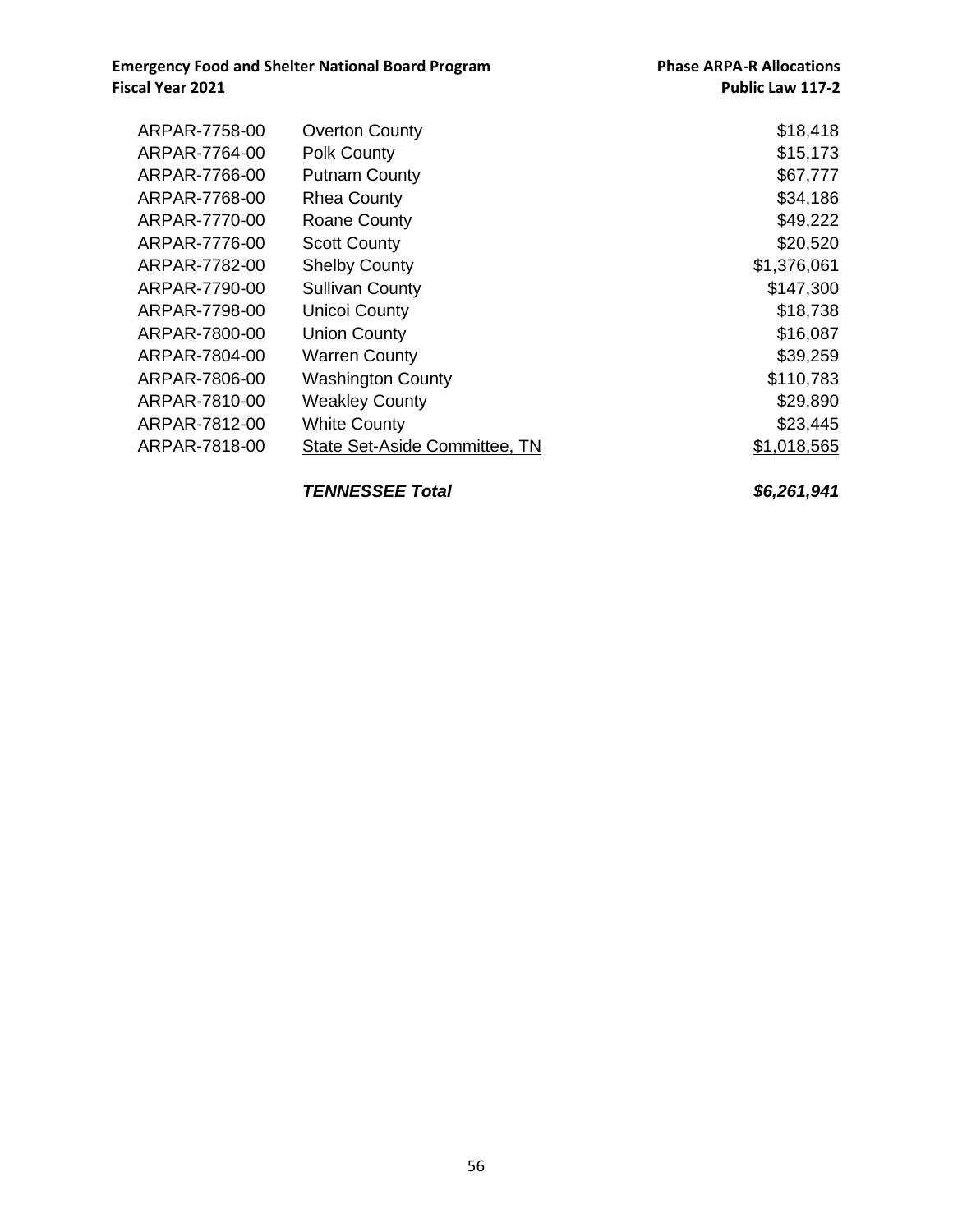| | | |
|---|---|---|
| ARPAR-7758-00 | Overton County | $18,418 |
| ARPAR-7764-00 | Polk County | $15,173 |
| ARPAR-7766-00 | Putnam County | $67,777 |
| ARPAR-7768-00 | Rhea County | $34,186 |
| ARPAR-7770-00 | Roane County | $49,222 |
| ARPAR-7776-00 | Scott County | $20,520 |
| ARPAR-7782-00 | Shelby County | $1,376,061 |
| ARPAR-7790-00 | Sullivan County | $147,300 |
| ARPAR-7798-00 | Unicoi County | $18,738 |
| ARPAR-7800-00 | Union County | $16,087 |
| ARPAR-7804-00 | Warren County | $39,259 |
| ARPAR-7806-00 | Washington County | $110,783 |
| ARPAR-7810-00 | Weakley County | $29,890 |
| ARPAR-7812-00 | White County | $23,445 |
| ARPAR-7818-00 | State Set-Aside Committee, TN | $1,018,565 |
| | ***TENNESSEE Total*** | ***$6,261,941*** |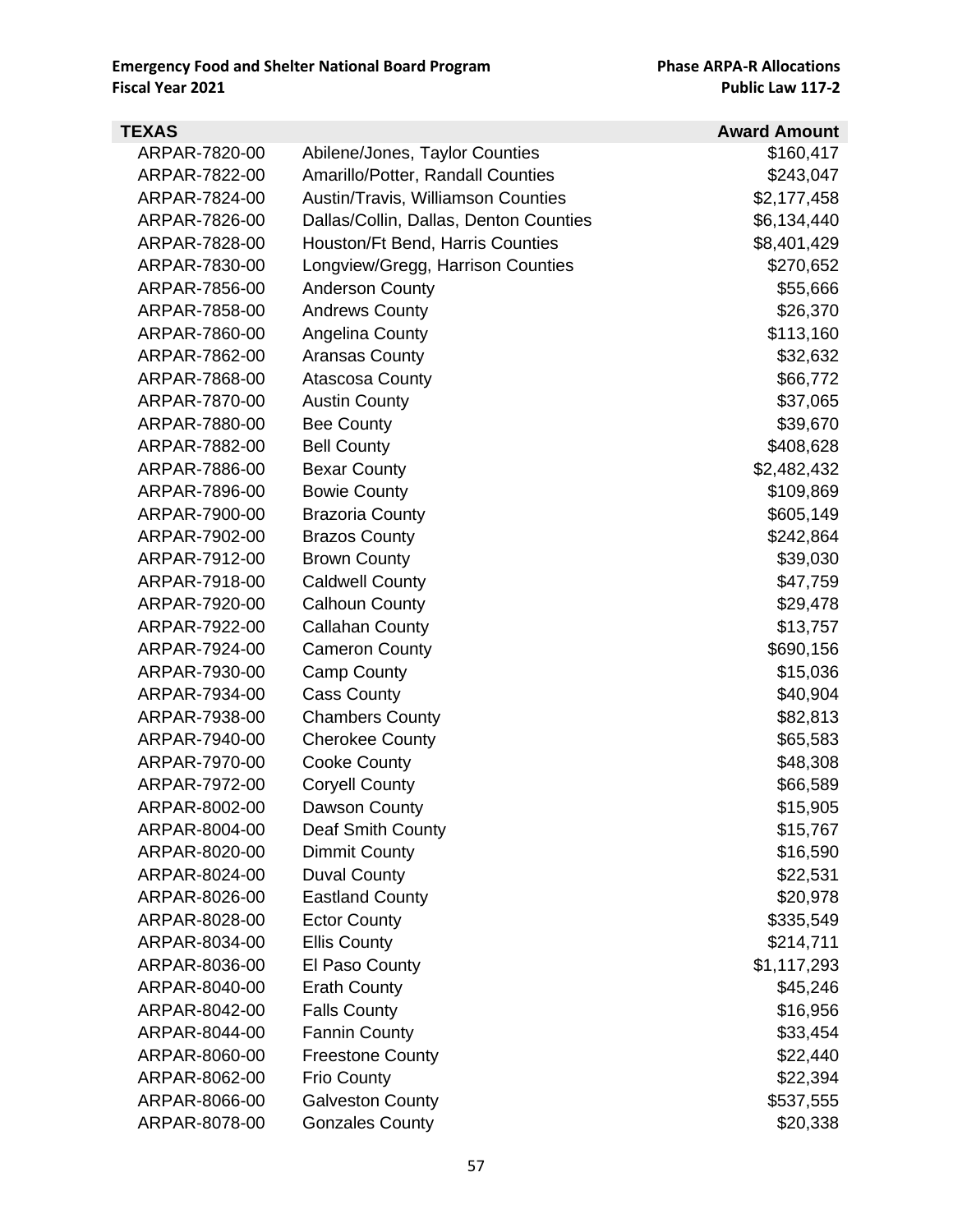| TEXAS | | Award Amount |
|---|---|---|
| ARPAR-7820-00 | Abilene/Jones, Taylor Counties | $160,417 |
| ARPAR-7822-00 | Amarillo/Potter, Randall Counties | $243,047 |
| ARPAR-7824-00 | Austin/Travis, Williamson Counties | $2,177,458 |
| ARPAR-7826-00 | Dallas/Collin, Dallas, Denton Counties | $6,134,440 |
| ARPAR-7828-00 | Houston/Ft Bend, Harris Counties | $8,401,429 |
| ARPAR-7830-00 | Longview/Gregg, Harrison Counties | $270,652 |
| ARPAR-7856-00 | Anderson County | $55,666 |
| ARPAR-7858-00 | Andrews County | $26,370 |
| ARPAR-7860-00 | Angelina County | $113,160 |
| ARPAR-7862-00 | Aransas County | $32,632 |
| ARPAR-7868-00 | Atascosa County | $66,772 |
| ARPAR-7870-00 | Austin County | $37,065 |
| ARPAR-7880-00 | Bee County | $39,670 |
| ARPAR-7882-00 | Bell County | $408,628 |
| ARPAR-7886-00 | Bexar County | $2,482,432 |
| ARPAR-7896-00 | Bowie County | $109,869 |
| ARPAR-7900-00 | Brazoria County | $605,149 |
| ARPAR-7902-00 | Brazos County | $242,864 |
| ARPAR-7912-00 | Brown County | $39,030 |
| ARPAR-7918-00 | Caldwell County | $47,759 |
| ARPAR-7920-00 | Calhoun County | $29,478 |
| ARPAR-7922-00 | Callahan County | $13,757 |
| ARPAR-7924-00 | Cameron County | $690,156 |
| ARPAR-7930-00 | Camp County | $15,036 |
| ARPAR-7934-00 | Cass County | $40,904 |
| ARPAR-7938-00 | Chambers County | $82,813 |
| ARPAR-7940-00 | Cherokee County | $65,583 |
| ARPAR-7970-00 | Cooke County | $48,308 |
| ARPAR-7972-00 | Coryell County | $66,589 |
| ARPAR-8002-00 | Dawson County | $15,905 |
| ARPAR-8004-00 | Deaf Smith County | $15,767 |
| ARPAR-8020-00 | Dimmit County | $16,590 |
| ARPAR-8024-00 | Duval County | $22,531 |
| ARPAR-8026-00 | Eastland County | $20,978 |
| ARPAR-8028-00 | Ector County | $335,549 |
| ARPAR-8034-00 | Ellis County | $214,711 |
| ARPAR-8036-00 | El Paso County | $1,117,293 |
| ARPAR-8040-00 | Erath County | $45,246 |
| ARPAR-8042-00 | Falls County | $16,956 |
| ARPAR-8044-00 | Fannin County | $33,454 |
| ARPAR-8060-00 | Freestone County | $22,440 |
| ARPAR-8062-00 | Frio County | $22,394 |
| ARPAR-8066-00 | Galveston County | $537,555 |
| ARPAR-8078-00 | Gonzales County | $20,338 |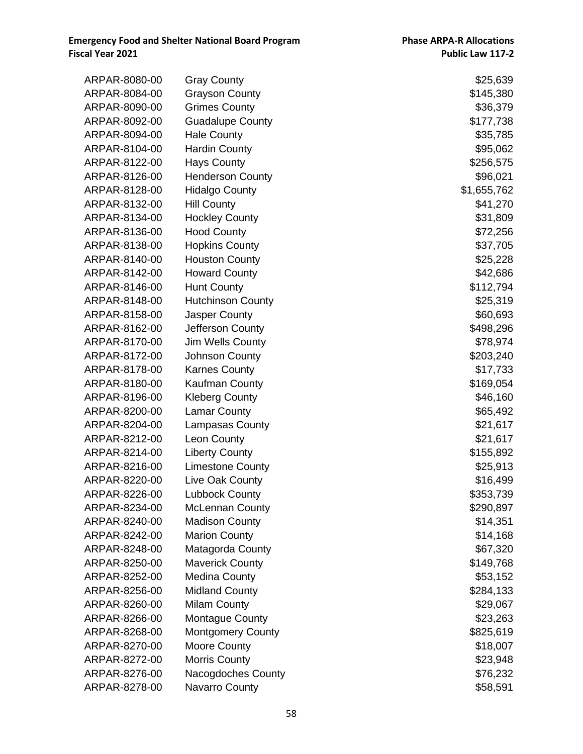| | | |
|---|---|---|
| ARPAR-8080-00 | Gray County | $25,639 |
| ARPAR-8084-00 | Grayson County | $145,380 |
| ARPAR-8090-00 | Grimes County | $36,379 |
| ARPAR-8092-00 | Guadalupe County | $177,738 |
| ARPAR-8094-00 | Hale County | $35,785 |
| ARPAR-8104-00 | Hardin County | $95,062 |
| ARPAR-8122-00 | Hays County | $256,575 |
| ARPAR-8126-00 | Henderson County | $96,021 |
| ARPAR-8128-00 | Hidalgo County | $1,655,762 |
| ARPAR-8132-00 | Hill County | $41,270 |
| ARPAR-8134-00 | Hockley County | $31,809 |
| ARPAR-8136-00 | Hood County | $72,256 |
| ARPAR-8138-00 | Hopkins County | $37,705 |
| ARPAR-8140-00 | Houston County | $25,228 |
| ARPAR-8142-00 | Howard County | $42,686 |
| ARPAR-8146-00 | Hunt County | $112,794 |
| ARPAR-8148-00 | Hutchinson County | $25,319 |
| ARPAR-8158-00 | Jasper County | $60,693 |
| ARPAR-8162-00 | Jefferson County | $498,296 |
| ARPAR-8170-00 | Jim Wells County | $78,974 |
| ARPAR-8172-00 | Johnson County | $203,240 |
| ARPAR-8178-00 | Karnes County | $17,733 |
| ARPAR-8180-00 | Kaufman County | $169,054 |
| ARPAR-8196-00 | Kleberg County | $46,160 |
| ARPAR-8200-00 | Lamar County | $65,492 |
| ARPAR-8204-00 | Lampasas County | $21,617 |
| ARPAR-8212-00 | Leon County | $21,617 |
| ARPAR-8214-00 | Liberty County | $155,892 |
| ARPAR-8216-00 | Limestone County | $25,913 |
| ARPAR-8220-00 | Live Oak County | $16,499 |
| ARPAR-8226-00 | Lubbock County | $353,739 |
| ARPAR-8234-00 | McLennan County | $290,897 |
| ARPAR-8240-00 | Madison County | $14,351 |
| ARPAR-8242-00 | Marion County | $14,168 |
| ARPAR-8248-00 | Matagorda County | $67,320 |
| ARPAR-8250-00 | Maverick County | $149,768 |
| ARPAR-8252-00 | Medina County | $53,152 |
| ARPAR-8256-00 | Midland County | $284,133 |
| ARPAR-8260-00 | Milam County | $29,067 |
| ARPAR-8266-00 | Montague County | $23,263 |
| ARPAR-8268-00 | Montgomery County | $825,619 |
| ARPAR-8270-00 | Moore County | $18,007 |
| ARPAR-8272-00 | Morris County | $23,948 |
| ARPAR-8276-00 | Nacogdoches County | $76,232 |
| ARPAR-8278-00 | Navarro County | $58,591 |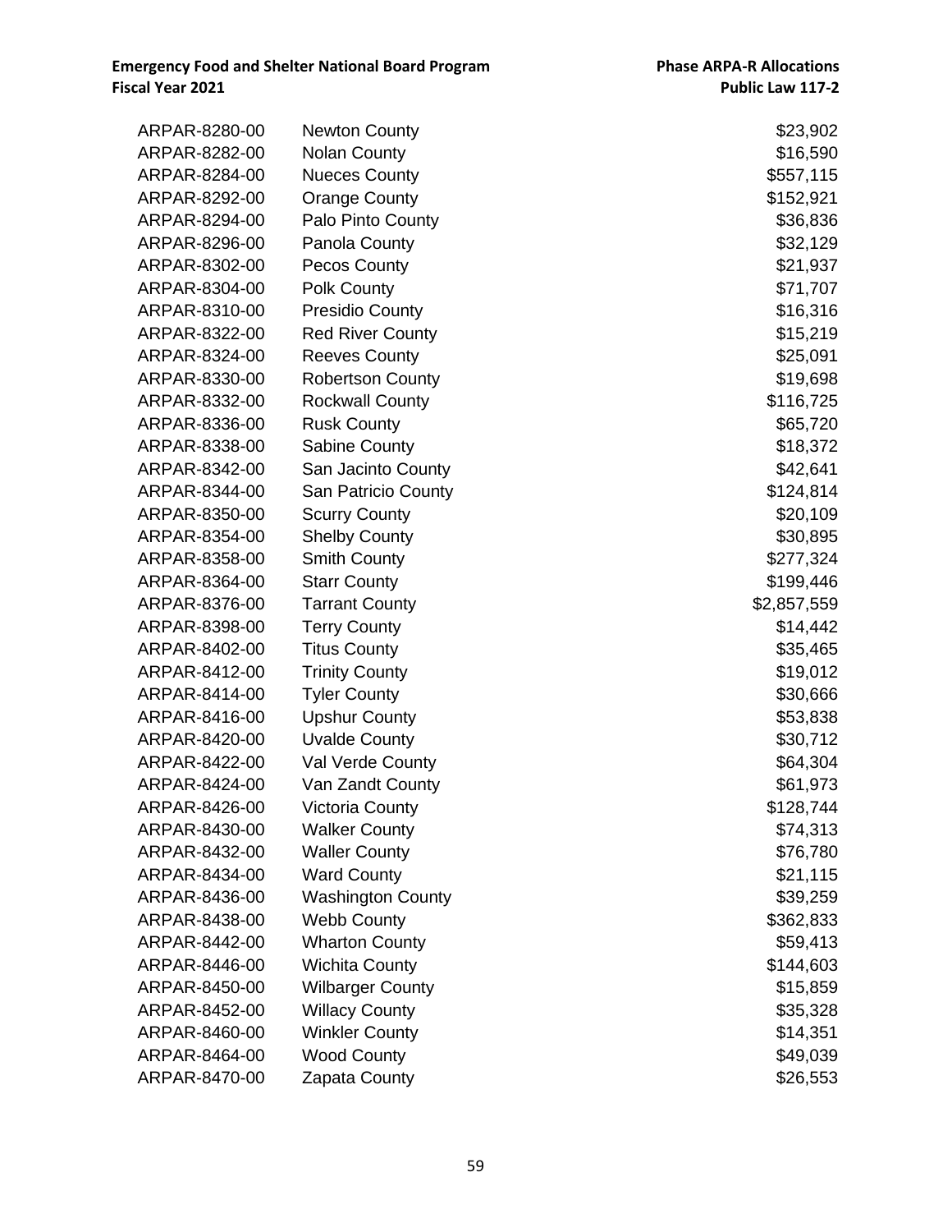| | | |
|---|---|---|
| ARPAR-8280-00 | Newton County | $23,902 |
| ARPAR-8282-00 | Nolan County | $16,590 |
| ARPAR-8284-00 | Nueces County | $557,115 |
| ARPAR-8292-00 | Orange County | $152,921 |
| ARPAR-8294-00 | Palo Pinto County | $36,836 |
| ARPAR-8296-00 | Panola County | $32,129 |
| ARPAR-8302-00 | Pecos County | $21,937 |
| ARPAR-8304-00 | Polk County | $71,707 |
| ARPAR-8310-00 | Presidio County | $16,316 |
| ARPAR-8322-00 | Red River County | $15,219 |
| ARPAR-8324-00 | Reeves County | $25,091 |
| ARPAR-8330-00 | Robertson County | $19,698 |
| ARPAR-8332-00 | Rockwall County | $116,725 |
| ARPAR-8336-00 | Rusk County | $65,720 |
| ARPAR-8338-00 | Sabine County | $18,372 |
| ARPAR-8342-00 | San Jacinto County | $42,641 |
| ARPAR-8344-00 | San Patricio County | $124,814 |
| ARPAR-8350-00 | Scurry County | $20,109 |
| ARPAR-8354-00 | Shelby County | $30,895 |
| ARPAR-8358-00 | Smith County | $277,324 |
| ARPAR-8364-00 | Starr County | $199,446 |
| ARPAR-8376-00 | Tarrant County | $2,857,559 |
| ARPAR-8398-00 | Terry County | $14,442 |
| ARPAR-8402-00 | Titus County | $35,465 |
| ARPAR-8412-00 | Trinity County | $19,012 |
| ARPAR-8414-00 | Tyler County | $30,666 |
| ARPAR-8416-00 | Upshur County | $53,838 |
| ARPAR-8420-00 | Uvalde County | $30,712 |
| ARPAR-8422-00 | Val Verde County | $64,304 |
| ARPAR-8424-00 | Van Zandt County | $61,973 |
| ARPAR-8426-00 | Victoria County | $128,744 |
| ARPAR-8430-00 | Walker County | $74,313 |
| ARPAR-8432-00 | Waller County | $76,780 |
| ARPAR-8434-00 | Ward County | $21,115 |
| ARPAR-8436-00 | Washington County | $39,259 |
| ARPAR-8438-00 | Webb County | $362,833 |
| ARPAR-8442-00 | Wharton County | $59,413 |
| ARPAR-8446-00 | Wichita County | $144,603 |
| ARPAR-8450-00 | Wilbarger County | $15,859 |
| ARPAR-8452-00 | Willacy County | $35,328 |
| ARPAR-8460-00 | Winkler County | $14,351 |
| ARPAR-8464-00 | Wood County | $49,039 |
| ARPAR-8470-00 | Zapata County | $26,553 |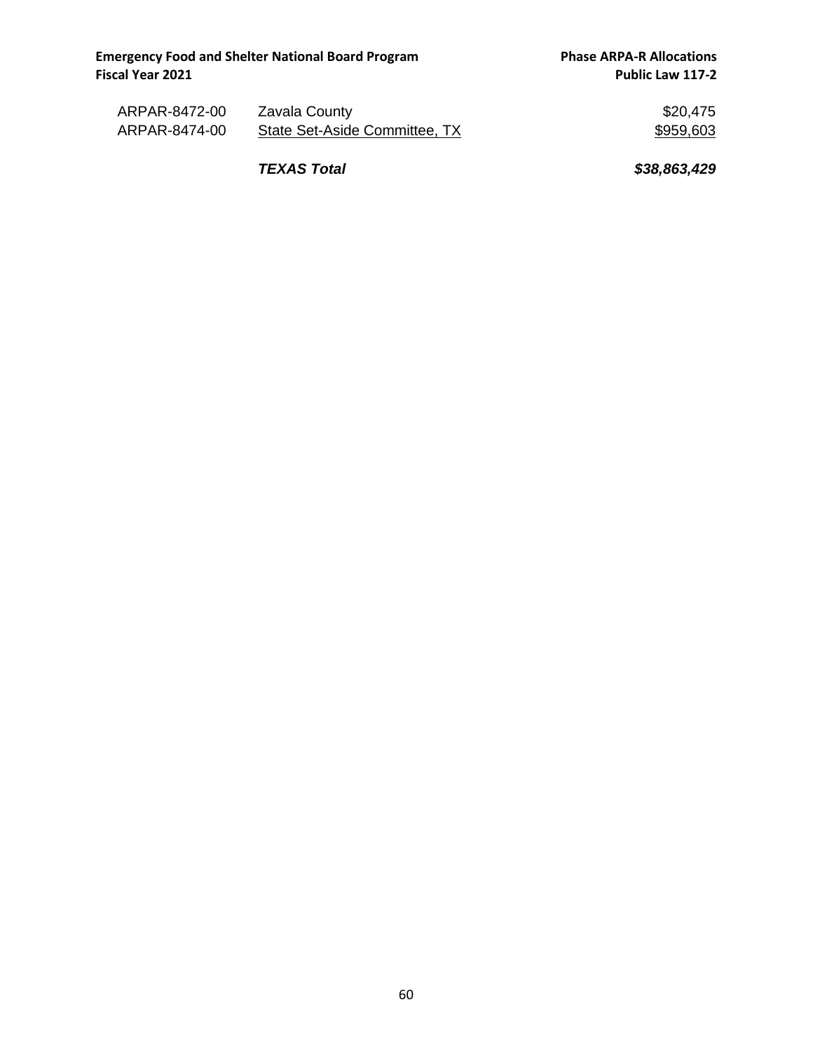| | | |
|---|---|---|
| ARPAR-8472-00 | Zavala County | $20,475 |
| ARPAR-8474-00 | State Set-Aside Committee, TX | $959,603 |
| | ***TEXAS Total*** | ***$38,863,429*** |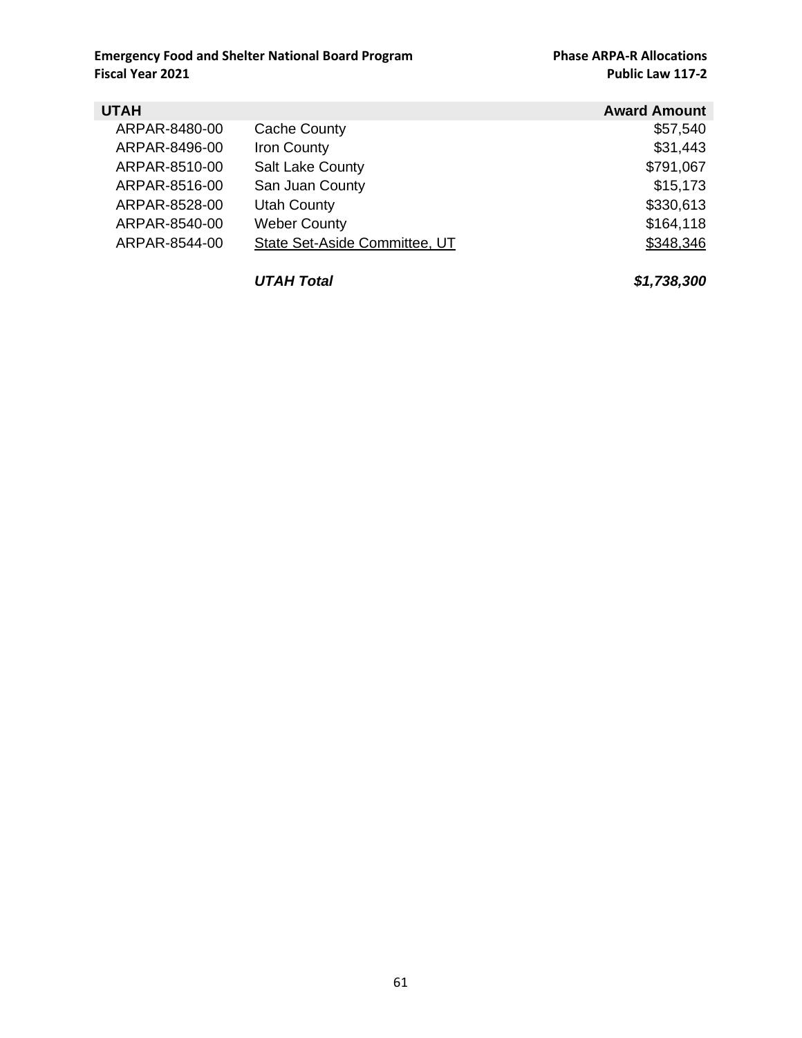**Emergency Food and Shelter National Board Program**
**Fiscal Year 2021**

**Phase ARPA-R Allocations**
**Public Law 117-2**

| UTAH | | Award Amount |
|---|---|---|
| ARPAR-8480-00 | Cache County | $57,540 |
| ARPAR-8496-00 | Iron County | $31,443 |
| ARPAR-8510-00 | Salt Lake County | $791,067 |
| ARPAR-8516-00 | San Juan County | $15,173 |
| ARPAR-8528-00 | Utah County | $330,613 |
| ARPAR-8540-00 | Weber County | $164,118 |
| ARPAR-8544-00 | State Set-Aside Committee, UT | $348,346 |
| | ***UTAH Total*** | ***$1,738,300*** |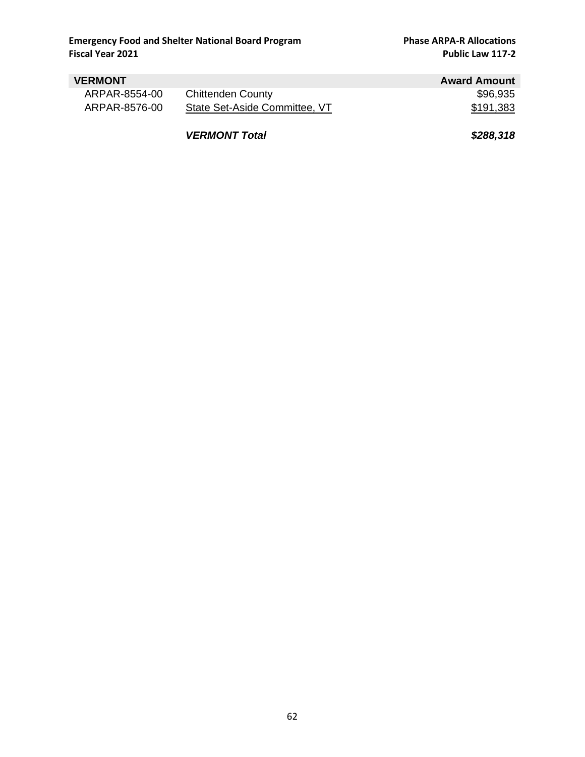| VERMONT | | Award Amount |
|---|---|---|
| ARPAR-8554-00 | Chittenden County | $96,935 |
| ARPAR-8576-00 | State Set-Aside Committee, VT | $191,383 |
| | ***VERMONT Total*** | ***$288,318*** |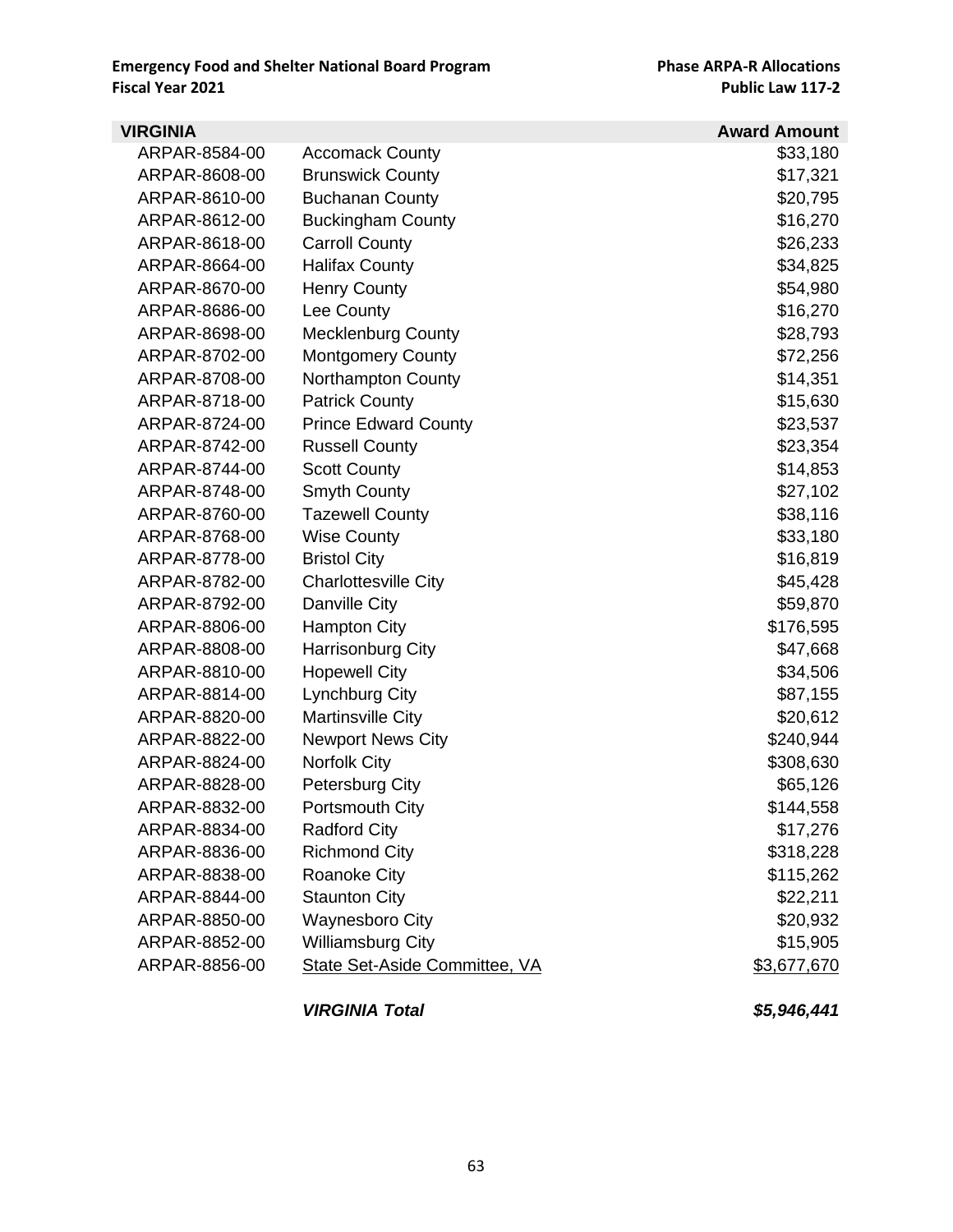| VIRGINIA | | Award Amount |
|---|---|---|
| ARPAR-8584-00 | Accomack County | $33,180 |
| ARPAR-8608-00 | Brunswick County | $17,321 |
| ARPAR-8610-00 | Buchanan County | $20,795 |
| ARPAR-8612-00 | Buckingham County | $16,270 |
| ARPAR-8618-00 | Carroll County | $26,233 |
| ARPAR-8664-00 | Halifax County | $34,825 |
| ARPAR-8670-00 | Henry County | $54,980 |
| ARPAR-8686-00 | Lee County | $16,270 |
| ARPAR-8698-00 | Mecklenburg County | $28,793 |
| ARPAR-8702-00 | Montgomery County | $72,256 |
| ARPAR-8708-00 | Northampton County | $14,351 |
| ARPAR-8718-00 | Patrick County | $15,630 |
| ARPAR-8724-00 | Prince Edward County | $23,537 |
| ARPAR-8742-00 | Russell County | $23,354 |
| ARPAR-8744-00 | Scott County | $14,853 |
| ARPAR-8748-00 | Smyth County | $27,102 |
| ARPAR-8760-00 | Tazewell County | $38,116 |
| ARPAR-8768-00 | Wise County | $33,180 |
| ARPAR-8778-00 | Bristol City | $16,819 |
| ARPAR-8782-00 | Charlottesville City | $45,428 |
| ARPAR-8792-00 | Danville City | $59,870 |
| ARPAR-8806-00 | Hampton City | $176,595 |
| ARPAR-8808-00 | Harrisonburg City | $47,668 |
| ARPAR-8810-00 | Hopewell City | $34,506 |
| ARPAR-8814-00 | Lynchburg City | $87,155 |
| ARPAR-8820-00 | Martinsville City | $20,612 |
| ARPAR-8822-00 | Newport News City | $240,944 |
| ARPAR-8824-00 | Norfolk City | $308,630 |
| ARPAR-8828-00 | Petersburg City | $65,126 |
| ARPAR-8832-00 | Portsmouth City | $144,558 |
| ARPAR-8834-00 | Radford City | $17,276 |
| ARPAR-8836-00 | Richmond City | $318,228 |
| ARPAR-8838-00 | Roanoke City | $115,262 |
| ARPAR-8844-00 | Staunton City | $22,211 |
| ARPAR-8850-00 | Waynesboro City | $20,932 |
| ARPAR-8852-00 | Williamsburg City | $15,905 |
| ARPAR-8856-00 | State Set-Aside Committee, VA | $3,677,670 |
| | ***VIRGINIA Total*** | ***$5,946,441*** |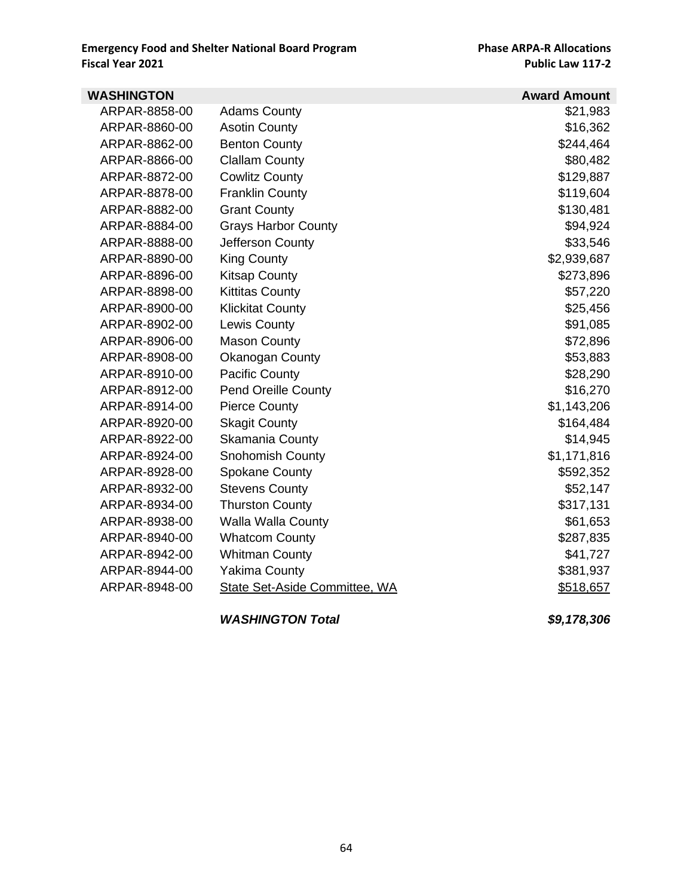| WASHINGTON | | Award Amount |
|---|---|---|
| ARPAR-8858-00 | Adams County | $21,983 |
| ARPAR-8860-00 | Asotin County | $16,362 |
| ARPAR-8862-00 | Benton County | $244,464 |
| ARPAR-8866-00 | Clallam County | $80,482 |
| ARPAR-8872-00 | Cowlitz County | $129,887 |
| ARPAR-8878-00 | Franklin County | $119,604 |
| ARPAR-8882-00 | Grant County | $130,481 |
| ARPAR-8884-00 | Grays Harbor County | $94,924 |
| ARPAR-8888-00 | Jefferson County | $33,546 |
| ARPAR-8890-00 | King County | $2,939,687 |
| ARPAR-8896-00 | Kitsap County | $273,896 |
| ARPAR-8898-00 | Kittitas County | $57,220 |
| ARPAR-8900-00 | Klickitat County | $25,456 |
| ARPAR-8902-00 | Lewis County | $91,085 |
| ARPAR-8906-00 | Mason County | $72,896 |
| ARPAR-8908-00 | Okanogan County | $53,883 |
| ARPAR-8910-00 | Pacific County | $28,290 |
| ARPAR-8912-00 | Pend Oreille County | $16,270 |
| ARPAR-8914-00 | Pierce County | $1,143,206 |
| ARPAR-8920-00 | Skagit County | $164,484 |
| ARPAR-8922-00 | Skamania County | $14,945 |
| ARPAR-8924-00 | Snohomish County | $1,171,816 |
| ARPAR-8928-00 | Spokane County | $592,352 |
| ARPAR-8932-00 | Stevens County | $52,147 |
| ARPAR-8934-00 | Thurston County | $317,131 |
| ARPAR-8938-00 | Walla Walla County | $61,653 |
| ARPAR-8940-00 | Whatcom County | $287,835 |
| ARPAR-8942-00 | Whitman County | $41,727 |
| ARPAR-8944-00 | Yakima County | $381,937 |
| ARPAR-8948-00 | State Set-Aside Committee, WA | $518,657 |
| | ***WASHINGTON Total*** | ***$9,178,306*** |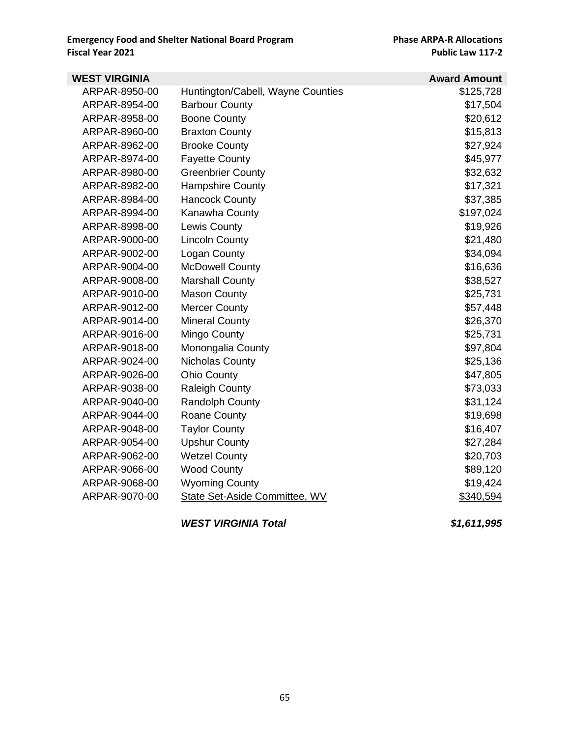| WEST VIRGINIA | | Award Amount |
|---|---|---|
| ARPAR-8950-00 | Huntington/Cabell, Wayne Counties | $125,728 |
| ARPAR-8954-00 | Barbour County | $17,504 |
| ARPAR-8958-00 | Boone County | $20,612 |
| ARPAR-8960-00 | Braxton County | $15,813 |
| ARPAR-8962-00 | Brooke County | $27,924 |
| ARPAR-8974-00 | Fayette County | $45,977 |
| ARPAR-8980-00 | Greenbrier County | $32,632 |
| ARPAR-8982-00 | Hampshire County | $17,321 |
| ARPAR-8984-00 | Hancock County | $37,385 |
| ARPAR-8994-00 | Kanawha County | $197,024 |
| ARPAR-8998-00 | Lewis County | $19,926 |
| ARPAR-9000-00 | Lincoln County | $21,480 |
| ARPAR-9002-00 | Logan County | $34,094 |
| ARPAR-9004-00 | McDowell County | $16,636 |
| ARPAR-9008-00 | Marshall County | $38,527 |
| ARPAR-9010-00 | Mason County | $25,731 |
| ARPAR-9012-00 | Mercer County | $57,448 |
| ARPAR-9014-00 | Mineral County | $26,370 |
| ARPAR-9016-00 | Mingo County | $25,731 |
| ARPAR-9018-00 | Monongalia County | $97,804 |
| ARPAR-9024-00 | Nicholas County | $25,136 |
| ARPAR-9026-00 | Ohio County | $47,805 |
| ARPAR-9038-00 | Raleigh County | $73,033 |
| ARPAR-9040-00 | Randolph County | $31,124 |
| ARPAR-9044-00 | Roane County | $19,698 |
| ARPAR-9048-00 | Taylor County | $16,407 |
| ARPAR-9054-00 | Upshur County | $27,284 |
| ARPAR-9062-00 | Wetzel County | $20,703 |
| ARPAR-9066-00 | Wood County | $89,120 |
| ARPAR-9068-00 | Wyoming County | $19,424 |
| ARPAR-9070-00 | State Set-Aside Committee, WV | $340,594 |
| | ***WEST VIRGINIA Total*** | ***$1,611,995*** |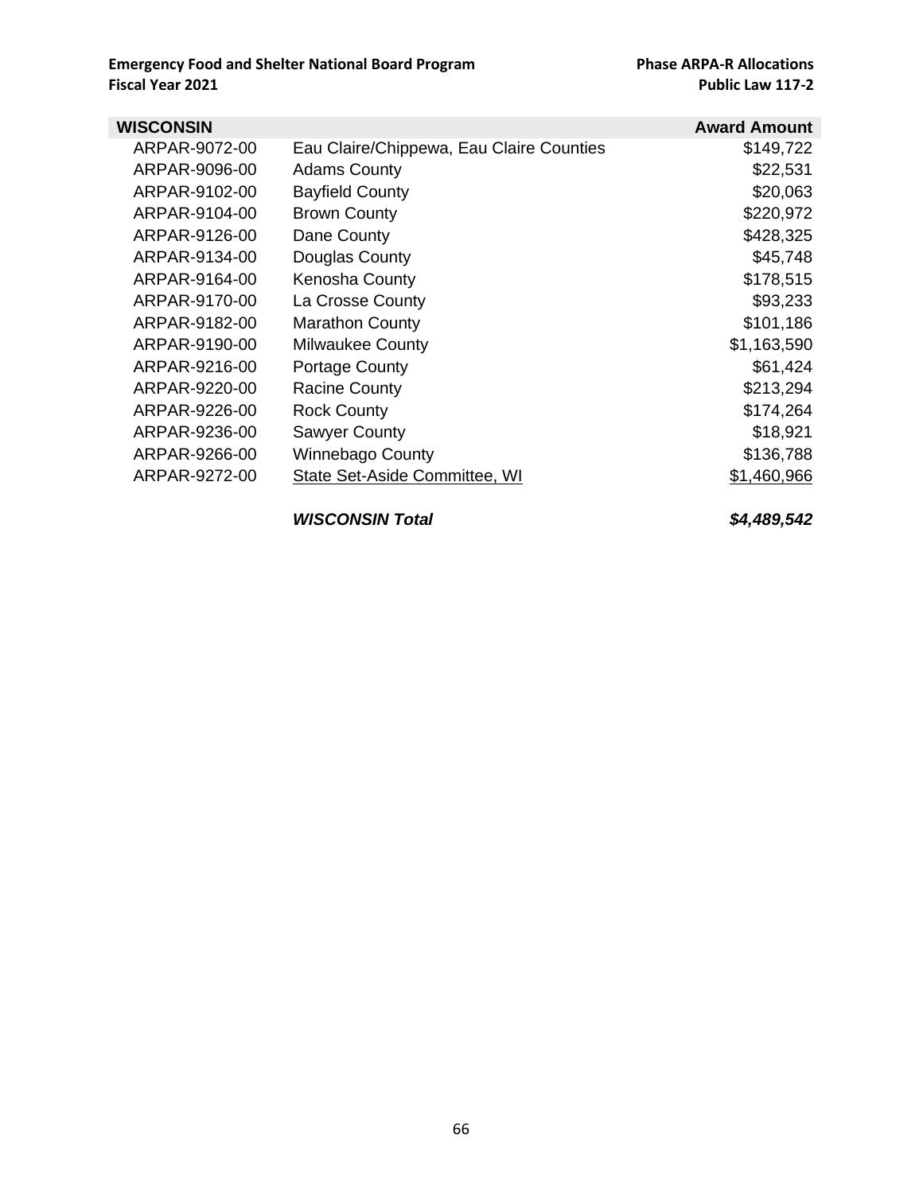| WISCONSIN | | Award Amount |
|---|---|---|
| ARPAR-9072-00 | Eau Claire/Chippewa, Eau Claire Counties | $149,722 |
| ARPAR-9096-00 | Adams County | $22,531 |
| ARPAR-9102-00 | Bayfield County | $20,063 |
| ARPAR-9104-00 | Brown County | $220,972 |
| ARPAR-9126-00 | Dane County | $428,325 |
| ARPAR-9134-00 | Douglas County | $45,748 |
| ARPAR-9164-00 | Kenosha County | $178,515 |
| ARPAR-9170-00 | La Crosse County | $93,233 |
| ARPAR-9182-00 | Marathon County | $101,186 |
| ARPAR-9190-00 | Milwaukee County | $1,163,590 |
| ARPAR-9216-00 | Portage County | $61,424 |
| ARPAR-9220-00 | Racine County | $213,294 |
| ARPAR-9226-00 | Rock County | $174,264 |
| ARPAR-9236-00 | Sawyer County | $18,921 |
| ARPAR-9266-00 | Winnebago County | $136,788 |
| ARPAR-9272-00 | State Set-Aside Committee, WI | $1,460,966 |
| | ***WISCONSIN Total*** | ***$4,489,542*** |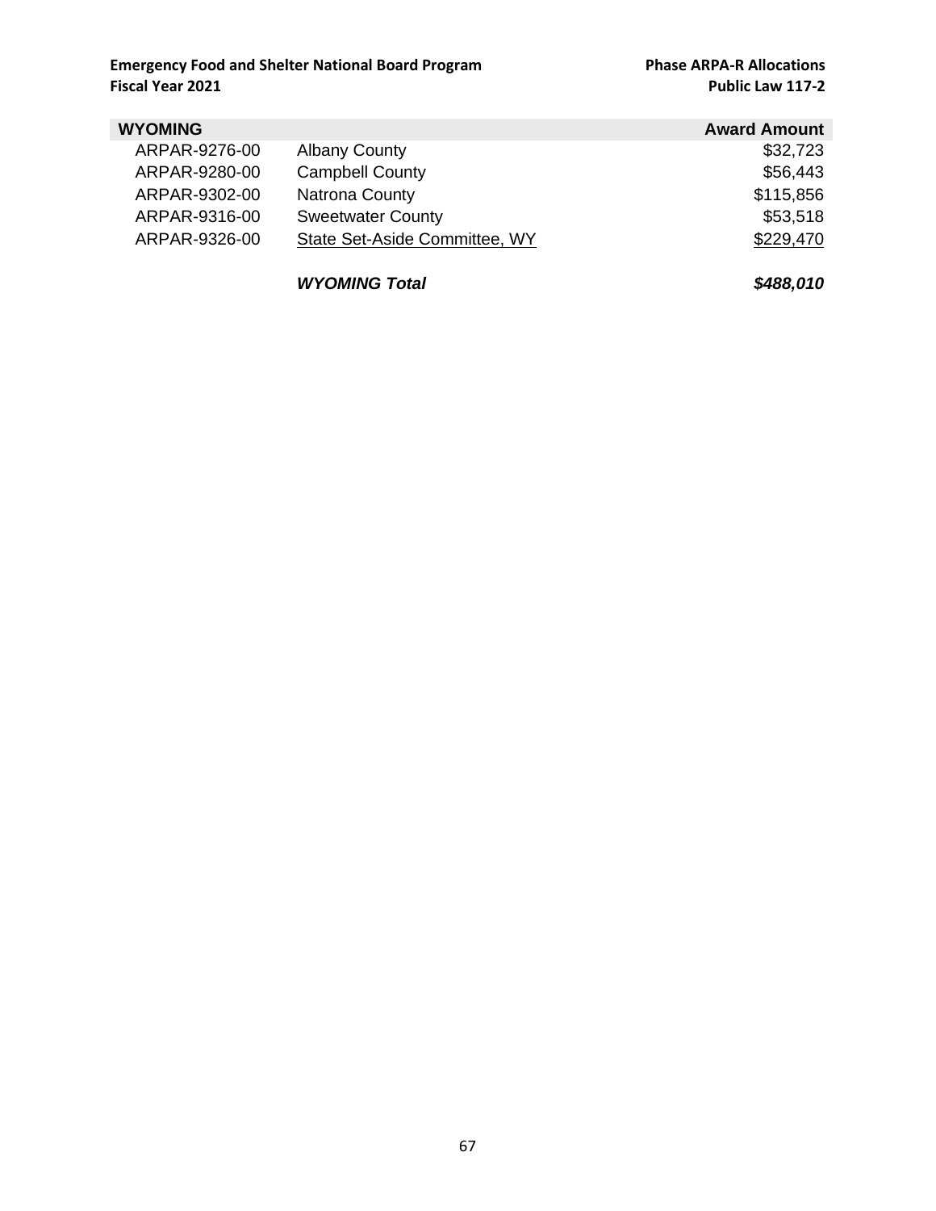| WYOMING | | Award Amount |
|---|---|---|
| ARPAR-9276-00 | Albany County | $32,723 |
| ARPAR-9280-00 | Campbell County | $56,443 |
| ARPAR-9302-00 | Natrona County | $115,856 |
| ARPAR-9316-00 | Sweetwater County | $53,518 |
| ARPAR-9326-00 | State Set-Aside Committee, WY | $229,470 |
| | ***WYOMING Total*** | ***$488,010*** |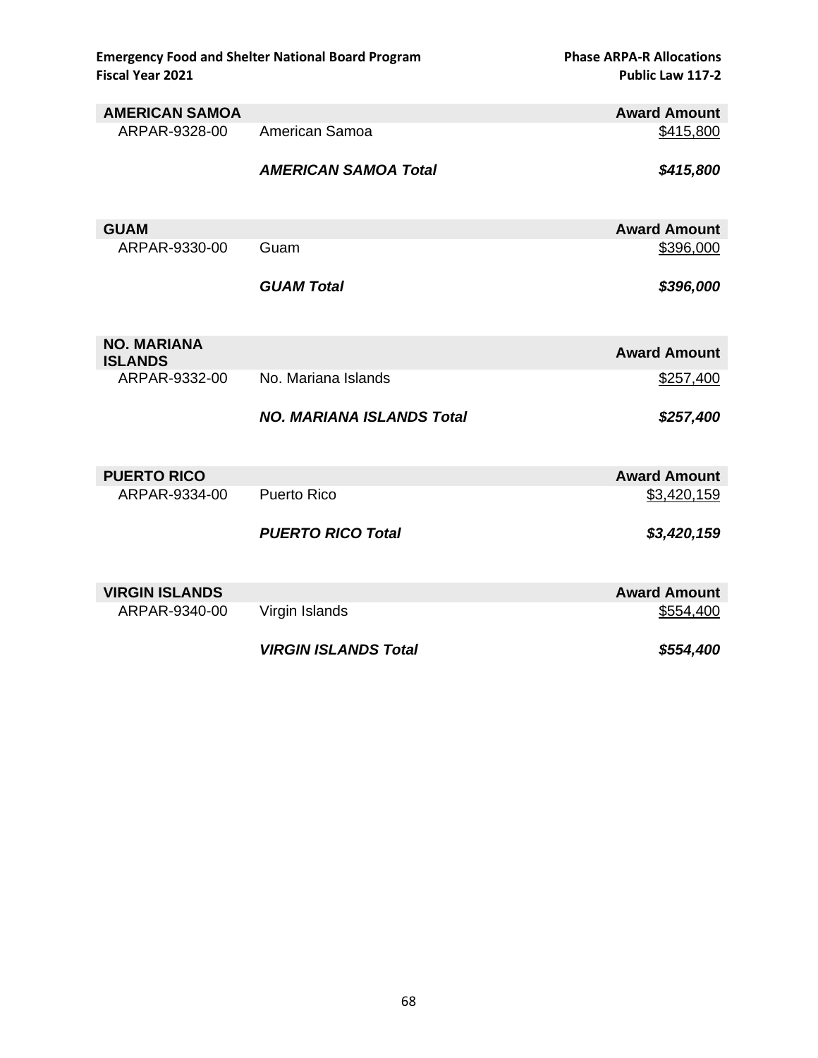| AMERICAN SAMOA | | Award Amount |
|---|---|---|
| ARPAR-9328-00 | American Samoa | $415,800 |
| | ***AMERICAN SAMOA Total*** | ***$415,800*** |

| GUAM | | Award Amount |
|---|---|---|
| ARPAR-9330-00 | Guam | $396,000 |
| | ***GUAM Total*** | ***$396,000*** |

| NO. MARIANA ISLANDS | | Award Amount |
|---|---|---|
| ARPAR-9332-00 | No. Mariana Islands | $257,400 |
| | ***NO. MARIANA ISLANDS Total*** | ***$257,400*** |

| PUERTO RICO | | Award Amount |
|---|---|---|
| ARPAR-9334-00 | Puerto Rico | $3,420,159 |
| | ***PUERTO RICO Total*** | ***$3,420,159*** |

| VIRGIN ISLANDS | | Award Amount |
|---|---|---|
| ARPAR-9340-00 | Virgin Islands | $554,400 |
| | ***VIRGIN ISLANDS Total*** | ***$554,400*** |